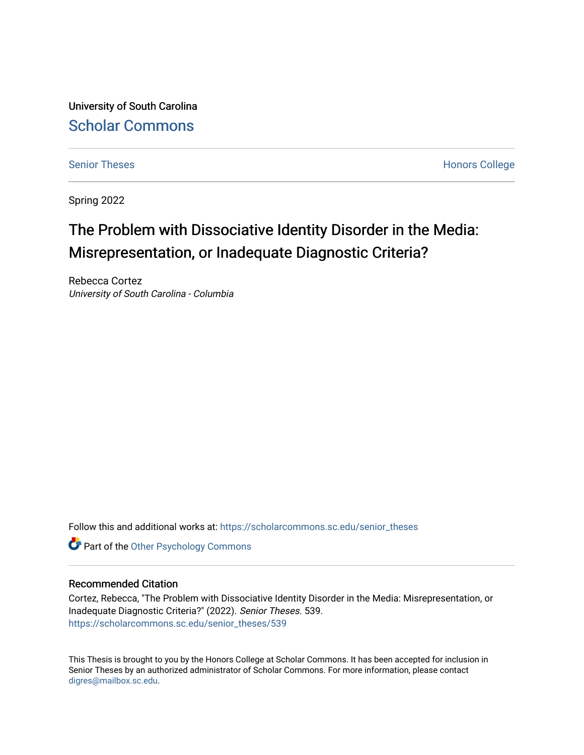University of South Carolina

Scholar Commons

Senior Theses

Honors College

Spring 2022

# The Problem with Dissociative Identity Disorder in the Media: Misrepresentation, or Inadequate Diagnostic Criteria?

Rebecca Cortez

*University of South Carolina - Columbia*

Follow this and additional works at: https://scholarcommons.sc.edu/senior_theses

Part of the Other Psychology Commons

## Recommended Citation

Cortez, Rebecca, "The Problem with Dissociative Identity Disorder in the Media: Misrepresentation, or Inadequate Diagnostic Criteria?" (2022). *Senior Theses*. 539.

https://scholarcommons.sc.edu/senior_theses/539

This Thesis is brought to you by the Honors College at Scholar Commons. It has been accepted for inclusion in Senior Theses by an authorized administrator of Scholar Commons. For more information, please contact digres@mailbox.sc.edu.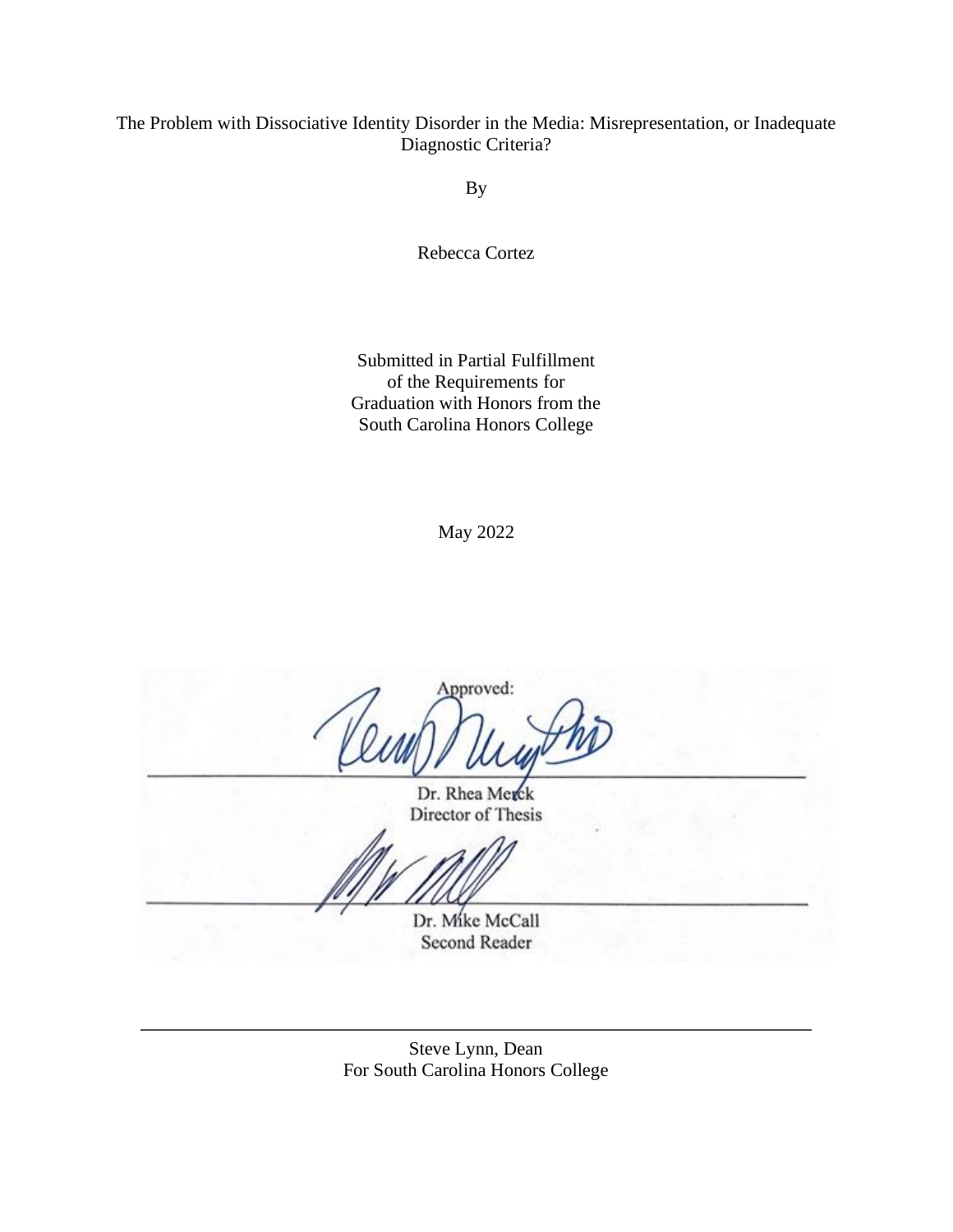The Problem with Dissociative Identity Disorder in the Media: Misrepresentation, or Inadequate Diagnostic Criteria?

By

Rebecca Cortez

Submitted in Partial Fulfillment
of the Requirements for
Graduation with Honors from the
South Carolina Honors College

May 2022

Approved:

Dr. Rhea Merck
Director of Thesis

Dr. Mike McCall
Second Reader

Steve Lynn, Dean
For South Carolina Honors College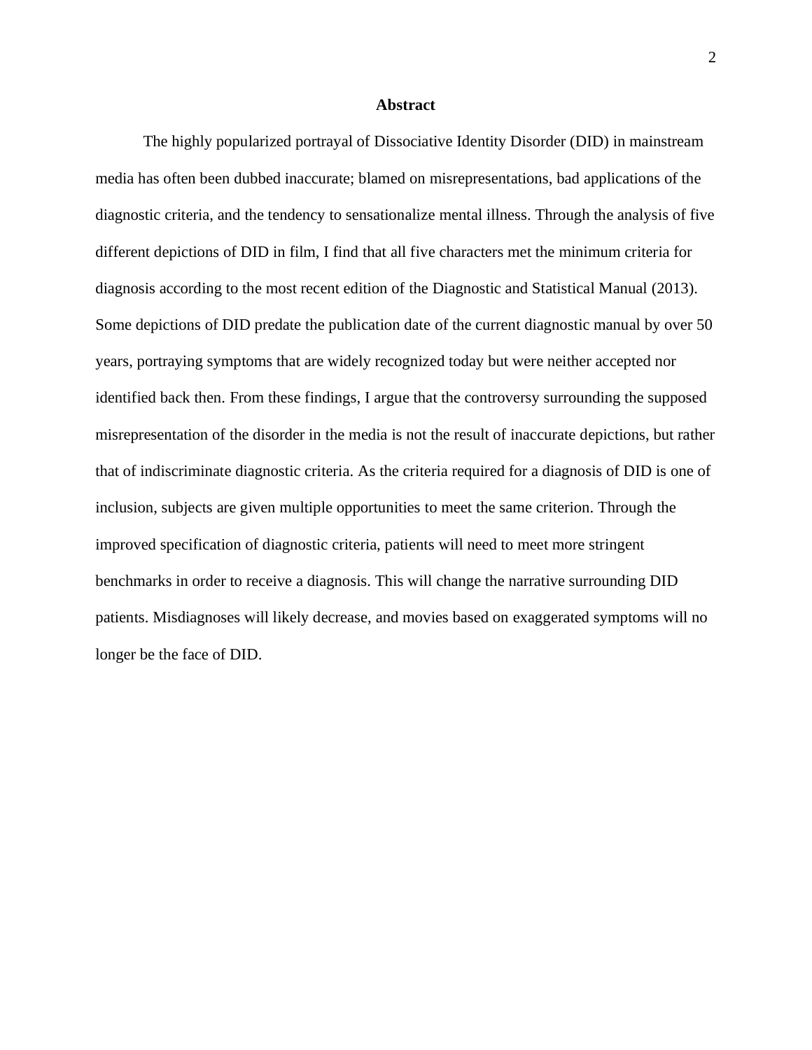## Abstract

The highly popularized portrayal of Dissociative Identity Disorder (DID) in mainstream media has often been dubbed inaccurate; blamed on misrepresentations, bad applications of the diagnostic criteria, and the tendency to sensationalize mental illness. Through the analysis of five different depictions of DID in film, I find that all five characters met the minimum criteria for diagnosis according to the most recent edition of the Diagnostic and Statistical Manual (2013). Some depictions of DID predate the publication date of the current diagnostic manual by over 50 years, portraying symptoms that are widely recognized today but were neither accepted nor identified back then. From these findings, I argue that the controversy surrounding the supposed misrepresentation of the disorder in the media is not the result of inaccurate depictions, but rather that of indiscriminate diagnostic criteria. As the criteria required for a diagnosis of DID is one of inclusion, subjects are given multiple opportunities to meet the same criterion. Through the improved specification of diagnostic criteria, patients will need to meet more stringent benchmarks in order to receive a diagnosis. This will change the narrative surrounding DID patients. Misdiagnoses will likely decrease, and movies based on exaggerated symptoms will no longer be the face of DID.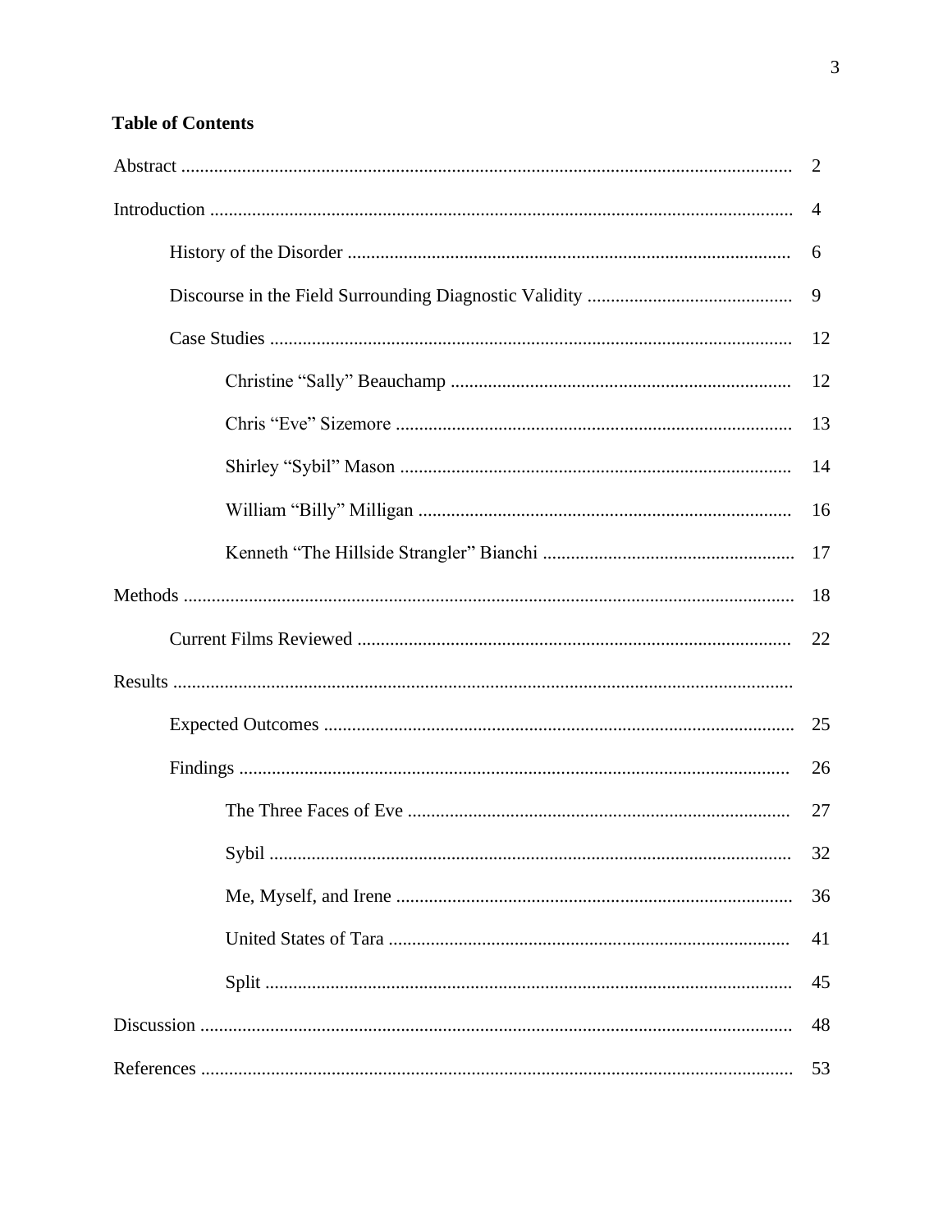**Table of Contents**

Abstract .................................................................................................................. 2

Introduction ............................................................................................................ 4

- History of the Disorder ............................................................................... 6
- Discourse in the Field Surrounding Diagnostic Validity ............................................ 9
- Case Studies ............................................................................................. 12
  - Christine "Sally" Beauchamp ......................................................................... 12
  - Chris "Eve" Sizemore ................................................................................... 13
  - Shirley "Sybil" Mason ................................................................................... 14
  - William "Billy" Milligan ............................................................................... 16
  - Kenneth "The Hillside Strangler" Bianchi ...................................................... 17

Methods .................................................................................................................. 18

- Current Films Reviewed ............................................................................... 22

Results ....................................................................................................................

- Expected Outcomes ..................................................................................... 25
- Findings ..................................................................................................... 26
  - The Three Faces of Eve ................................................................................ 27
  - Sybil ......................................................................................................... 32
  - Me, Myself, and Irene ................................................................................... 36
  - United States of Tara ................................................................................... 41
  - Split ......................................................................................................... 45

Discussion ............................................................................................................... 48

References .............................................................................................................. 53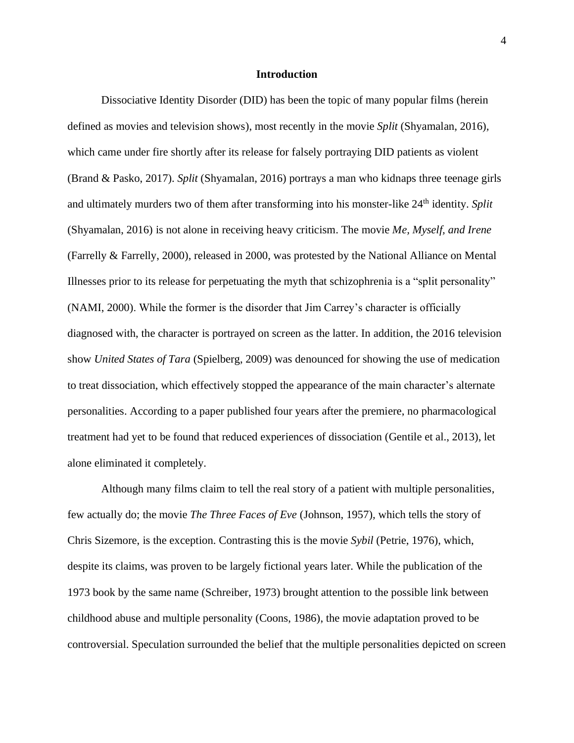# Introduction

Dissociative Identity Disorder (DID) has been the topic of many popular films (herein defined as movies and television shows), most recently in the movie *Split* (Shyamalan, 2016), which came under fire shortly after its release for falsely portraying DID patients as violent (Brand & Pasko, 2017). *Split* (Shyamalan, 2016) portrays a man who kidnaps three teenage girls and ultimately murders two of them after transforming into his monster-like 24th identity. *Split* (Shyamalan, 2016) is not alone in receiving heavy criticism. The movie *Me, Myself, and Irene* (Farrelly & Farrelly, 2000), released in 2000, was protested by the National Alliance on Mental Illnesses prior to its release for perpetuating the myth that schizophrenia is a "split personality" (NAMI, 2000). While the former is the disorder that Jim Carrey's character is officially diagnosed with, the character is portrayed on screen as the latter. In addition, the 2016 television show *United States of Tara* (Spielberg, 2009) was denounced for showing the use of medication to treat dissociation, which effectively stopped the appearance of the main character's alternate personalities. According to a paper published four years after the premiere, no pharmacological treatment had yet to be found that reduced experiences of dissociation (Gentile et al., 2013), let alone eliminated it completely.

Although many films claim to tell the real story of a patient with multiple personalities, few actually do; the movie *The Three Faces of Eve* (Johnson, 1957), which tells the story of Chris Sizemore, is the exception. Contrasting this is the movie *Sybil* (Petrie, 1976), which, despite its claims, was proven to be largely fictional years later. While the publication of the 1973 book by the same name (Schreiber, 1973) brought attention to the possible link between childhood abuse and multiple personality (Coons, 1986), the movie adaptation proved to be controversial. Speculation surrounded the belief that the multiple personalities depicted on screen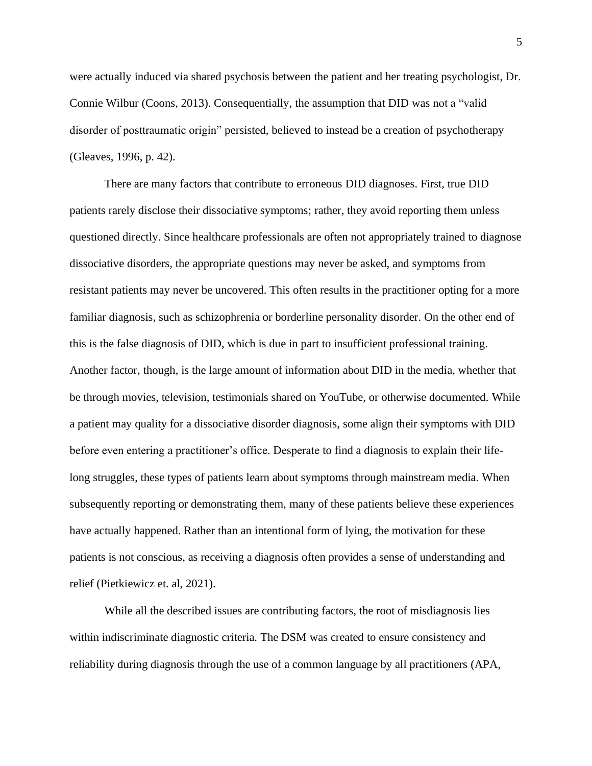were actually induced via shared psychosis between the patient and her treating psychologist, Dr. Connie Wilbur (Coons, 2013). Consequentially, the assumption that DID was not a "valid disorder of posttraumatic origin" persisted, believed to instead be a creation of psychotherapy (Gleaves, 1996, p. 42).

There are many factors that contribute to erroneous DID diagnoses. First, true DID patients rarely disclose their dissociative symptoms; rather, they avoid reporting them unless questioned directly. Since healthcare professionals are often not appropriately trained to diagnose dissociative disorders, the appropriate questions may never be asked, and symptoms from resistant patients may never be uncovered. This often results in the practitioner opting for a more familiar diagnosis, such as schizophrenia or borderline personality disorder. On the other end of this is the false diagnosis of DID, which is due in part to insufficient professional training. Another factor, though, is the large amount of information about DID in the media, whether that be through movies, television, testimonials shared on YouTube, or otherwise documented. While a patient may quality for a dissociative disorder diagnosis, some align their symptoms with DID before even entering a practitioner's office. Desperate to find a diagnosis to explain their life-long struggles, these types of patients learn about symptoms through mainstream media. When subsequently reporting or demonstrating them, many of these patients believe these experiences have actually happened. Rather than an intentional form of lying, the motivation for these patients is not conscious, as receiving a diagnosis often provides a sense of understanding and relief (Pietkiewicz et. al, 2021).

While all the described issues are contributing factors, the root of misdiagnosis lies within indiscriminate diagnostic criteria. The DSM was created to ensure consistency and reliability during diagnosis through the use of a common language by all practitioners (APA,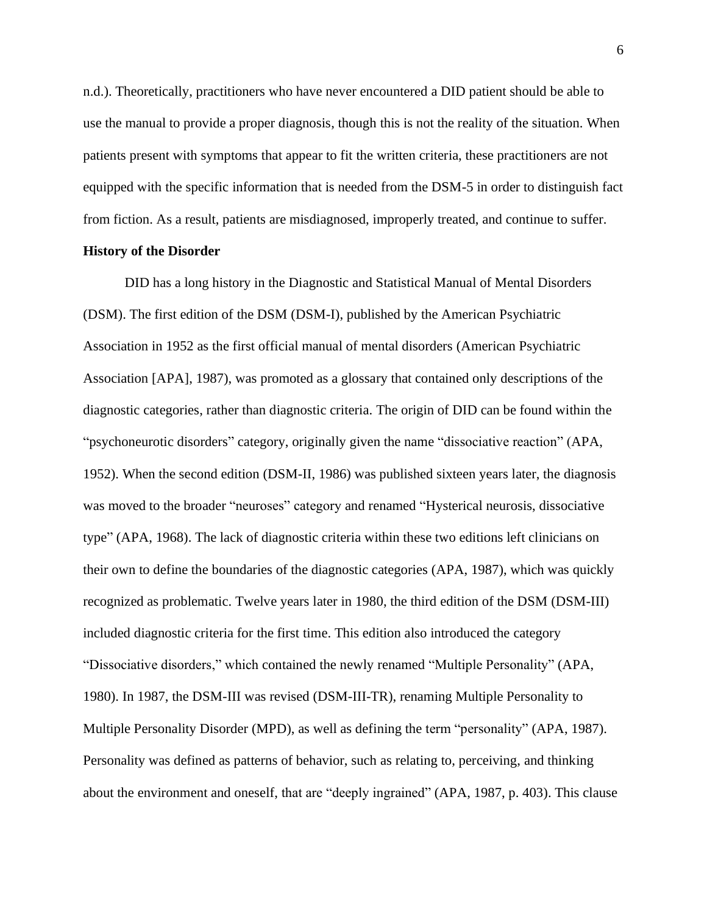n.d.). Theoretically, practitioners who have never encountered a DID patient should be able to use the manual to provide a proper diagnosis, though this is not the reality of the situation. When patients present with symptoms that appear to fit the written criteria, these practitioners are not equipped with the specific information that is needed from the DSM-5 in order to distinguish fact from fiction. As a result, patients are misdiagnosed, improperly treated, and continue to suffer.

**History of the Disorder**

DID has a long history in the Diagnostic and Statistical Manual of Mental Disorders (DSM). The first edition of the DSM (DSM-I), published by the American Psychiatric Association in 1952 as the first official manual of mental disorders (American Psychiatric Association [APA], 1987), was promoted as a glossary that contained only descriptions of the diagnostic categories, rather than diagnostic criteria. The origin of DID can be found within the "psychoneurotic disorders" category, originally given the name "dissociative reaction" (APA, 1952). When the second edition (DSM-II, 1986) was published sixteen years later, the diagnosis was moved to the broader "neuroses" category and renamed "Hysterical neurosis, dissociative type" (APA, 1968). The lack of diagnostic criteria within these two editions left clinicians on their own to define the boundaries of the diagnostic categories (APA, 1987), which was quickly recognized as problematic. Twelve years later in 1980, the third edition of the DSM (DSM-III) included diagnostic criteria for the first time. This edition also introduced the category "Dissociative disorders," which contained the newly renamed "Multiple Personality" (APA, 1980). In 1987, the DSM-III was revised (DSM-III-TR), renaming Multiple Personality to Multiple Personality Disorder (MPD), as well as defining the term "personality" (APA, 1987). Personality was defined as patterns of behavior, such as relating to, perceiving, and thinking about the environment and oneself, that are "deeply ingrained" (APA, 1987, p. 403). This clause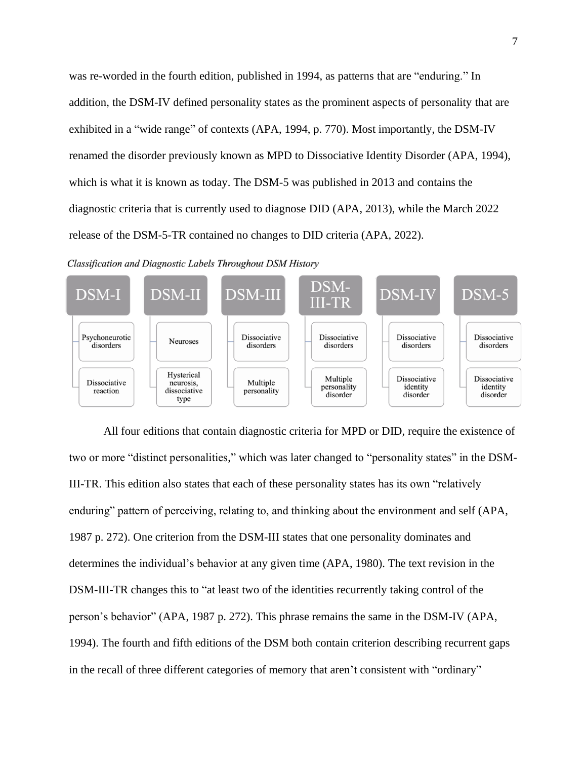was re-worded in the fourth edition, published in 1994, as patterns that are "enduring." In addition, the DSM-IV defined personality states as the prominent aspects of personality that are exhibited in a "wide range" of contexts (APA, 1994, p. 770). Most importantly, the DSM-IV renamed the disorder previously known as MPD to Dissociative Identity Disorder (APA, 1994), which is what it is known as today. The DSM-5 was published in 2013 and contains the diagnostic criteria that is currently used to diagnose DID (APA, 2013), while the March 2022 release of the DSM-5-TR contained no changes to DID criteria (APA, 2022).

*Classification and Diagnostic Labels Throughout DSM History*

| DSM-I | DSM-II | DSM-III | DSM-III-TR | DSM-IV | DSM-5 |
|---|---|---|---|---|---|
| Psychoneurotic disorders | Neuroses | Dissociative disorders | Dissociative disorders | Dissociative disorders | Dissociative disorders |
| Dissociative reaction | Hysterical neurosis, dissociative type | Multiple personality | Multiple personality disorder | Dissociative identity disorder | Dissociative identity disorder |

All four editions that contain diagnostic criteria for MPD or DID, require the existence of two or more "distinct personalities," which was later changed to "personality states" in the DSM-III-TR. This edition also states that each of these personality states has its own "relatively enduring" pattern of perceiving, relating to, and thinking about the environment and self (APA, 1987 p. 272). One criterion from the DSM-III states that one personality dominates and determines the individual's behavior at any given time (APA, 1980). The text revision in the DSM-III-TR changes this to "at least two of the identities recurrently taking control of the person's behavior" (APA, 1987 p. 272). This phrase remains the same in the DSM-IV (APA, 1994). The fourth and fifth editions of the DSM both contain criterion describing recurrent gaps in the recall of three different categories of memory that aren't consistent with "ordinary"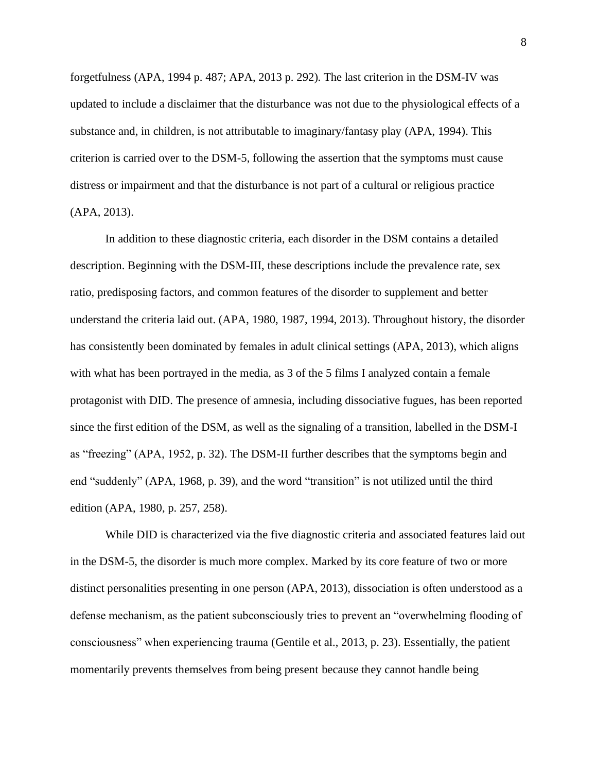forgetfulness (APA, 1994 p. 487; APA, 2013 p. 292). The last criterion in the DSM-IV was updated to include a disclaimer that the disturbance was not due to the physiological effects of a substance and, in children, is not attributable to imaginary/fantasy play (APA, 1994). This criterion is carried over to the DSM-5, following the assertion that the symptoms must cause distress or impairment and that the disturbance is not part of a cultural or religious practice (APA, 2013).

In addition to these diagnostic criteria, each disorder in the DSM contains a detailed description. Beginning with the DSM-III, these descriptions include the prevalence rate, sex ratio, predisposing factors, and common features of the disorder to supplement and better understand the criteria laid out. (APA, 1980, 1987, 1994, 2013). Throughout history, the disorder has consistently been dominated by females in adult clinical settings (APA, 2013), which aligns with what has been portrayed in the media, as 3 of the 5 films I analyzed contain a female protagonist with DID. The presence of amnesia, including dissociative fugues, has been reported since the first edition of the DSM, as well as the signaling of a transition, labelled in the DSM-I as "freezing" (APA, 1952, p. 32). The DSM-II further describes that the symptoms begin and end "suddenly" (APA, 1968, p. 39), and the word "transition" is not utilized until the third edition (APA, 1980, p. 257, 258).

While DID is characterized via the five diagnostic criteria and associated features laid out in the DSM-5, the disorder is much more complex. Marked by its core feature of two or more distinct personalities presenting in one person (APA, 2013), dissociation is often understood as a defense mechanism, as the patient subconsciously tries to prevent an "overwhelming flooding of consciousness" when experiencing trauma (Gentile et al., 2013, p. 23). Essentially, the patient momentarily prevents themselves from being present because they cannot handle being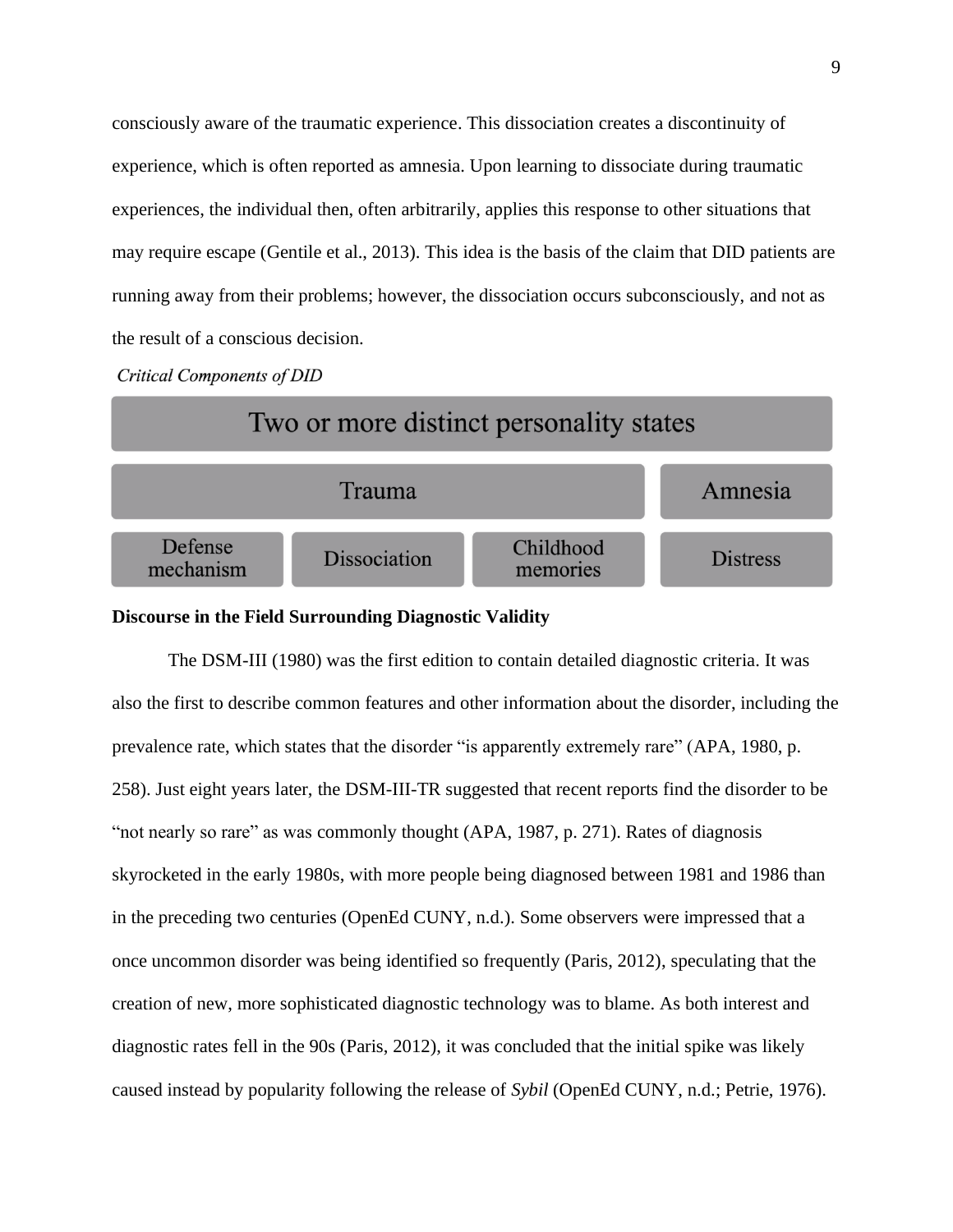consciously aware of the traumatic experience. This dissociation creates a discontinuity of experience, which is often reported as amnesia. Upon learning to dissociate during traumatic experiences, the individual then, often arbitrarily, applies this response to other situations that may require escape (Gentile et al., 2013). This idea is the basis of the claim that DID patients are running away from their problems; however, the dissociation occurs subconsciously, and not as the result of a conscious decision.

*Critical Components of DID*

| Two or more distinct personality states | | | |
|---|---|---|---|
| Trauma | | | Amnesia |
| Defense mechanism | Dissociation | Childhood memories | Distress |

**Discourse in the Field Surrounding Diagnostic Validity**

The DSM-III (1980) was the first edition to contain detailed diagnostic criteria. It was also the first to describe common features and other information about the disorder, including the prevalence rate, which states that the disorder "is apparently extremely rare" (APA, 1980, p. 258). Just eight years later, the DSM-III-TR suggested that recent reports find the disorder to be "not nearly so rare" as was commonly thought (APA, 1987, p. 271). Rates of diagnosis skyrocketed in the early 1980s, with more people being diagnosed between 1981 and 1986 than in the preceding two centuries (OpenEd CUNY, n.d.). Some observers were impressed that a once uncommon disorder was being identified so frequently (Paris, 2012), speculating that the creation of new, more sophisticated diagnostic technology was to blame. As both interest and diagnostic rates fell in the 90s (Paris, 2012), it was concluded that the initial spike was likely caused instead by popularity following the release of *Sybil* (OpenEd CUNY, n.d.; Petrie, 1976).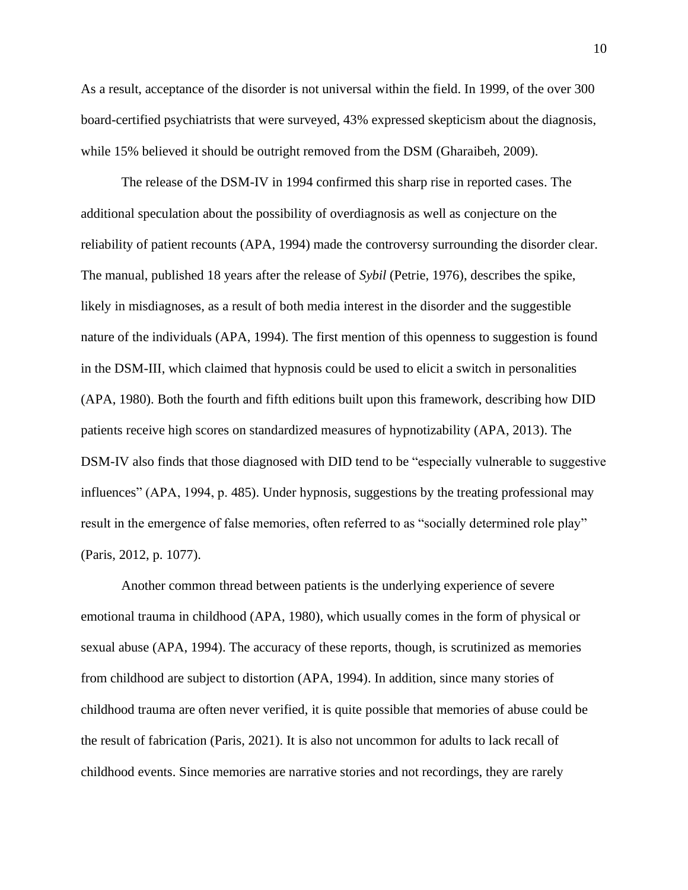As a result, acceptance of the disorder is not universal within the field. In 1999, of the over 300 board-certified psychiatrists that were surveyed, 43% expressed skepticism about the diagnosis, while 15% believed it should be outright removed from the DSM (Gharaibeh, 2009).

The release of the DSM-IV in 1994 confirmed this sharp rise in reported cases. The additional speculation about the possibility of overdiagnosis as well as conjecture on the reliability of patient recounts (APA, 1994) made the controversy surrounding the disorder clear. The manual, published 18 years after the release of *Sybil* (Petrie, 1976), describes the spike, likely in misdiagnoses, as a result of both media interest in the disorder and the suggestible nature of the individuals (APA, 1994). The first mention of this openness to suggestion is found in the DSM-III, which claimed that hypnosis could be used to elicit a switch in personalities (APA, 1980). Both the fourth and fifth editions built upon this framework, describing how DID patients receive high scores on standardized measures of hypnotizability (APA, 2013). The DSM-IV also finds that those diagnosed with DID tend to be "especially vulnerable to suggestive influences" (APA, 1994, p. 485). Under hypnosis, suggestions by the treating professional may result in the emergence of false memories, often referred to as "socially determined role play" (Paris, 2012, p. 1077).

Another common thread between patients is the underlying experience of severe emotional trauma in childhood (APA, 1980), which usually comes in the form of physical or sexual abuse (APA, 1994). The accuracy of these reports, though, is scrutinized as memories from childhood are subject to distortion (APA, 1994). In addition, since many stories of childhood trauma are often never verified, it is quite possible that memories of abuse could be the result of fabrication (Paris, 2021). It is also not uncommon for adults to lack recall of childhood events. Since memories are narrative stories and not recordings, they are rarely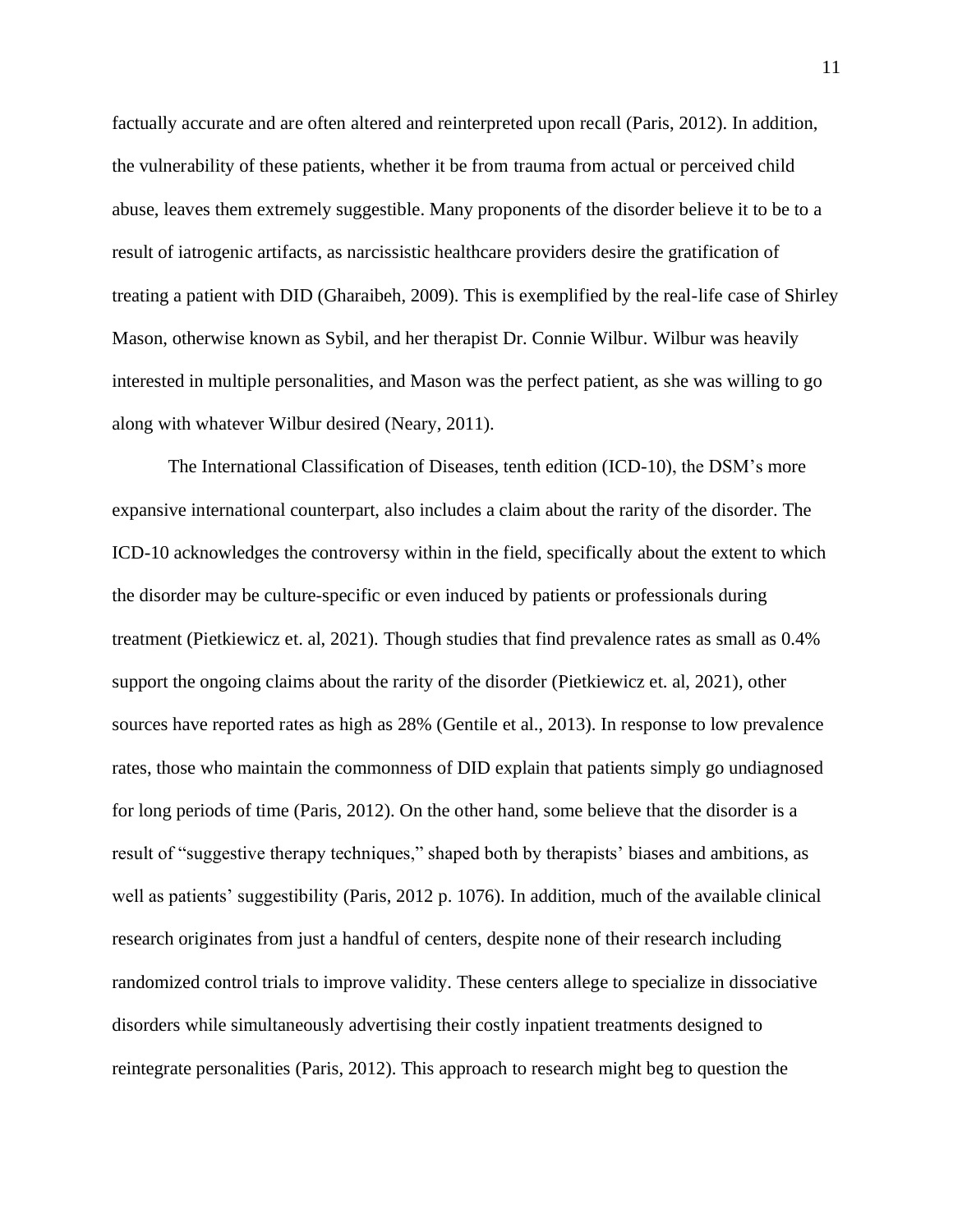factually accurate and are often altered and reinterpreted upon recall (Paris, 2012). In addition, the vulnerability of these patients, whether it be from trauma from actual or perceived child abuse, leaves them extremely suggestible. Many proponents of the disorder believe it to be to a result of iatrogenic artifacts, as narcissistic healthcare providers desire the gratification of treating a patient with DID (Gharaibeh, 2009). This is exemplified by the real-life case of Shirley Mason, otherwise known as Sybil, and her therapist Dr. Connie Wilbur. Wilbur was heavily interested in multiple personalities, and Mason was the perfect patient, as she was willing to go along with whatever Wilbur desired (Neary, 2011).

The International Classification of Diseases, tenth edition (ICD-10), the DSM's more expansive international counterpart, also includes a claim about the rarity of the disorder. The ICD-10 acknowledges the controversy within in the field, specifically about the extent to which the disorder may be culture-specific or even induced by patients or professionals during treatment (Pietkiewicz et. al, 2021). Though studies that find prevalence rates as small as 0.4% support the ongoing claims about the rarity of the disorder (Pietkiewicz et. al, 2021), other sources have reported rates as high as 28% (Gentile et al., 2013). In response to low prevalence rates, those who maintain the commonness of DID explain that patients simply go undiagnosed for long periods of time (Paris, 2012). On the other hand, some believe that the disorder is a result of "suggestive therapy techniques," shaped both by therapists' biases and ambitions, as well as patients' suggestibility (Paris, 2012 p. 1076). In addition, much of the available clinical research originates from just a handful of centers, despite none of their research including randomized control trials to improve validity. These centers allege to specialize in dissociative disorders while simultaneously advertising their costly inpatient treatments designed to reintegrate personalities (Paris, 2012). This approach to research might beg to question the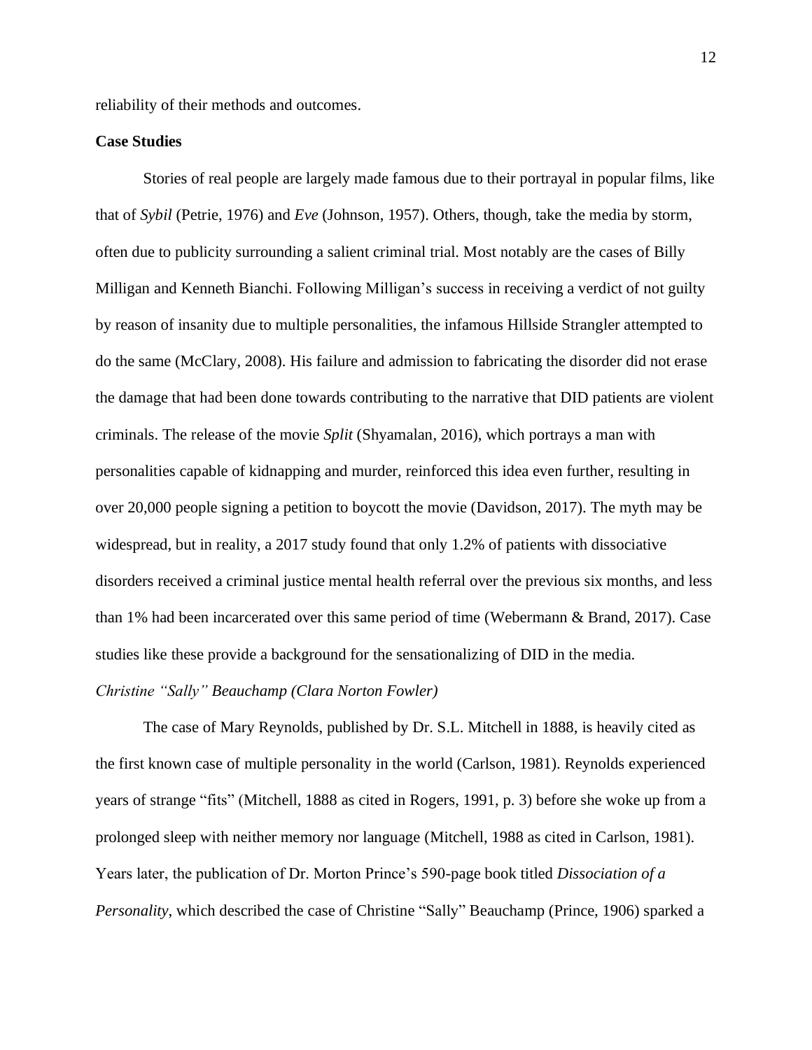reliability of their methods and outcomes.

## Case Studies

Stories of real people are largely made famous due to their portrayal in popular films, like that of *Sybil* (Petrie, 1976) and *Eve* (Johnson, 1957). Others, though, take the media by storm, often due to publicity surrounding a salient criminal trial. Most notably are the cases of Billy Milligan and Kenneth Bianchi. Following Milligan's success in receiving a verdict of not guilty by reason of insanity due to multiple personalities, the infamous Hillside Strangler attempted to do the same (McClary, 2008). His failure and admission to fabricating the disorder did not erase the damage that had been done towards contributing to the narrative that DID patients are violent criminals. The release of the movie *Split* (Shyamalan, 2016), which portrays a man with personalities capable of kidnapping and murder, reinforced this idea even further, resulting in over 20,000 people signing a petition to boycott the movie (Davidson, 2017). The myth may be widespread, but in reality, a 2017 study found that only 1.2% of patients with dissociative disorders received a criminal justice mental health referral over the previous six months, and less than 1% had been incarcerated over this same period of time (Webermann & Brand, 2017). Case studies like these provide a background for the sensationalizing of DID in the media.

### *Christine "Sally" Beauchamp (Clara Norton Fowler)*

The case of Mary Reynolds, published by Dr. S.L. Mitchell in 1888, is heavily cited as the first known case of multiple personality in the world (Carlson, 1981). Reynolds experienced years of strange "fits" (Mitchell, 1888 as cited in Rogers, 1991, p. 3) before she woke up from a prolonged sleep with neither memory nor language (Mitchell, 1988 as cited in Carlson, 1981). Years later, the publication of Dr. Morton Prince's 590-page book titled *Dissociation of a Personality*, which described the case of Christine "Sally" Beauchamp (Prince, 1906) sparked a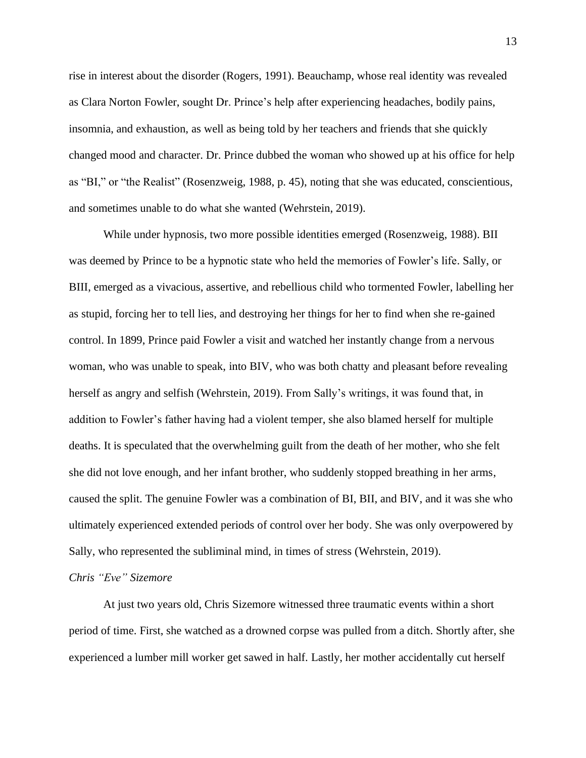rise in interest about the disorder (Rogers, 1991). Beauchamp, whose real identity was revealed as Clara Norton Fowler, sought Dr. Prince's help after experiencing headaches, bodily pains, insomnia, and exhaustion, as well as being told by her teachers and friends that she quickly changed mood and character. Dr. Prince dubbed the woman who showed up at his office for help as "BI," or "the Realist" (Rosenzweig, 1988, p. 45), noting that she was educated, conscientious, and sometimes unable to do what she wanted (Wehrstein, 2019).

While under hypnosis, two more possible identities emerged (Rosenzweig, 1988). BII was deemed by Prince to be a hypnotic state who held the memories of Fowler's life. Sally, or BIII, emerged as a vivacious, assertive, and rebellious child who tormented Fowler, labelling her as stupid, forcing her to tell lies, and destroying her things for her to find when she re-gained control. In 1899, Prince paid Fowler a visit and watched her instantly change from a nervous woman, who was unable to speak, into BIV, who was both chatty and pleasant before revealing herself as angry and selfish (Wehrstein, 2019). From Sally's writings, it was found that, in addition to Fowler's father having had a violent temper, she also blamed herself for multiple deaths. It is speculated that the overwhelming guilt from the death of her mother, who she felt she did not love enough, and her infant brother, who suddenly stopped breathing in her arms, caused the split. The genuine Fowler was a combination of BI, BII, and BIV, and it was she who ultimately experienced extended periods of control over her body. She was only overpowered by Sally, who represented the subliminal mind, in times of stress (Wehrstein, 2019).

### *Chris "Eve" Sizemore*

At just two years old, Chris Sizemore witnessed three traumatic events within a short period of time. First, she watched as a drowned corpse was pulled from a ditch. Shortly after, she experienced a lumber mill worker get sawed in half. Lastly, her mother accidentally cut herself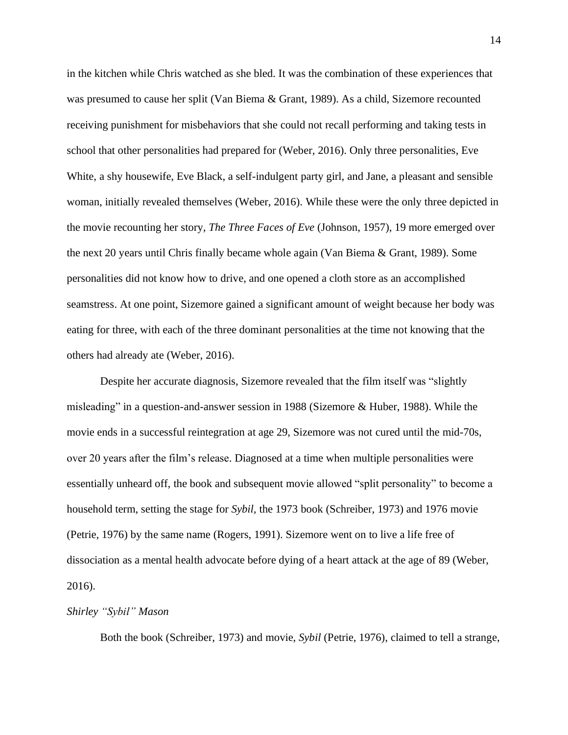in the kitchen while Chris watched as she bled. It was the combination of these experiences that was presumed to cause her split (Van Biema & Grant, 1989). As a child, Sizemore recounted receiving punishment for misbehaviors that she could not recall performing and taking tests in school that other personalities had prepared for (Weber, 2016). Only three personalities, Eve White, a shy housewife, Eve Black, a self-indulgent party girl, and Jane, a pleasant and sensible woman, initially revealed themselves (Weber, 2016). While these were the only three depicted in the movie recounting her story, *The Three Faces of Eve* (Johnson, 1957), 19 more emerged over the next 20 years until Chris finally became whole again (Van Biema & Grant, 1989). Some personalities did not know how to drive, and one opened a cloth store as an accomplished seamstress. At one point, Sizemore gained a significant amount of weight because her body was eating for three, with each of the three dominant personalities at the time not knowing that the others had already ate (Weber, 2016).

Despite her accurate diagnosis, Sizemore revealed that the film itself was "slightly misleading" in a question-and-answer session in 1988 (Sizemore & Huber, 1988). While the movie ends in a successful reintegration at age 29, Sizemore was not cured until the mid-70s, over 20 years after the film's release. Diagnosed at a time when multiple personalities were essentially unheard off, the book and subsequent movie allowed "split personality" to become a household term, setting the stage for *Sybil*, the 1973 book (Schreiber, 1973) and 1976 movie (Petrie, 1976) by the same name (Rogers, 1991). Sizemore went on to live a life free of dissociation as a mental health advocate before dying of a heart attack at the age of 89 (Weber, 2016).

*Shirley "Sybil" Mason*

Both the book (Schreiber, 1973) and movie, *Sybil* (Petrie, 1976), claimed to tell a strange,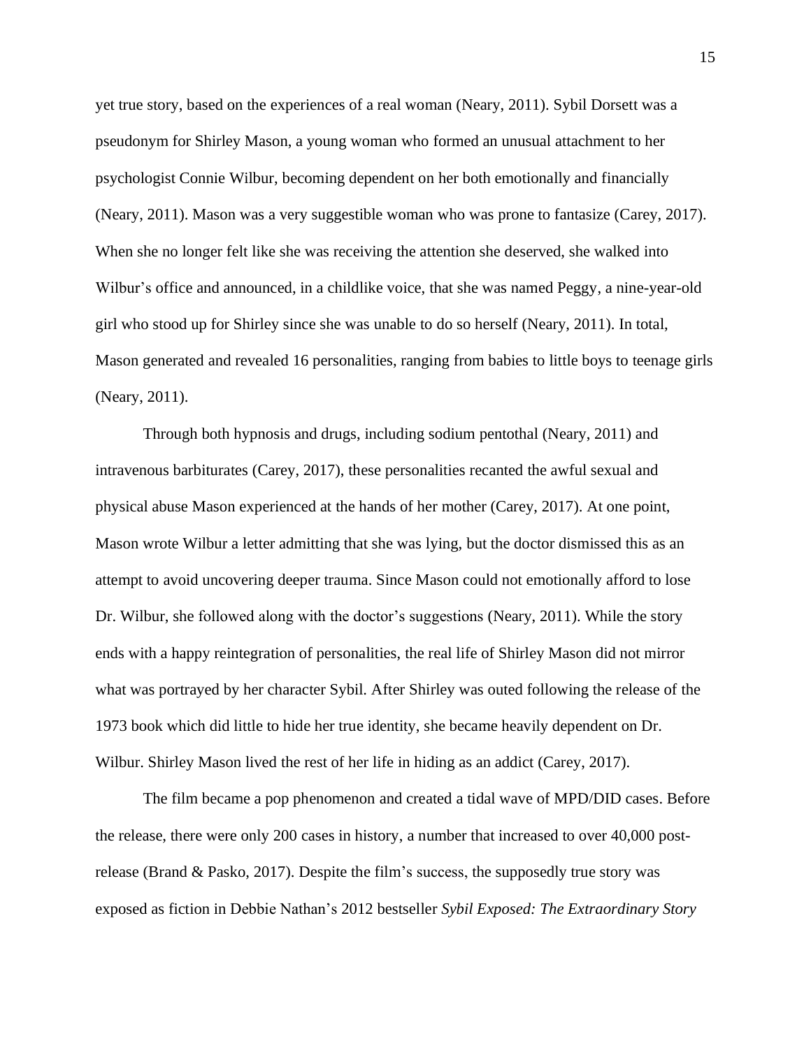yet true story, based on the experiences of a real woman (Neary, 2011). Sybil Dorsett was a pseudonym for Shirley Mason, a young woman who formed an unusual attachment to her psychologist Connie Wilbur, becoming dependent on her both emotionally and financially (Neary, 2011). Mason was a very suggestible woman who was prone to fantasize (Carey, 2017). When she no longer felt like she was receiving the attention she deserved, she walked into Wilbur's office and announced, in a childlike voice, that she was named Peggy, a nine-year-old girl who stood up for Shirley since she was unable to do so herself (Neary, 2011). In total, Mason generated and revealed 16 personalities, ranging from babies to little boys to teenage girls (Neary, 2011).

Through both hypnosis and drugs, including sodium pentothal (Neary, 2011) and intravenous barbiturates (Carey, 2017), these personalities recanted the awful sexual and physical abuse Mason experienced at the hands of her mother (Carey, 2017). At one point, Mason wrote Wilbur a letter admitting that she was lying, but the doctor dismissed this as an attempt to avoid uncovering deeper trauma. Since Mason could not emotionally afford to lose Dr. Wilbur, she followed along with the doctor's suggestions (Neary, 2011). While the story ends with a happy reintegration of personalities, the real life of Shirley Mason did not mirror what was portrayed by her character Sybil. After Shirley was outed following the release of the 1973 book which did little to hide her true identity, she became heavily dependent on Dr. Wilbur. Shirley Mason lived the rest of her life in hiding as an addict (Carey, 2017).

The film became a pop phenomenon and created a tidal wave of MPD/DID cases. Before the release, there were only 200 cases in history, a number that increased to over 40,000 post-release (Brand & Pasko, 2017). Despite the film's success, the supposedly true story was exposed as fiction in Debbie Nathan's 2012 bestseller *Sybil Exposed: The Extraordinary Story*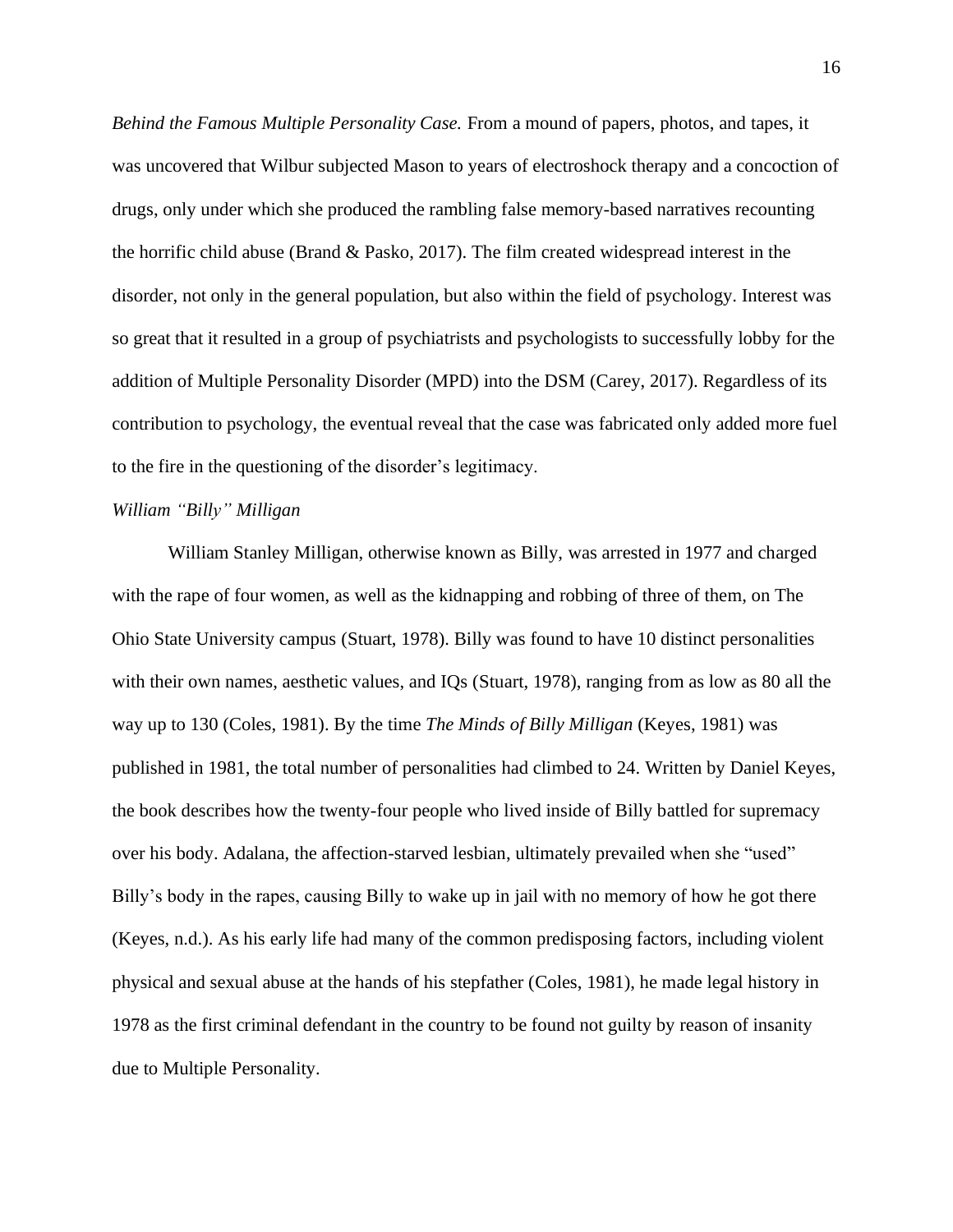*Behind the Famous Multiple Personality Case.* From a mound of papers, photos, and tapes, it was uncovered that Wilbur subjected Mason to years of electroshock therapy and a concoction of drugs, only under which she produced the rambling false memory-based narratives recounting the horrific child abuse (Brand & Pasko, 2017). The film created widespread interest in the disorder, not only in the general population, but also within the field of psychology. Interest was so great that it resulted in a group of psychiatrists and psychologists to successfully lobby for the addition of Multiple Personality Disorder (MPD) into the DSM (Carey, 2017). Regardless of its contribution to psychology, the eventual reveal that the case was fabricated only added more fuel to the fire in the questioning of the disorder's legitimacy.

### *William "Billy" Milligan*

William Stanley Milligan, otherwise known as Billy, was arrested in 1977 and charged with the rape of four women, as well as the kidnapping and robbing of three of them, on The Ohio State University campus (Stuart, 1978). Billy was found to have 10 distinct personalities with their own names, aesthetic values, and IQs (Stuart, 1978), ranging from as low as 80 all the way up to 130 (Coles, 1981). By the time *The Minds of Billy Milligan* (Keyes, 1981) was published in 1981, the total number of personalities had climbed to 24. Written by Daniel Keyes, the book describes how the twenty-four people who lived inside of Billy battled for supremacy over his body. Adalana, the affection-starved lesbian, ultimately prevailed when she "used" Billy's body in the rapes, causing Billy to wake up in jail with no memory of how he got there (Keyes, n.d.). As his early life had many of the common predisposing factors, including violent physical and sexual abuse at the hands of his stepfather (Coles, 1981), he made legal history in 1978 as the first criminal defendant in the country to be found not guilty by reason of insanity due to Multiple Personality.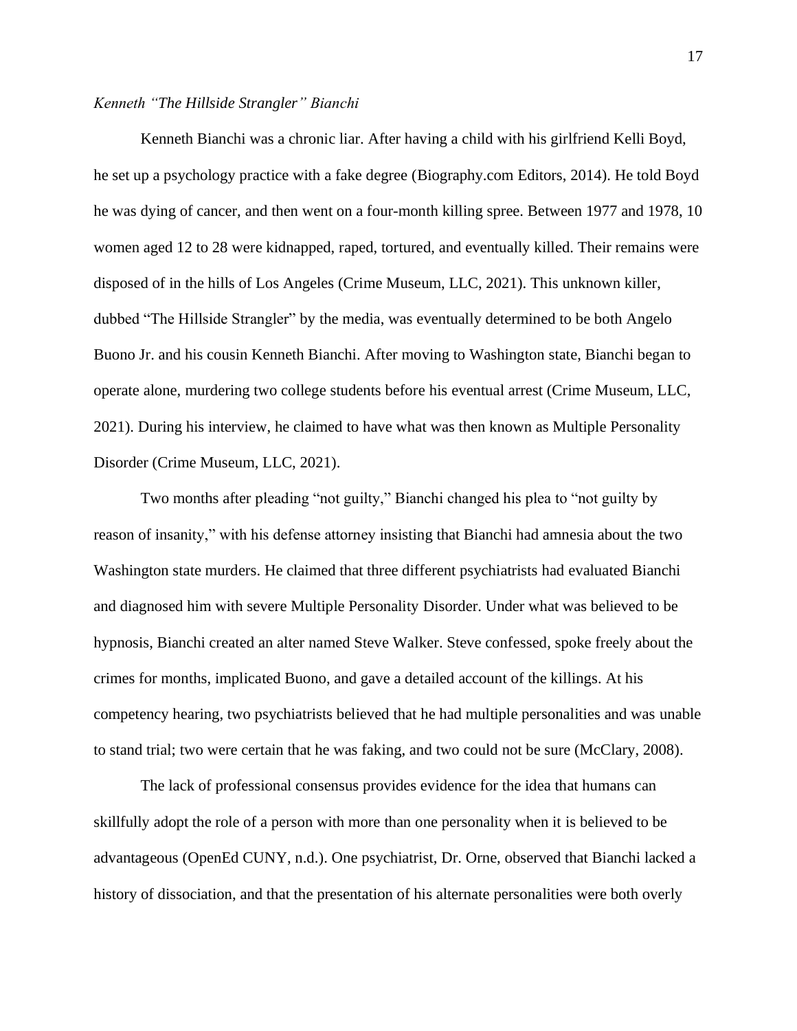*Kenneth "The Hillside Strangler" Bianchi*

Kenneth Bianchi was a chronic liar. After having a child with his girlfriend Kelli Boyd, he set up a psychology practice with a fake degree (Biography.com Editors, 2014). He told Boyd he was dying of cancer, and then went on a four-month killing spree. Between 1977 and 1978, 10 women aged 12 to 28 were kidnapped, raped, tortured, and eventually killed. Their remains were disposed of in the hills of Los Angeles (Crime Museum, LLC, 2021). This unknown killer, dubbed "The Hillside Strangler" by the media, was eventually determined to be both Angelo Buono Jr. and his cousin Kenneth Bianchi. After moving to Washington state, Bianchi began to operate alone, murdering two college students before his eventual arrest (Crime Museum, LLC, 2021). During his interview, he claimed to have what was then known as Multiple Personality Disorder (Crime Museum, LLC, 2021).

Two months after pleading "not guilty," Bianchi changed his plea to "not guilty by reason of insanity," with his defense attorney insisting that Bianchi had amnesia about the two Washington state murders. He claimed that three different psychiatrists had evaluated Bianchi and diagnosed him with severe Multiple Personality Disorder. Under what was believed to be hypnosis, Bianchi created an alter named Steve Walker. Steve confessed, spoke freely about the crimes for months, implicated Buono, and gave a detailed account of the killings. At his competency hearing, two psychiatrists believed that he had multiple personalities and was unable to stand trial; two were certain that he was faking, and two could not be sure (McClary, 2008).

The lack of professional consensus provides evidence for the idea that humans can skillfully adopt the role of a person with more than one personality when it is believed to be advantageous (OpenEd CUNY, n.d.). One psychiatrist, Dr. Orne, observed that Bianchi lacked a history of dissociation, and that the presentation of his alternate personalities were both overly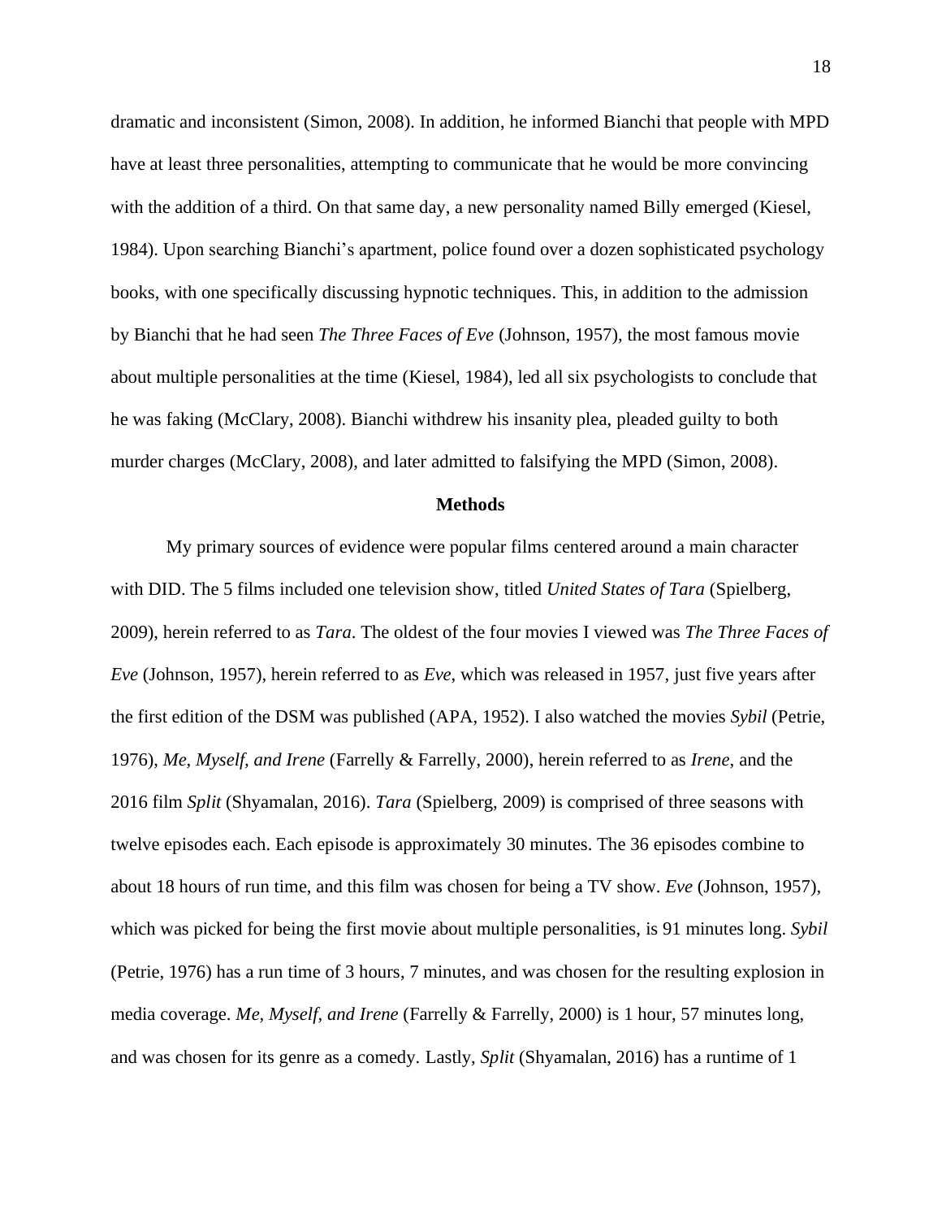dramatic and inconsistent (Simon, 2008). In addition, he informed Bianchi that people with MPD have at least three personalities, attempting to communicate that he would be more convincing with the addition of a third. On that same day, a new personality named Billy emerged (Kiesel, 1984). Upon searching Bianchi's apartment, police found over a dozen sophisticated psychology books, with one specifically discussing hypnotic techniques. This, in addition to the admission by Bianchi that he had seen *The Three Faces of Eve* (Johnson, 1957), the most famous movie about multiple personalities at the time (Kiesel, 1984), led all six psychologists to conclude that he was faking (McClary, 2008). Bianchi withdrew his insanity plea, pleaded guilty to both murder charges (McClary, 2008), and later admitted to falsifying the MPD (Simon, 2008).

## Methods

My primary sources of evidence were popular films centered around a main character with DID. The 5 films included one television show, titled *United States of Tara* (Spielberg, 2009), herein referred to as *Tara*. The oldest of the four movies I viewed was *The Three Faces of Eve* (Johnson, 1957), herein referred to as *Eve*, which was released in 1957, just five years after the first edition of the DSM was published (APA, 1952). I also watched the movies *Sybil* (Petrie, 1976), *Me, Myself, and Irene* (Farrelly & Farrelly, 2000), herein referred to as *Irene*, and the 2016 film *Split* (Shyamalan, 2016). *Tara* (Spielberg, 2009) is comprised of three seasons with twelve episodes each. Each episode is approximately 30 minutes. The 36 episodes combine to about 18 hours of run time, and this film was chosen for being a TV show. *Eve* (Johnson, 1957), which was picked for being the first movie about multiple personalities, is 91 minutes long. *Sybil* (Petrie, 1976) has a run time of 3 hours, 7 minutes, and was chosen for the resulting explosion in media coverage. *Me, Myself, and Irene* (Farrelly & Farrelly, 2000) is 1 hour, 57 minutes long, and was chosen for its genre as a comedy. Lastly, *Split* (Shyamalan, 2016) has a runtime of 1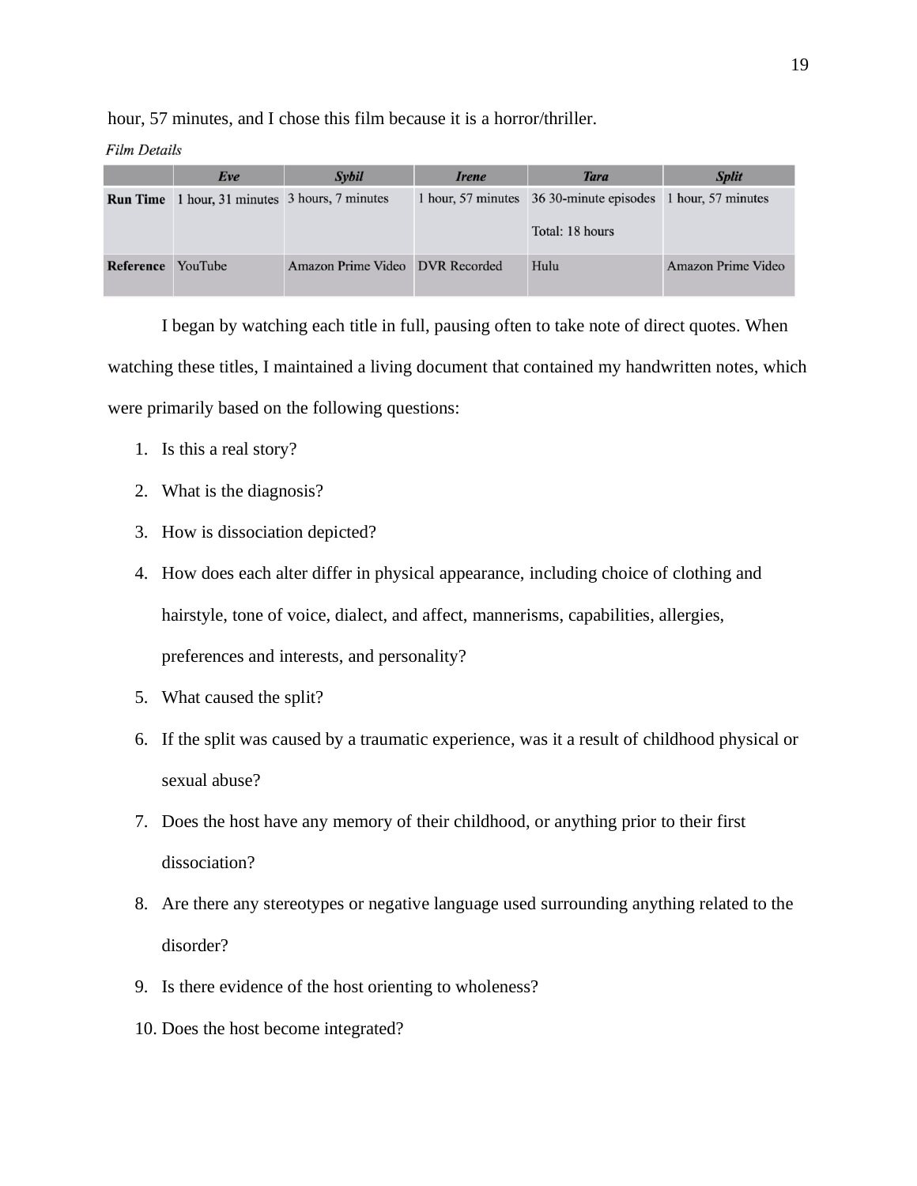hour, 57 minutes, and I chose this film because it is a horror/thriller.

*Film Details*

| | *Eve* | *Sybil* | *Irene* | *Tara* | *Split* |
|---|---|---|---|---|---|
| **Run Time** | 1 hour, 31 minutes | 3 hours, 7 minutes | 1 hour, 57 minutes | 36 30-minute episodes<br><br>Total: 18 hours | 1 hour, 57 minutes |
| **Reference** | YouTube | Amazon Prime Video | DVR Recorded | Hulu | Amazon Prime Video |

I began by watching each title in full, pausing often to take note of direct quotes. When watching these titles, I maintained a living document that contained my handwritten notes, which were primarily based on the following questions:

1. Is this a real story?
2. What is the diagnosis?
3. How is dissociation depicted?
4. How does each alter differ in physical appearance, including choice of clothing and hairstyle, tone of voice, dialect, and affect, mannerisms, capabilities, allergies, preferences and interests, and personality?
5. What caused the split?
6. If the split was caused by a traumatic experience, was it a result of childhood physical or sexual abuse?
7. Does the host have any memory of their childhood, or anything prior to their first dissociation?
8. Are there any stereotypes or negative language used surrounding anything related to the disorder?
9. Is there evidence of the host orienting to wholeness?
10. Does the host become integrated?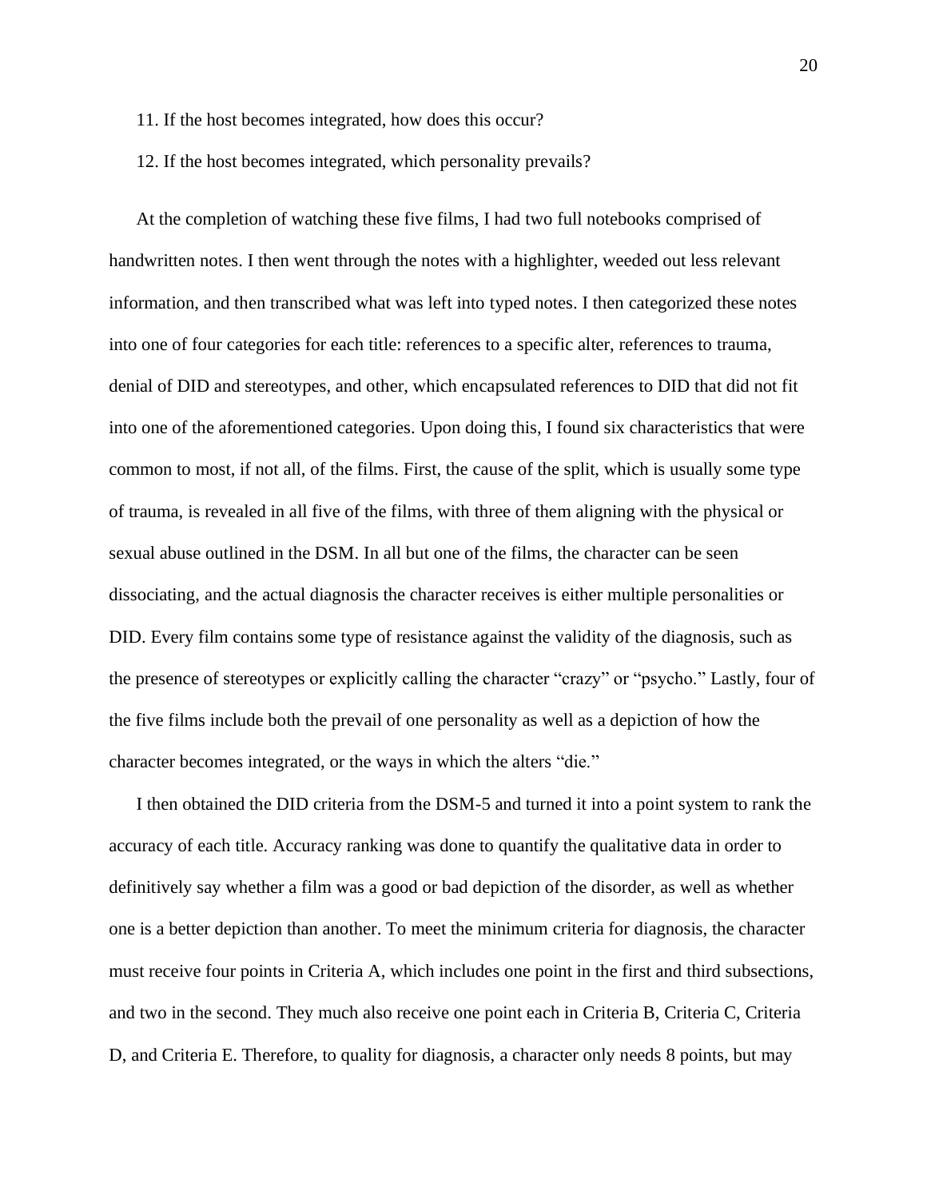11. If the host becomes integrated, how does this occur?

12. If the host becomes integrated, which personality prevails?

At the completion of watching these five films, I had two full notebooks comprised of handwritten notes. I then went through the notes with a highlighter, weeded out less relevant information, and then transcribed what was left into typed notes. I then categorized these notes into one of four categories for each title: references to a specific alter, references to trauma, denial of DID and stereotypes, and other, which encapsulated references to DID that did not fit into one of the aforementioned categories. Upon doing this, I found six characteristics that were common to most, if not all, of the films. First, the cause of the split, which is usually some type of trauma, is revealed in all five of the films, with three of them aligning with the physical or sexual abuse outlined in the DSM. In all but one of the films, the character can be seen dissociating, and the actual diagnosis the character receives is either multiple personalities or DID. Every film contains some type of resistance against the validity of the diagnosis, such as the presence of stereotypes or explicitly calling the character "crazy" or "psycho." Lastly, four of the five films include both the prevail of one personality as well as a depiction of how the character becomes integrated, or the ways in which the alters "die."

I then obtained the DID criteria from the DSM-5 and turned it into a point system to rank the accuracy of each title. Accuracy ranking was done to quantify the qualitative data in order to definitively say whether a film was a good or bad depiction of the disorder, as well as whether one is a better depiction than another. To meet the minimum criteria for diagnosis, the character must receive four points in Criteria A, which includes one point in the first and third subsections, and two in the second. They much also receive one point each in Criteria B, Criteria C, Criteria D, and Criteria E. Therefore, to quality for diagnosis, a character only needs 8 points, but may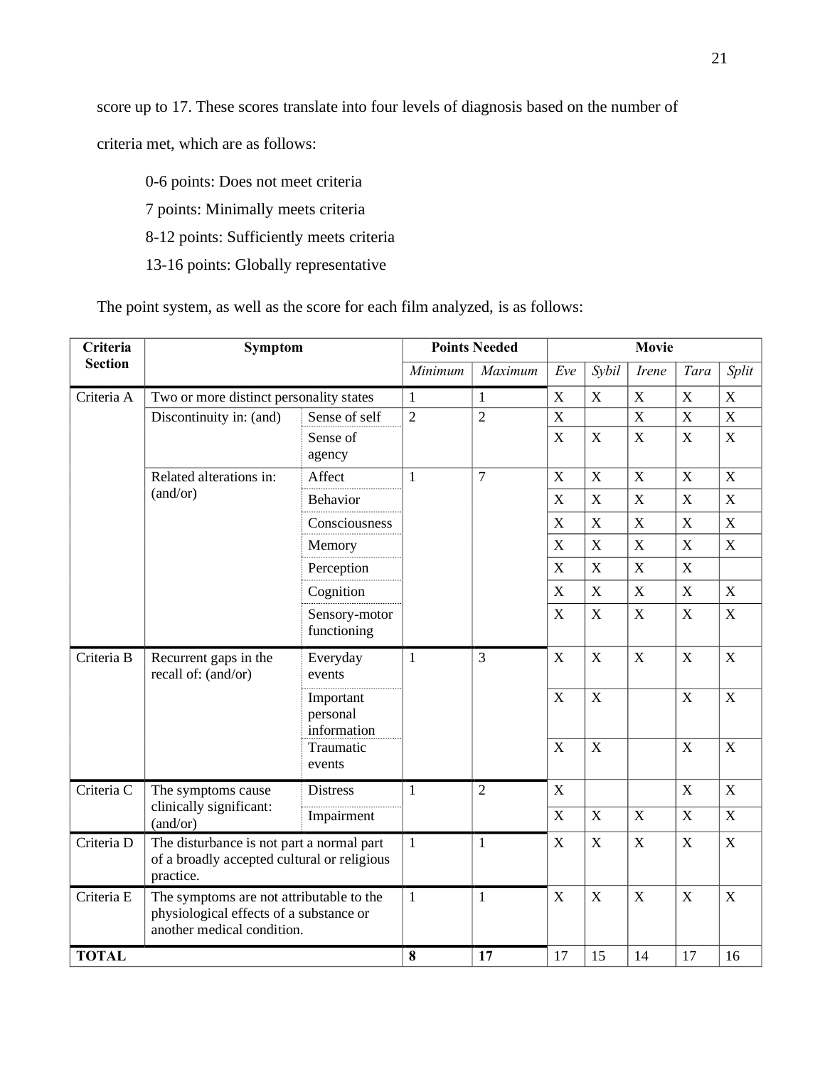score up to 17. These scores translate into four levels of diagnosis based on the number of criteria met, which are as follows:

0-6 points: Does not meet criteria

7 points: Minimally meets criteria

8-12 points: Sufficiently meets criteria

13-16 points: Globally representative

The point system, as well as the score for each film analyzed, is as follows:

| Criteria Section | Symptom | | Points Needed | | Movie | | | | |
|---|---|---|---|---|---|---|---|---|---|
| | | | *Minimum* | *Maximum* | *Eve* | *Sybil* | *Irene* | *Tara* | *Split* |
| Criteria A | Two or more distinct personality states | | 1 | 1 | X | X | X | X | X |
| | Discontinuity in: (and) | Sense of self | 2 | 2 | X | | X | X | X |
| | | Sense of agency | | | X | X | X | X | X |
| | Related alterations in: (and/or) | Affect | 1 | 7 | X | X | X | X | X |
| | | Behavior | | | X | X | X | X | X |
| | | Consciousness | | | X | X | X | X | X |
| | | Memory | | | X | X | X | X | X |
| | | Perception | | | X | X | X | X | |
| | | Cognition | | | X | X | X | X | X |
| | | Sensory-motor functioning | | | X | X | X | X | X |
| Criteria B | Recurrent gaps in the recall of: (and/or) | Everyday events | 1 | 3 | X | X | X | X | X |
| | | Important personal information | | | X | X | | X | X |
| | | Traumatic events | | | X | X | | X | X |
| Criteria C | The symptoms cause clinically significant: (and/or) | Distress | 1 | 2 | X | | | X | X |
| | | Impairment | | | X | X | X | X | X |
| Criteria D | The disturbance is not part a normal part of a broadly accepted cultural or religious practice. | | 1 | 1 | X | X | X | X | X |
| Criteria E | The symptoms are not attributable to the physiological effects of a substance or another medical condition. | | 1 | 1 | X | X | X | X | X |
| **TOTAL** | | | **8** | **17** | 17 | 15 | 14 | 17 | 16 |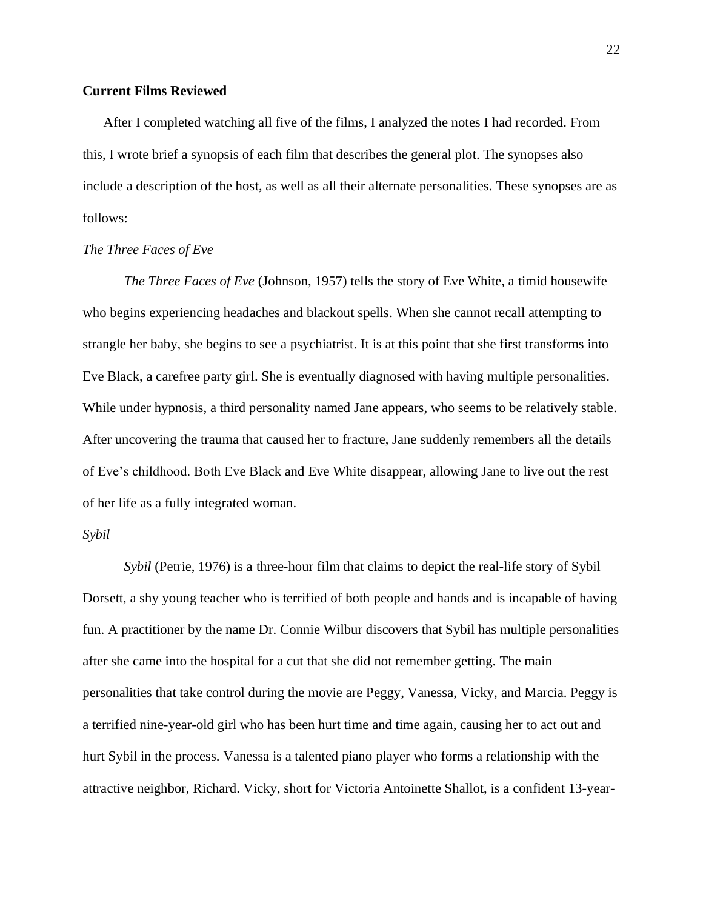**Current Films Reviewed**

After I completed watching all five of the films, I analyzed the notes I had recorded. From this, I wrote brief a synopsis of each film that describes the general plot. The synopses also include a description of the host, as well as all their alternate personalities. These synopses are as follows:

*The Three Faces of Eve*

*The Three Faces of Eve* (Johnson, 1957) tells the story of Eve White, a timid housewife who begins experiencing headaches and blackout spells. When she cannot recall attempting to strangle her baby, she begins to see a psychiatrist. It is at this point that she first transforms into Eve Black, a carefree party girl. She is eventually diagnosed with having multiple personalities. While under hypnosis, a third personality named Jane appears, who seems to be relatively stable. After uncovering the trauma that caused her to fracture, Jane suddenly remembers all the details of Eve's childhood. Both Eve Black and Eve White disappear, allowing Jane to live out the rest of her life as a fully integrated woman.

*Sybil*

*Sybil* (Petrie, 1976) is a three-hour film that claims to depict the real-life story of Sybil Dorsett, a shy young teacher who is terrified of both people and hands and is incapable of having fun. A practitioner by the name Dr. Connie Wilbur discovers that Sybil has multiple personalities after she came into the hospital for a cut that she did not remember getting. The main personalities that take control during the movie are Peggy, Vanessa, Vicky, and Marcia. Peggy is a terrified nine-year-old girl who has been hurt time and time again, causing her to act out and hurt Sybil in the process. Vanessa is a talented piano player who forms a relationship with the attractive neighbor, Richard. Vicky, short for Victoria Antoinette Shallot, is a confident 13-year-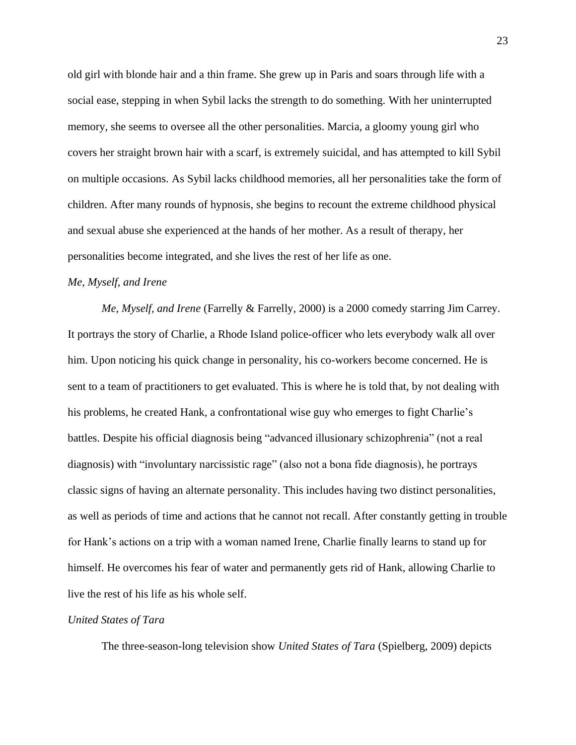old girl with blonde hair and a thin frame. She grew up in Paris and soars through life with a social ease, stepping in when Sybil lacks the strength to do something. With her uninterrupted memory, she seems to oversee all the other personalities. Marcia, a gloomy young girl who covers her straight brown hair with a scarf, is extremely suicidal, and has attempted to kill Sybil on multiple occasions. As Sybil lacks childhood memories, all her personalities take the form of children. After many rounds of hypnosis, she begins to recount the extreme childhood physical and sexual abuse she experienced at the hands of her mother. As a result of therapy, her personalities become integrated, and she lives the rest of her life as one.

### *Me, Myself, and Irene*

*Me, Myself, and Irene* (Farrelly & Farrelly, 2000) is a 2000 comedy starring Jim Carrey. It portrays the story of Charlie, a Rhode Island police-officer who lets everybody walk all over him. Upon noticing his quick change in personality, his co-workers become concerned. He is sent to a team of practitioners to get evaluated. This is where he is told that, by not dealing with his problems, he created Hank, a confrontational wise guy who emerges to fight Charlie's battles. Despite his official diagnosis being "advanced illusionary schizophrenia" (not a real diagnosis) with "involuntary narcissistic rage" (also not a bona fide diagnosis), he portrays classic signs of having an alternate personality. This includes having two distinct personalities, as well as periods of time and actions that he cannot not recall. After constantly getting in trouble for Hank's actions on a trip with a woman named Irene, Charlie finally learns to stand up for himself. He overcomes his fear of water and permanently gets rid of Hank, allowing Charlie to live the rest of his life as his whole self.

### *United States of Tara*

The three-season-long television show *United States of Tara* (Spielberg, 2009) depicts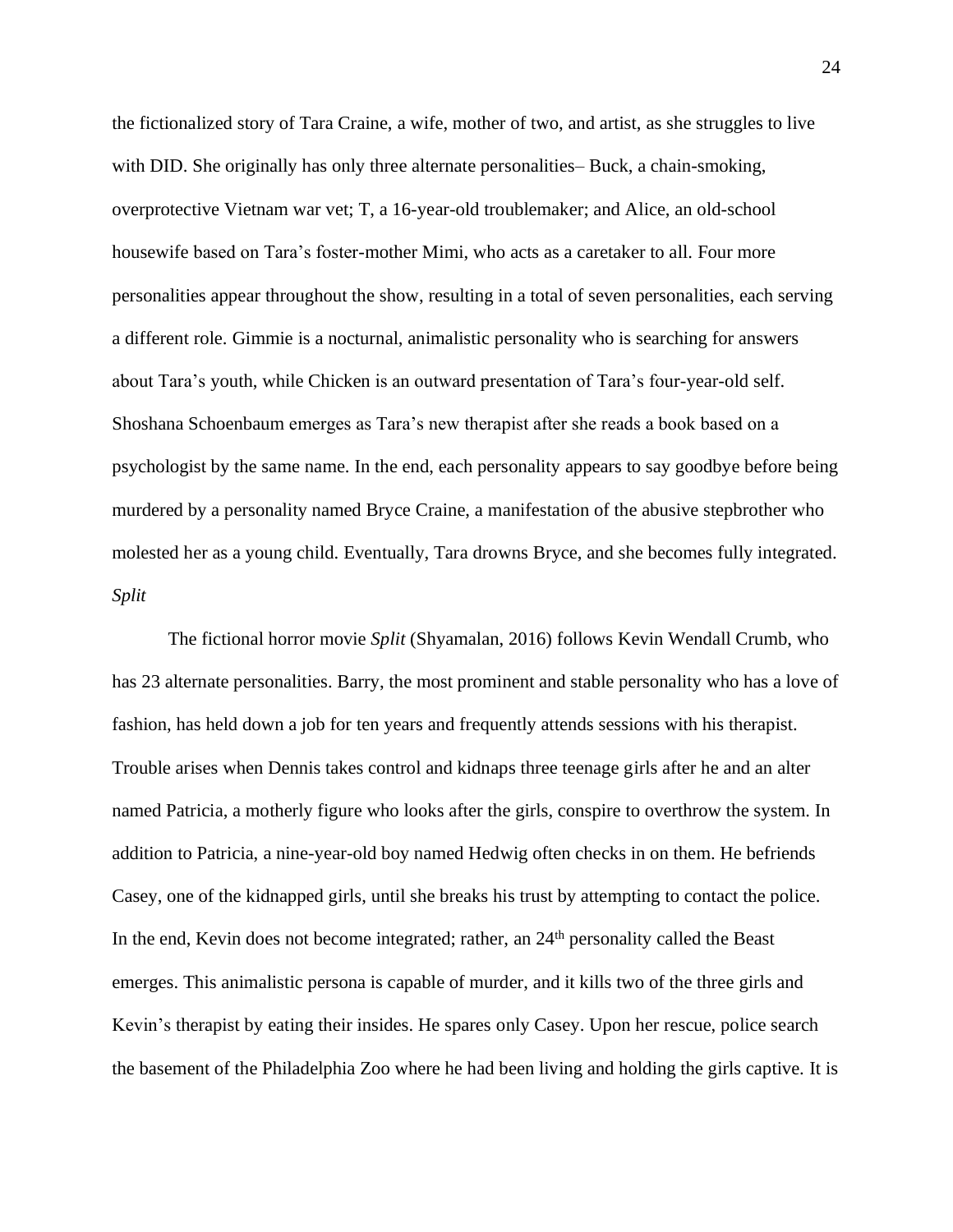the fictionalized story of Tara Craine, a wife, mother of two, and artist, as she struggles to live with DID. She originally has only three alternate personalities– Buck, a chain-smoking, overprotective Vietnam war vet; T, a 16-year-old troublemaker; and Alice, an old-school housewife based on Tara's foster-mother Mimi, who acts as a caretaker to all. Four more personalities appear throughout the show, resulting in a total of seven personalities, each serving a different role. Gimmie is a nocturnal, animalistic personality who is searching for answers about Tara's youth, while Chicken is an outward presentation of Tara's four-year-old self. Shoshana Schoenbaum emerges as Tara's new therapist after she reads a book based on a psychologist by the same name. In the end, each personality appears to say goodbye before being murdered by a personality named Bryce Craine, a manifestation of the abusive stepbrother who molested her as a young child. Eventually, Tara drowns Bryce, and she becomes fully integrated.

*Split*

The fictional horror movie *Split* (Shyamalan, 2016) follows Kevin Wendall Crumb, who has 23 alternate personalities. Barry, the most prominent and stable personality who has a love of fashion, has held down a job for ten years and frequently attends sessions with his therapist. Trouble arises when Dennis takes control and kidnaps three teenage girls after he and an alter named Patricia, a motherly figure who looks after the girls, conspire to overthrow the system. In addition to Patricia, a nine-year-old boy named Hedwig often checks in on them. He befriends Casey, one of the kidnapped girls, until she breaks his trust by attempting to contact the police. In the end, Kevin does not become integrated; rather, an 24th personality called the Beast emerges. This animalistic persona is capable of murder, and it kills two of the three girls and Kevin's therapist by eating their insides. He spares only Casey. Upon her rescue, police search the basement of the Philadelphia Zoo where he had been living and holding the girls captive. It is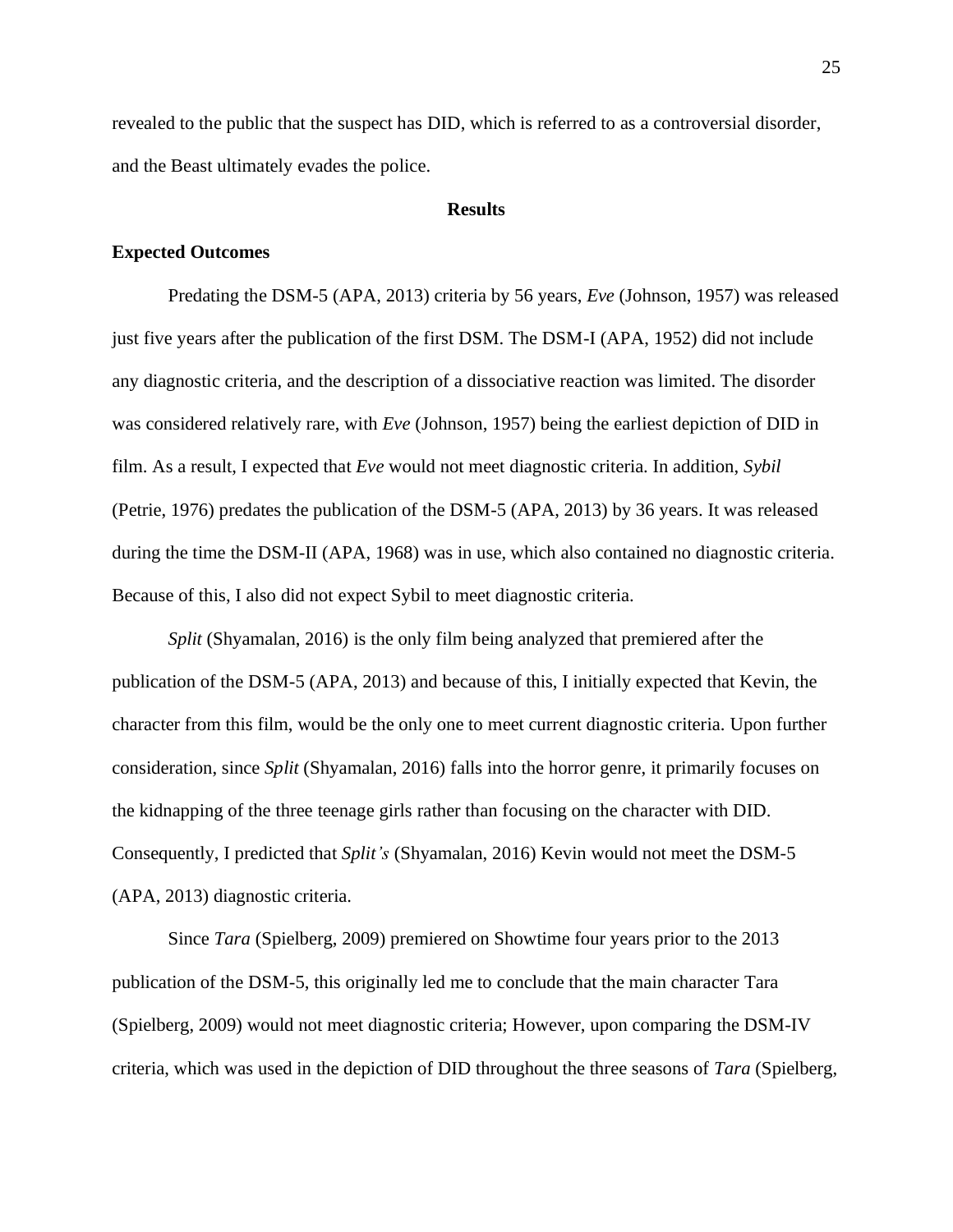revealed to the public that the suspect has DID, which is referred to as a controversial disorder, and the Beast ultimately evades the police.

## Results

### Expected Outcomes

Predating the DSM-5 (APA, 2013) criteria by 56 years, *Eve* (Johnson, 1957) was released just five years after the publication of the first DSM. The DSM-I (APA, 1952) did not include any diagnostic criteria, and the description of a dissociative reaction was limited. The disorder was considered relatively rare, with *Eve* (Johnson, 1957) being the earliest depiction of DID in film. As a result, I expected that *Eve* would not meet diagnostic criteria. In addition, *Sybil* (Petrie, 1976) predates the publication of the DSM-5 (APA, 2013) by 36 years. It was released during the time the DSM-II (APA, 1968) was in use, which also contained no diagnostic criteria. Because of this, I also did not expect Sybil to meet diagnostic criteria.

*Split* (Shyamalan, 2016) is the only film being analyzed that premiered after the publication of the DSM-5 (APA, 2013) and because of this, I initially expected that Kevin, the character from this film, would be the only one to meet current diagnostic criteria. Upon further consideration, since *Split* (Shyamalan, 2016) falls into the horror genre, it primarily focuses on the kidnapping of the three teenage girls rather than focusing on the character with DID. Consequently, I predicted that *Split's* (Shyamalan, 2016) Kevin would not meet the DSM-5 (APA, 2013) diagnostic criteria.

Since *Tara* (Spielberg, 2009) premiered on Showtime four years prior to the 2013 publication of the DSM-5, this originally led me to conclude that the main character Tara (Spielberg, 2009) would not meet diagnostic criteria; However, upon comparing the DSM-IV criteria, which was used in the depiction of DID throughout the three seasons of *Tara* (Spielberg,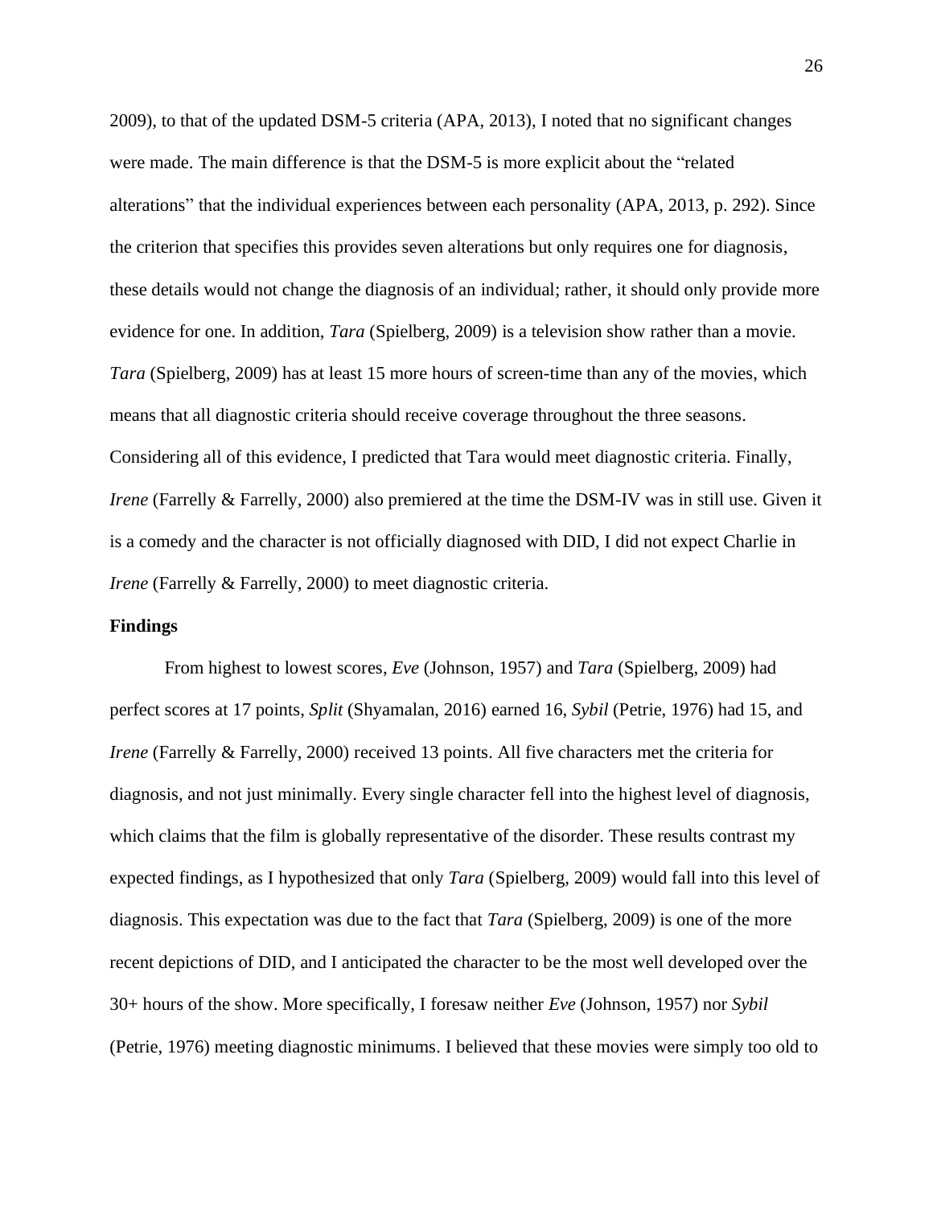2009), to that of the updated DSM-5 criteria (APA, 2013), I noted that no significant changes were made. The main difference is that the DSM-5 is more explicit about the "related alterations" that the individual experiences between each personality (APA, 2013, p. 292). Since the criterion that specifies this provides seven alterations but only requires one for diagnosis, these details would not change the diagnosis of an individual; rather, it should only provide more evidence for one. In addition, *Tara* (Spielberg, 2009) is a television show rather than a movie. *Tara* (Spielberg, 2009) has at least 15 more hours of screen-time than any of the movies, which means that all diagnostic criteria should receive coverage throughout the three seasons. Considering all of this evidence, I predicted that Tara would meet diagnostic criteria. Finally, *Irene* (Farrelly & Farrelly, 2000) also premiered at the time the DSM-IV was in still use. Given it is a comedy and the character is not officially diagnosed with DID, I did not expect Charlie in *Irene* (Farrelly & Farrelly, 2000) to meet diagnostic criteria.

**Findings**

From highest to lowest scores, *Eve* (Johnson, 1957) and *Tara* (Spielberg, 2009) had perfect scores at 17 points, *Split* (Shyamalan, 2016) earned 16, *Sybil* (Petrie, 1976) had 15, and *Irene* (Farrelly & Farrelly, 2000) received 13 points. All five characters met the criteria for diagnosis, and not just minimally. Every single character fell into the highest level of diagnosis, which claims that the film is globally representative of the disorder. These results contrast my expected findings, as I hypothesized that only *Tara* (Spielberg, 2009) would fall into this level of diagnosis. This expectation was due to the fact that *Tara* (Spielberg, 2009) is one of the more recent depictions of DID, and I anticipated the character to be the most well developed over the 30+ hours of the show. More specifically, I foresaw neither *Eve* (Johnson, 1957) nor *Sybil* (Petrie, 1976) meeting diagnostic minimums. I believed that these movies were simply too old to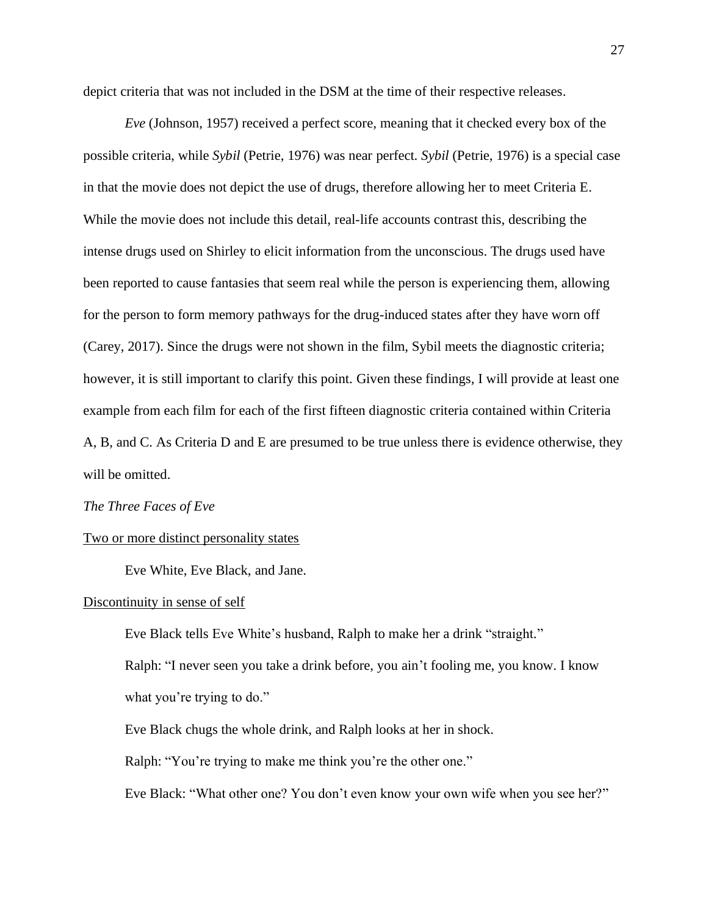depict criteria that was not included in the DSM at the time of their respective releases.

*Eve* (Johnson, 1957) received a perfect score, meaning that it checked every box of the possible criteria, while *Sybil* (Petrie, 1976) was near perfect. *Sybil* (Petrie, 1976) is a special case in that the movie does not depict the use of drugs, therefore allowing her to meet Criteria E. While the movie does not include this detail, real-life accounts contrast this, describing the intense drugs used on Shirley to elicit information from the unconscious. The drugs used have been reported to cause fantasies that seem real while the person is experiencing them, allowing for the person to form memory pathways for the drug-induced states after they have worn off (Carey, 2017). Since the drugs were not shown in the film, Sybil meets the diagnostic criteria; however, it is still important to clarify this point. Given these findings, I will provide at least one example from each film for each of the first fifteen diagnostic criteria contained within Criteria A, B, and C. As Criteria D and E are presumed to be true unless there is evidence otherwise, they will be omitted.

*The Three Faces of Eve*

<u>Two or more distinct personality states</u>

Eve White, Eve Black, and Jane.

<u>Discontinuity in sense of self</u>

Eve Black tells Eve White's husband, Ralph to make her a drink "straight."

Ralph: "I never seen you take a drink before, you ain't fooling me, you know. I know what you're trying to do."

Eve Black chugs the whole drink, and Ralph looks at her in shock.

Ralph: "You're trying to make me think you're the other one."

Eve Black: "What other one? You don't even know your own wife when you see her?"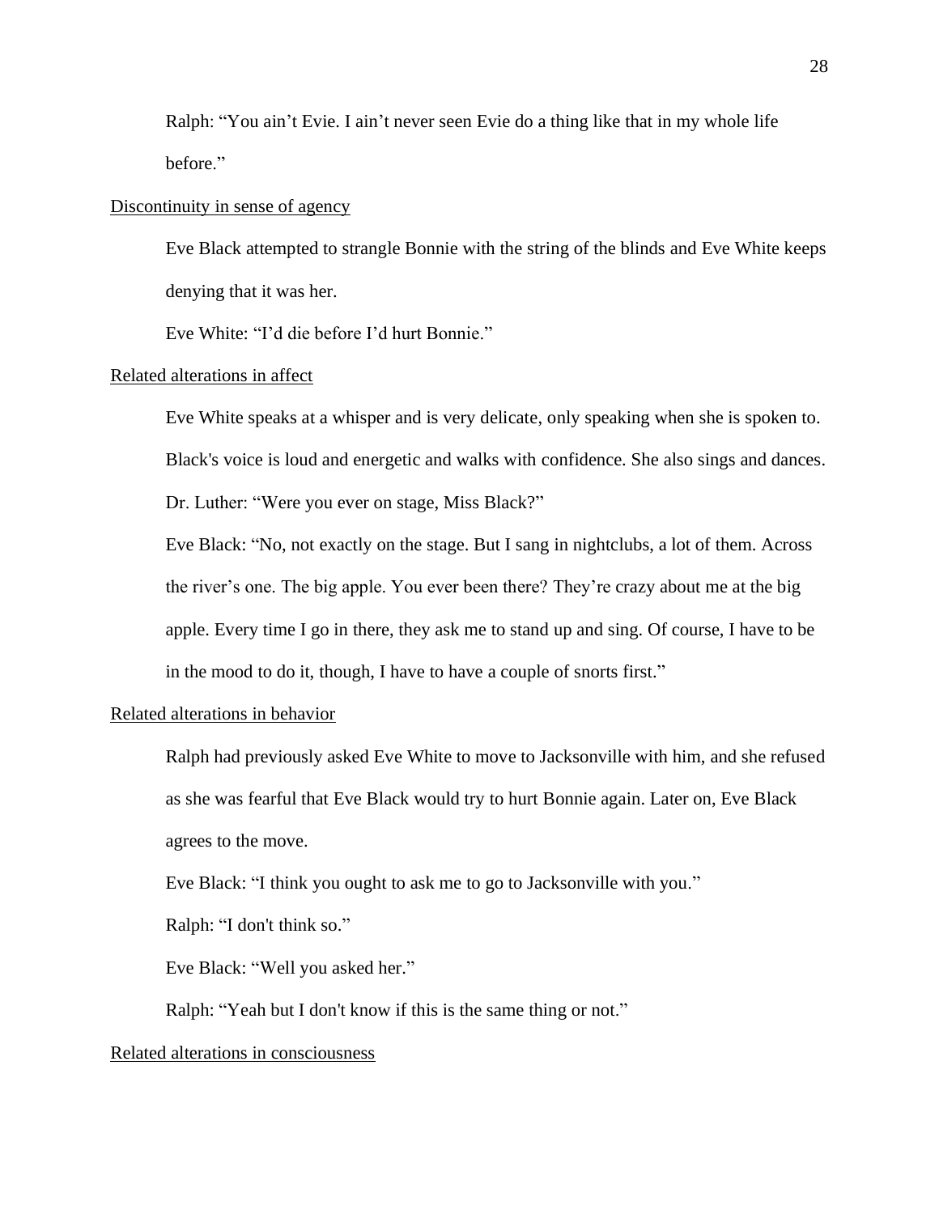Ralph: “You ain’t Evie. I ain’t never seen Evie do a thing like that in my whole life before.”

<u>Discontinuity in sense of agency</u>

Eve Black attempted to strangle Bonnie with the string of the blinds and Eve White keeps denying that it was her.

Eve White: “I’d die before I’d hurt Bonnie.”

<u>Related alterations in affect</u>

Eve White speaks at a whisper and is very delicate, only speaking when she is spoken to. Black's voice is loud and energetic and walks with confidence. She also sings and dances.

Dr. Luther: “Were you ever on stage, Miss Black?”

Eve Black: “No, not exactly on the stage. But I sang in nightclubs, a lot of them. Across the river’s one. The big apple. You ever been there? They’re crazy about me at the big apple. Every time I go in there, they ask me to stand up and sing. Of course, I have to be in the mood to do it, though, I have to have a couple of snorts first.”

<u>Related alterations in behavior</u>

Ralph had previously asked Eve White to move to Jacksonville with him, and she refused as she was fearful that Eve Black would try to hurt Bonnie again. Later on, Eve Black agrees to the move.

Eve Black: “I think you ought to ask me to go to Jacksonville with you.”

Ralph: “I don't think so.”

Eve Black: “Well you asked her.”

Ralph: “Yeah but I don't know if this is the same thing or not.”

<u>Related alterations in consciousness</u>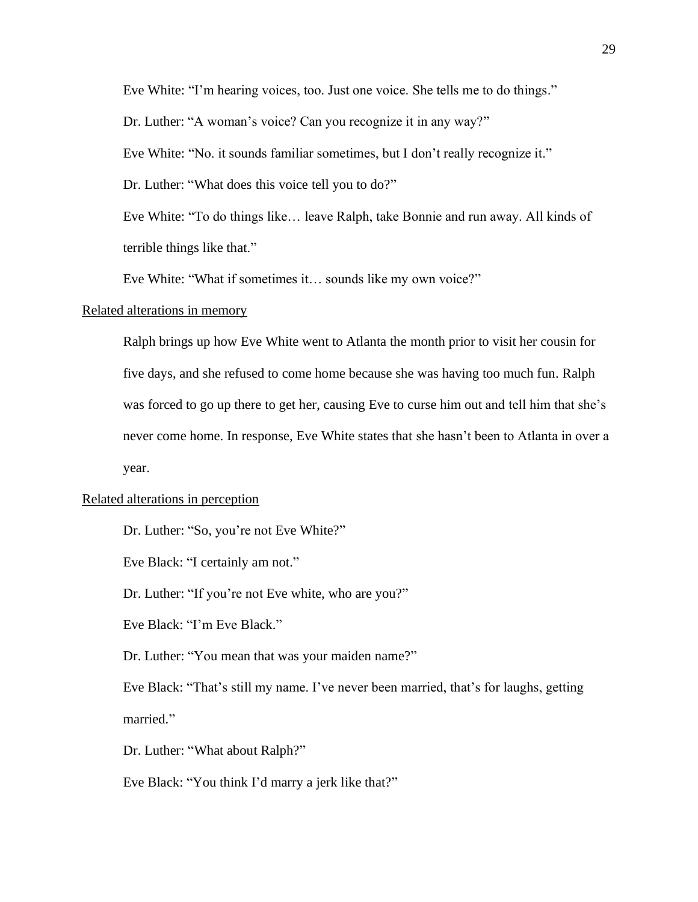Eve White: "I'm hearing voices, too. Just one voice. She tells me to do things."

Dr. Luther: "A woman's voice? Can you recognize it in any way?"

Eve White: "No. it sounds familiar sometimes, but I don't really recognize it."

Dr. Luther: "What does this voice tell you to do?"

Eve White: "To do things like… leave Ralph, take Bonnie and run away. All kinds of terrible things like that."

Eve White: "What if sometimes it… sounds like my own voice?"

<u>Related alterations in memory</u>

Ralph brings up how Eve White went to Atlanta the month prior to visit her cousin for five days, and she refused to come home because she was having too much fun. Ralph was forced to go up there to get her, causing Eve to curse him out and tell him that she's never come home. In response, Eve White states that she hasn't been to Atlanta in over a year.

<u>Related alterations in perception</u>

Dr. Luther: "So, you're not Eve White?"

Eve Black: "I certainly am not."

Dr. Luther: "If you're not Eve white, who are you?"

Eve Black: "I'm Eve Black."

Dr. Luther: "You mean that was your maiden name?"

Eve Black: "That's still my name. I've never been married, that's for laughs, getting married."

Dr. Luther: "What about Ralph?"

Eve Black: "You think I'd marry a jerk like that?"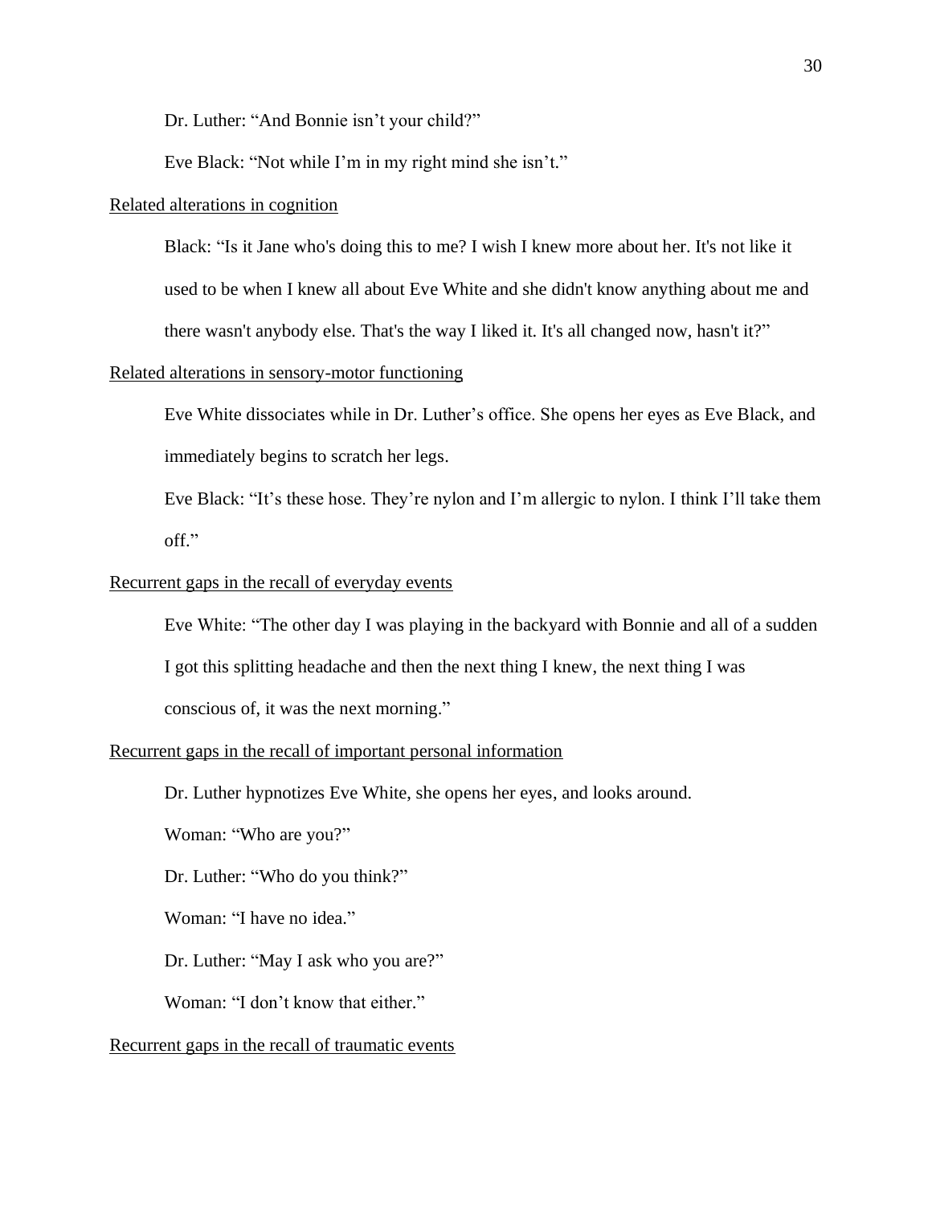Dr. Luther: “And Bonnie isn’t your child?”

Eve Black: “Not while I’m in my right mind she isn’t.”

<u>Related alterations in cognition</u>

Black: “Is it Jane who's doing this to me? I wish I knew more about her. It's not like it used to be when I knew all about Eve White and she didn't know anything about me and there wasn't anybody else. That's the way I liked it. It's all changed now, hasn't it?”

<u>Related alterations in sensory-motor functioning</u>

Eve White dissociates while in Dr. Luther’s office. She opens her eyes as Eve Black, and immediately begins to scratch her legs.

Eve Black: “It’s these hose. They’re nylon and I’m allergic to nylon. I think I’ll take them off.”

<u>Recurrent gaps in the recall of everyday events</u>

Eve White: “The other day I was playing in the backyard with Bonnie and all of a sudden I got this splitting headache and then the next thing I knew, the next thing I was conscious of, it was the next morning.”

<u>Recurrent gaps in the recall of important personal information</u>

Dr. Luther hypnotizes Eve White, she opens her eyes, and looks around.

Woman: “Who are you?”

Dr. Luther: “Who do you think?”

Woman: “I have no idea.”

Dr. Luther: “May I ask who you are?”

Woman: “I don’t know that either.”

<u>Recurrent gaps in the recall of traumatic events</u>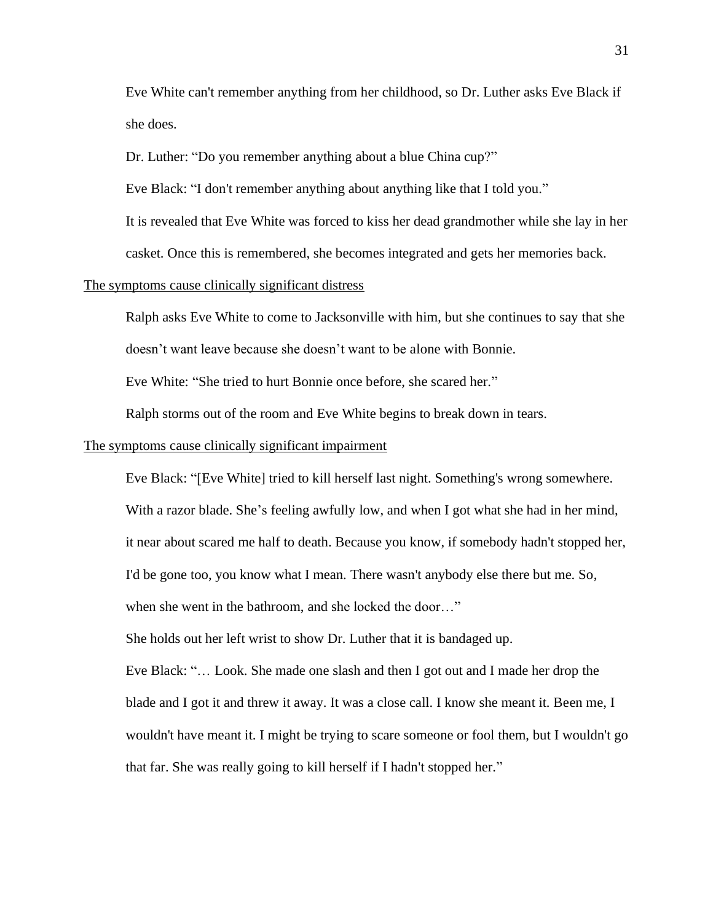Eve White can't remember anything from her childhood, so Dr. Luther asks Eve Black if she does.

Dr. Luther: "Do you remember anything about a blue China cup?"

Eve Black: "I don't remember anything about anything like that I told you."

It is revealed that Eve White was forced to kiss her dead grandmother while she lay in her casket. Once this is remembered, she becomes integrated and gets her memories back.

<u>The symptoms cause clinically significant distress</u>

Ralph asks Eve White to come to Jacksonville with him, but she continues to say that she doesn't want leave because she doesn't want to be alone with Bonnie.

Eve White: "She tried to hurt Bonnie once before, she scared her."

Ralph storms out of the room and Eve White begins to break down in tears.

<u>The symptoms cause clinically significant impairment</u>

Eve Black: "[Eve White] tried to kill herself last night. Something's wrong somewhere. With a razor blade. She's feeling awfully low, and when I got what she had in her mind, it near about scared me half to death. Because you know, if somebody hadn't stopped her, I'd be gone too, you know what I mean. There wasn't anybody else there but me. So, when she went in the bathroom, and she locked the door…"

She holds out her left wrist to show Dr. Luther that it is bandaged up.

Eve Black: "… Look. She made one slash and then I got out and I made her drop the blade and I got it and threw it away. It was a close call. I know she meant it. Been me, I wouldn't have meant it. I might be trying to scare someone or fool them, but I wouldn't go that far. She was really going to kill herself if I hadn't stopped her."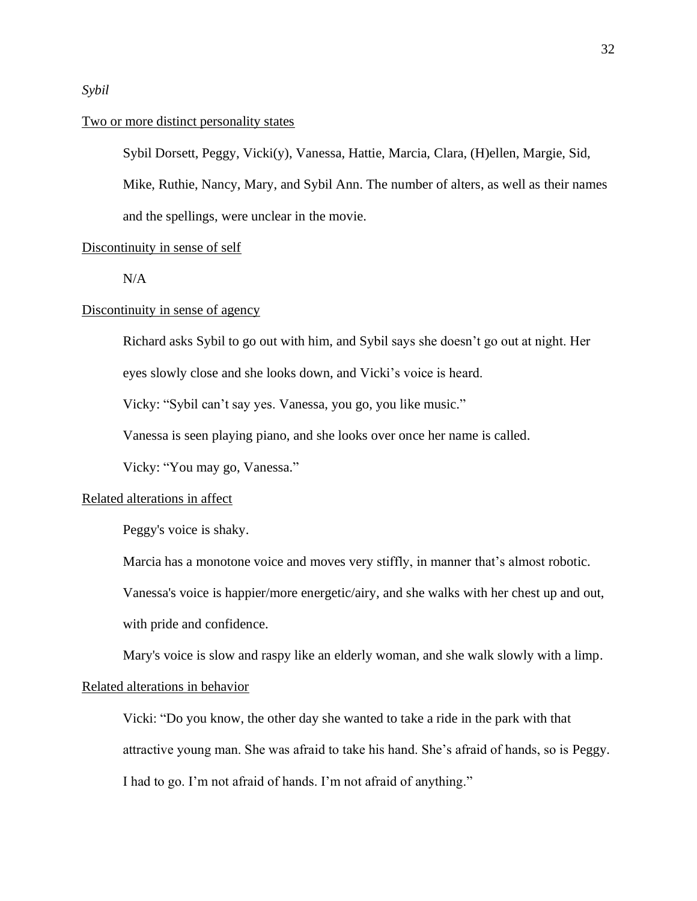*Sybil*

<u>Two or more distinct personality states</u>

Sybil Dorsett, Peggy, Vicki(y), Vanessa, Hattie, Marcia, Clara, (H)ellen, Margie, Sid, Mike, Ruthie, Nancy, Mary, and Sybil Ann. The number of alters, as well as their names and the spellings, were unclear in the movie.

<u>Discontinuity in sense of self</u>

N/A

<u>Discontinuity in sense of agency</u>

Richard asks Sybil to go out with him, and Sybil says she doesn't go out at night. Her eyes slowly close and she looks down, and Vicki's voice is heard.

Vicky: "Sybil can't say yes. Vanessa, you go, you like music."

Vanessa is seen playing piano, and she looks over once her name is called.

Vicky: "You may go, Vanessa."

<u>Related alterations in affect</u>

Peggy's voice is shaky.

Marcia has a monotone voice and moves very stiffly, in manner that's almost robotic.

Vanessa's voice is happier/more energetic/airy, and she walks with her chest up and out, with pride and confidence.

Mary's voice is slow and raspy like an elderly woman, and she walk slowly with a limp.

<u>Related alterations in behavior</u>

Vicki: "Do you know, the other day she wanted to take a ride in the park with that attractive young man. She was afraid to take his hand. She's afraid of hands, so is Peggy. I had to go. I'm not afraid of hands. I'm not afraid of anything."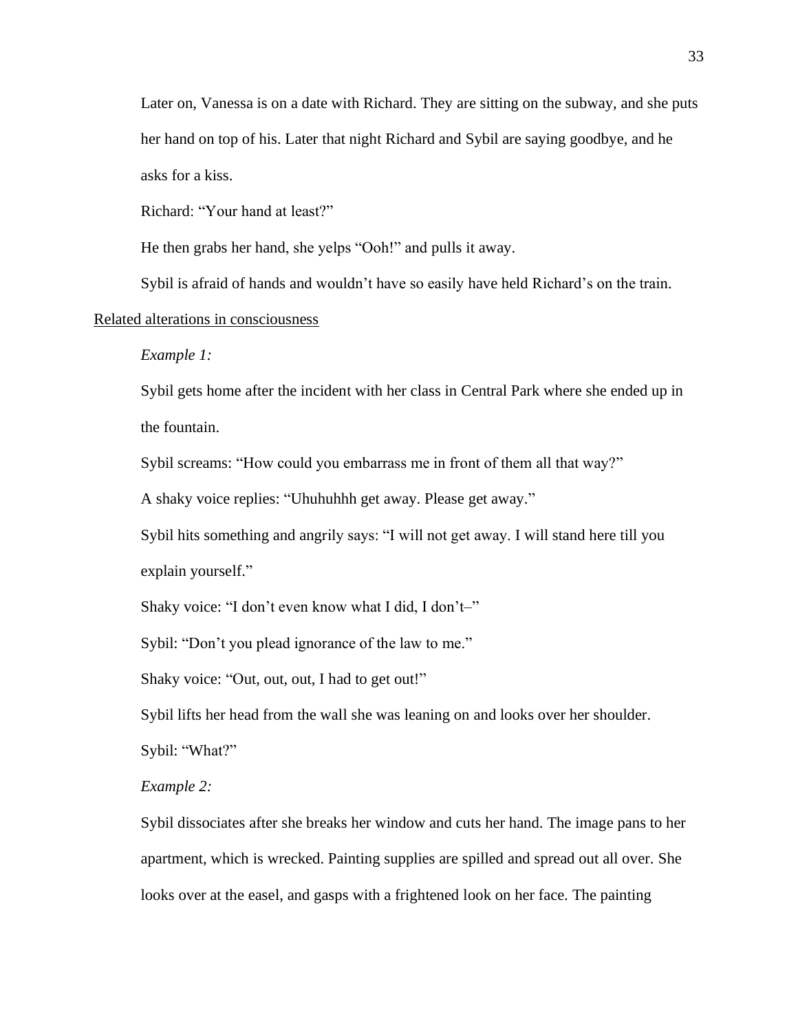Later on, Vanessa is on a date with Richard. They are sitting on the subway, and she puts her hand on top of his. Later that night Richard and Sybil are saying goodbye, and he asks for a kiss.

Richard: "Your hand at least?"

He then grabs her hand, she yelps "Ooh!" and pulls it away.

Sybil is afraid of hands and wouldn't have so easily have held Richard's on the train.

<u>Related alterations in consciousness</u>

*Example 1:*

Sybil gets home after the incident with her class in Central Park where she ended up in the fountain.

Sybil screams: "How could you embarrass me in front of them all that way?"

A shaky voice replies: "Uhuhuhhh get away. Please get away."

Sybil hits something and angrily says: "I will not get away. I will stand here till you explain yourself."

Shaky voice: "I don't even know what I did, I don't–"

Sybil: "Don't you plead ignorance of the law to me."

Shaky voice: "Out, out, out, I had to get out!"

Sybil lifts her head from the wall she was leaning on and looks over her shoulder.

Sybil: "What?"

*Example 2:*

Sybil dissociates after she breaks her window and cuts her hand. The image pans to her apartment, which is wrecked. Painting supplies are spilled and spread out all over. She looks over at the easel, and gasps with a frightened look on her face. The painting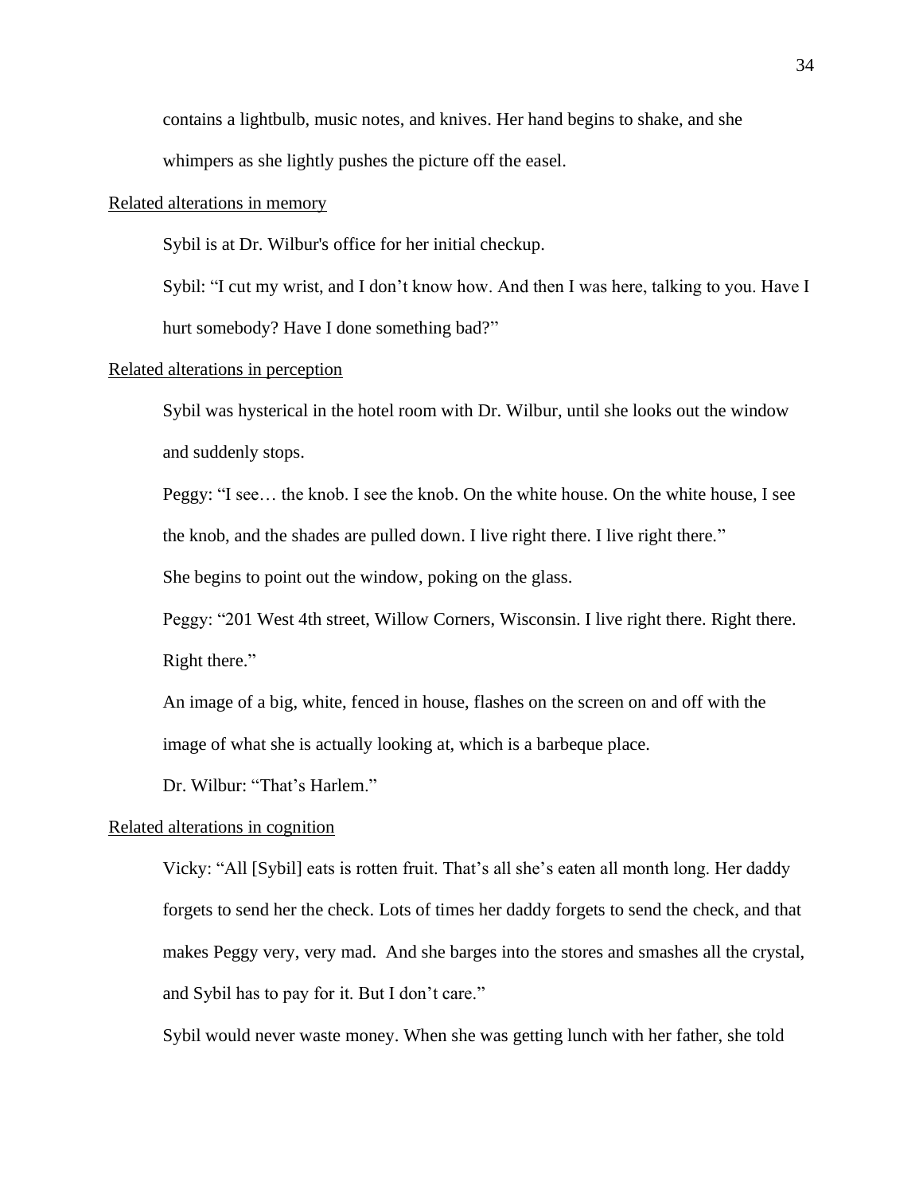contains a lightbulb, music notes, and knives. Her hand begins to shake, and she whimpers as she lightly pushes the picture off the easel.

<u>Related alterations in memory</u>

Sybil is at Dr. Wilbur's office for her initial checkup.

Sybil: "I cut my wrist, and I don't know how. And then I was here, talking to you. Have I hurt somebody? Have I done something bad?"

<u>Related alterations in perception</u>

Sybil was hysterical in the hotel room with Dr. Wilbur, until she looks out the window and suddenly stops.

Peggy: "I see… the knob. I see the knob. On the white house. On the white house, I see the knob, and the shades are pulled down. I live right there. I live right there."

She begins to point out the window, poking on the glass.

Peggy: "201 West 4th street, Willow Corners, Wisconsin. I live right there. Right there. Right there."

An image of a big, white, fenced in house, flashes on the screen on and off with the image of what she is actually looking at, which is a barbeque place.

Dr. Wilbur: "That's Harlem."

<u>Related alterations in cognition</u>

Vicky: "All [Sybil] eats is rotten fruit. That's all she's eaten all month long. Her daddy forgets to send her the check. Lots of times her daddy forgets to send the check, and that makes Peggy very, very mad. And she barges into the stores and smashes all the crystal, and Sybil has to pay for it. But I don't care."

Sybil would never waste money. When she was getting lunch with her father, she told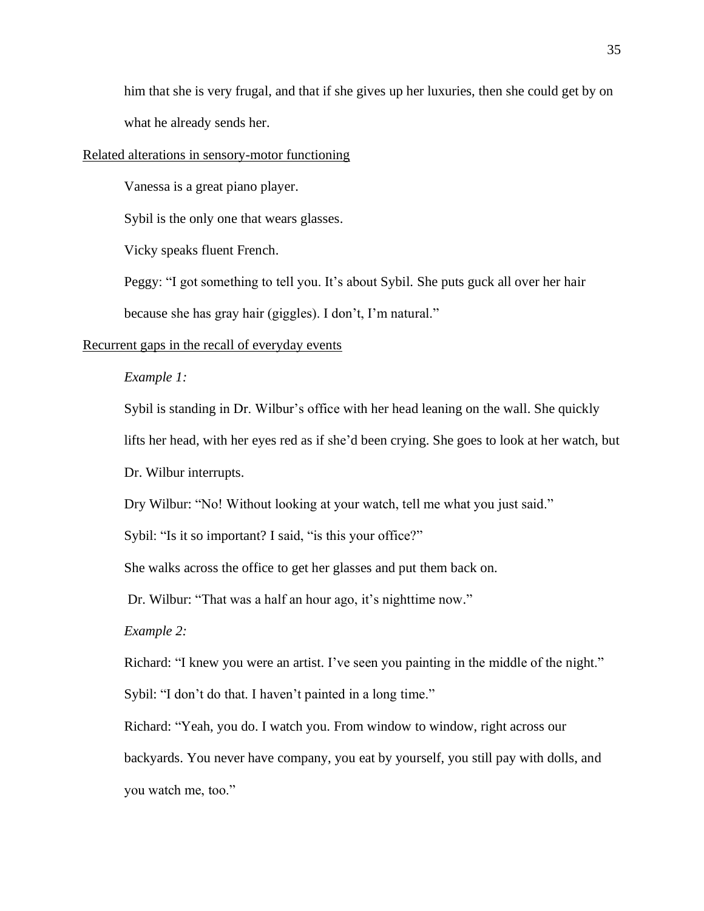him that she is very frugal, and that if she gives up her luxuries, then she could get by on what he already sends her.

<u>Related alterations in sensory-motor functioning</u>

Vanessa is a great piano player.

Sybil is the only one that wears glasses.

Vicky speaks fluent French.

Peggy: "I got something to tell you. It's about Sybil. She puts guck all over her hair because she has gray hair (giggles). I don't, I'm natural."

<u>Recurrent gaps in the recall of everyday events</u>

*Example 1:*

Sybil is standing in Dr. Wilbur's office with her head leaning on the wall. She quickly lifts her head, with her eyes red as if she'd been crying. She goes to look at her watch, but Dr. Wilbur interrupts.

Dry Wilbur: "No! Without looking at your watch, tell me what you just said."

Sybil: "Is it so important? I said, "is this your office?"

She walks across the office to get her glasses and put them back on.

Dr. Wilbur: "That was a half an hour ago, it's nighttime now."

*Example 2:*

Richard: "I knew you were an artist. I've seen you painting in the middle of the night."

Sybil: "I don't do that. I haven't painted in a long time."

Richard: "Yeah, you do. I watch you. From window to window, right across our backyards. You never have company, you eat by yourself, you still pay with dolls, and you watch me, too."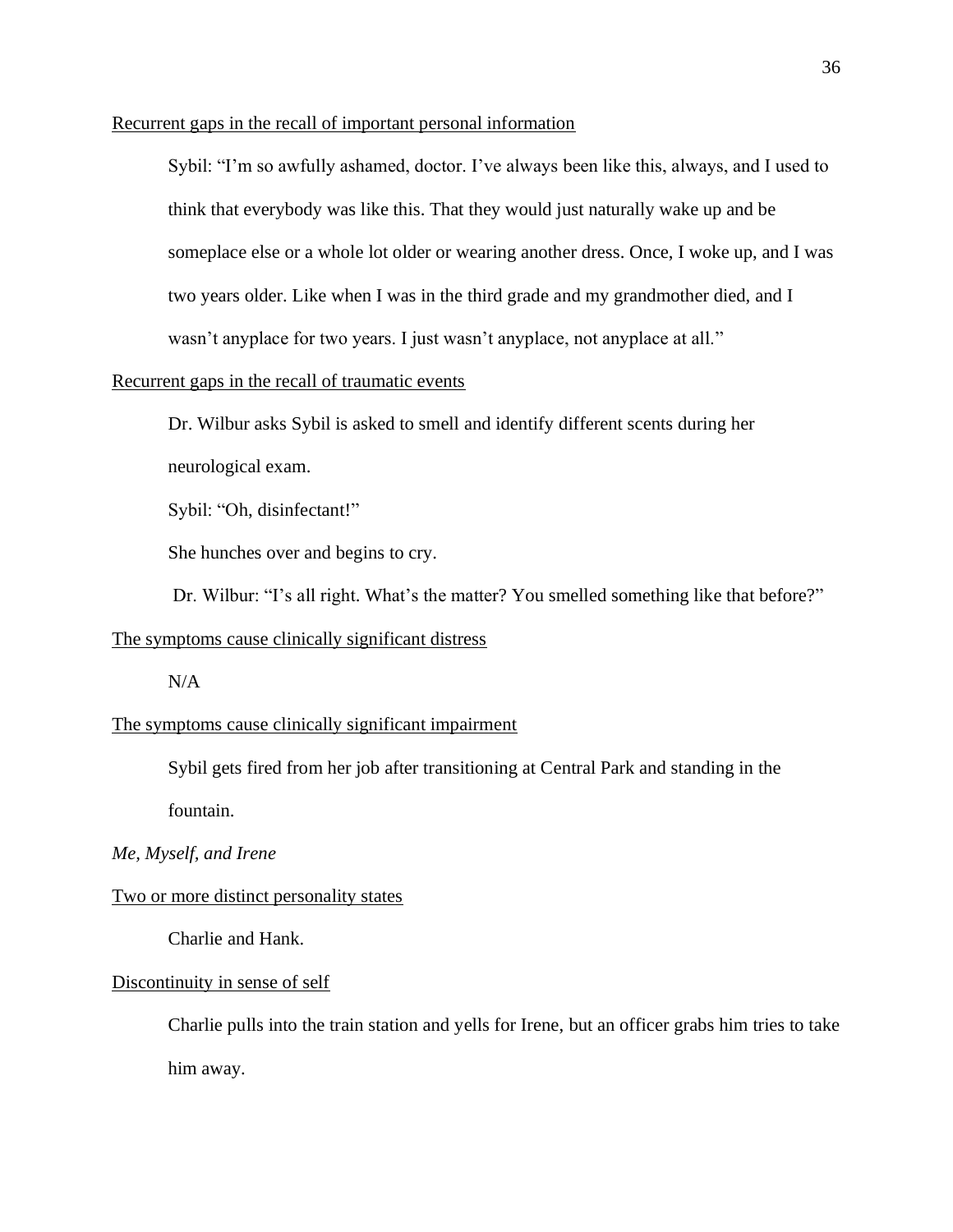Recurrent gaps in the recall of important personal information

Sybil: "I'm so awfully ashamed, doctor. I've always been like this, always, and I used to think that everybody was like this. That they would just naturally wake up and be someplace else or a whole lot older or wearing another dress. Once, I woke up, and I was two years older. Like when I was in the third grade and my grandmother died, and I wasn't anyplace for two years. I just wasn't anyplace, not anyplace at all."

Recurrent gaps in the recall of traumatic events

Dr. Wilbur asks Sybil is asked to smell and identify different scents during her neurological exam.

Sybil: "Oh, disinfectant!"

She hunches over and begins to cry.

Dr. Wilbur: "I's all right. What's the matter? You smelled something like that before?"

The symptoms cause clinically significant distress

N/A

The symptoms cause clinically significant impairment

Sybil gets fired from her job after transitioning at Central Park and standing in the fountain.

*Me, Myself, and Irene*

Two or more distinct personality states

Charlie and Hank.

Discontinuity in sense of self

Charlie pulls into the train station and yells for Irene, but an officer grabs him tries to take him away.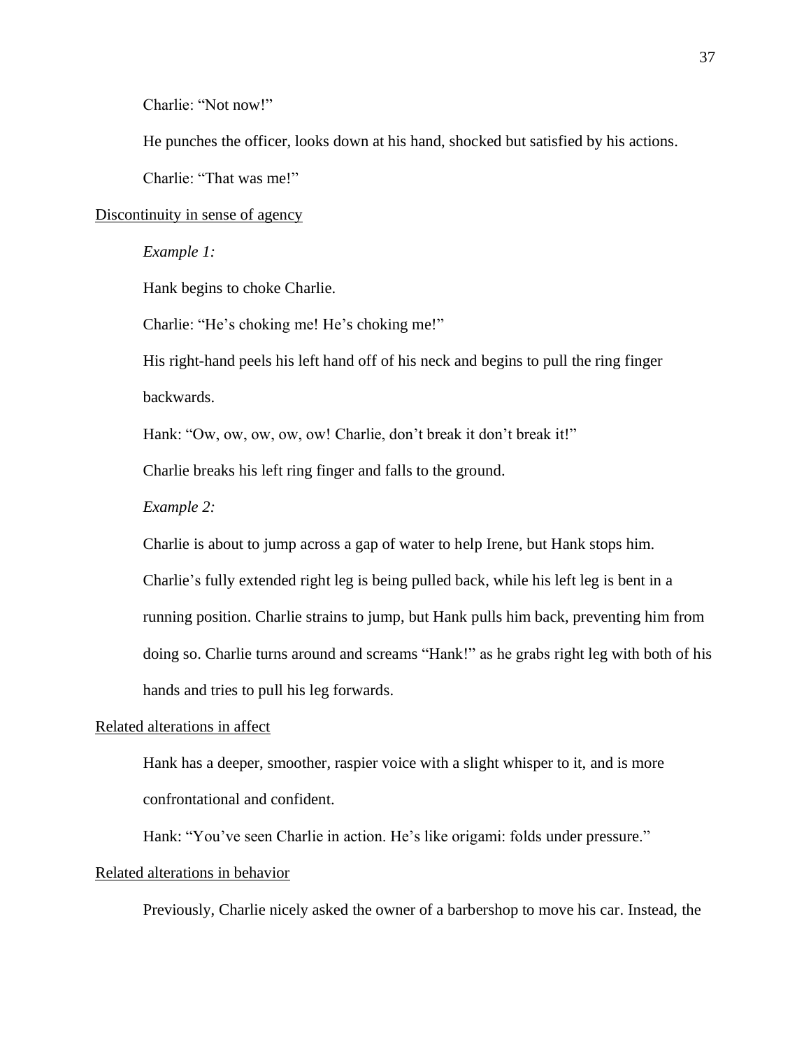Charlie: "Not now!"

He punches the officer, looks down at his hand, shocked but satisfied by his actions.

Charlie: "That was me!"

<u>Discontinuity in sense of agency</u>

*Example 1:*

Hank begins to choke Charlie.

Charlie: "He's choking me! He's choking me!"

His right-hand peels his left hand off of his neck and begins to pull the ring finger backwards.

Hank: "Ow, ow, ow, ow, ow! Charlie, don't break it don't break it!"

Charlie breaks his left ring finger and falls to the ground.

*Example 2:*

Charlie is about to jump across a gap of water to help Irene, but Hank stops him. Charlie's fully extended right leg is being pulled back, while his left leg is bent in a running position. Charlie strains to jump, but Hank pulls him back, preventing him from doing so. Charlie turns around and screams "Hank!" as he grabs right leg with both of his hands and tries to pull his leg forwards.

<u>Related alterations in affect</u>

Hank has a deeper, smoother, raspier voice with a slight whisper to it, and is more confrontational and confident.

Hank: "You've seen Charlie in action. He's like origami: folds under pressure."

<u>Related alterations in behavior</u>

Previously, Charlie nicely asked the owner of a barbershop to move his car. Instead, the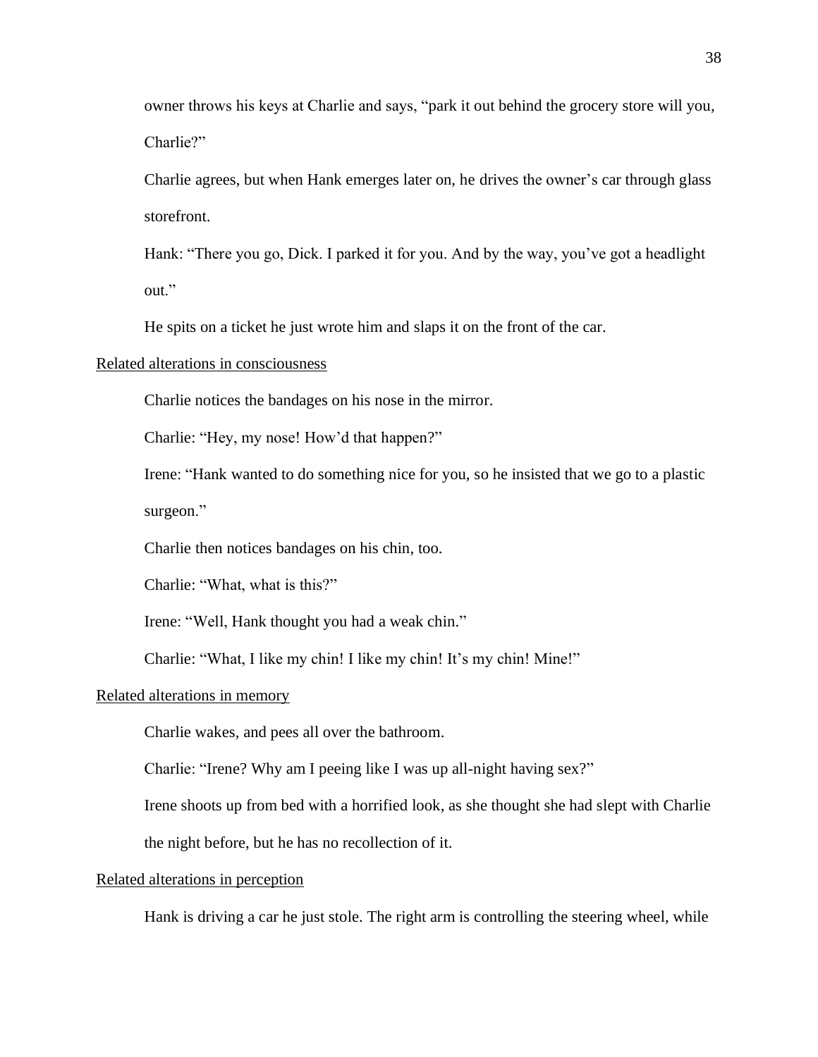owner throws his keys at Charlie and says, “park it out behind the grocery store will you, Charlie?”

Charlie agrees, but when Hank emerges later on, he drives the owner’s car through glass storefront.

Hank: “There you go, Dick. I parked it for you. And by the way, you’ve got a headlight out.”

He spits on a ticket he just wrote him and slaps it on the front of the car.

<u>Related alterations in consciousness</u>

Charlie notices the bandages on his nose in the mirror.

Charlie: “Hey, my nose! How’d that happen?”

Irene: “Hank wanted to do something nice for you, so he insisted that we go to a plastic surgeon.”

Charlie then notices bandages on his chin, too.

Charlie: “What, what is this?”

Irene: “Well, Hank thought you had a weak chin.”

Charlie: “What, I like my chin! I like my chin! It’s my chin! Mine!”

<u>Related alterations in memory</u>

Charlie wakes, and pees all over the bathroom.

Charlie: “Irene? Why am I peeing like I was up all-night having sex?”

Irene shoots up from bed with a horrified look, as she thought she had slept with Charlie the night before, but he has no recollection of it.

<u>Related alterations in perception</u>

Hank is driving a car he just stole. The right arm is controlling the steering wheel, while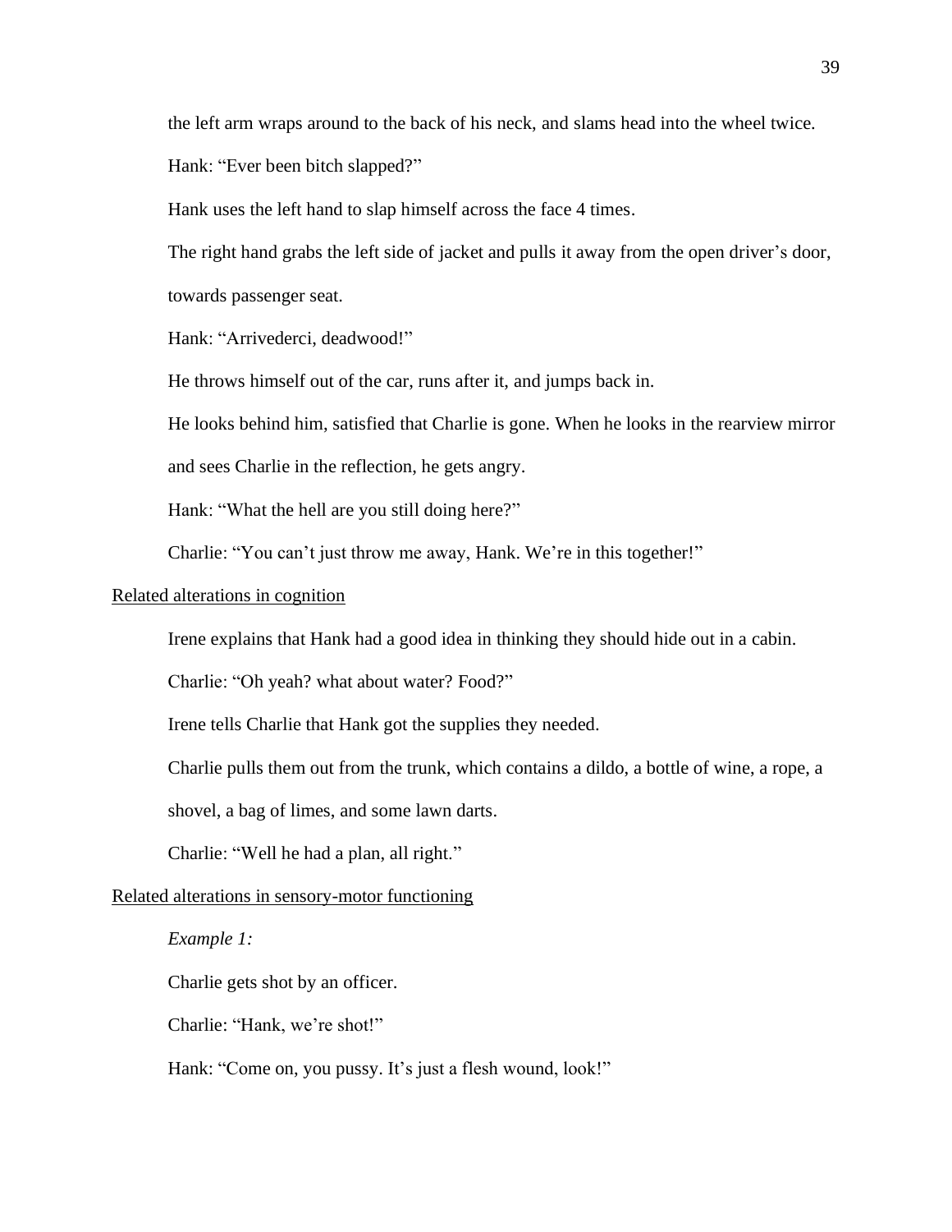the left arm wraps around to the back of his neck, and slams head into the wheel twice.

Hank: "Ever been bitch slapped?"

Hank uses the left hand to slap himself across the face 4 times.

The right hand grabs the left side of jacket and pulls it away from the open driver's door, towards passenger seat.

Hank: "Arrivederci, deadwood!"

He throws himself out of the car, runs after it, and jumps back in.

He looks behind him, satisfied that Charlie is gone. When he looks in the rearview mirror and sees Charlie in the reflection, he gets angry.

Hank: "What the hell are you still doing here?"

Charlie: "You can't just throw me away, Hank. We're in this together!"

<u>Related alterations in cognition</u>

Irene explains that Hank had a good idea in thinking they should hide out in a cabin.

Charlie: "Oh yeah? what about water? Food?"

Irene tells Charlie that Hank got the supplies they needed.

Charlie pulls them out from the trunk, which contains a dildo, a bottle of wine, a rope, a shovel, a bag of limes, and some lawn darts.

Charlie: "Well he had a plan, all right."

<u>Related alterations in sensory-motor functioning</u>

*Example 1:*

Charlie gets shot by an officer.

Charlie: "Hank, we're shot!"

Hank: "Come on, you pussy. It's just a flesh wound, look!"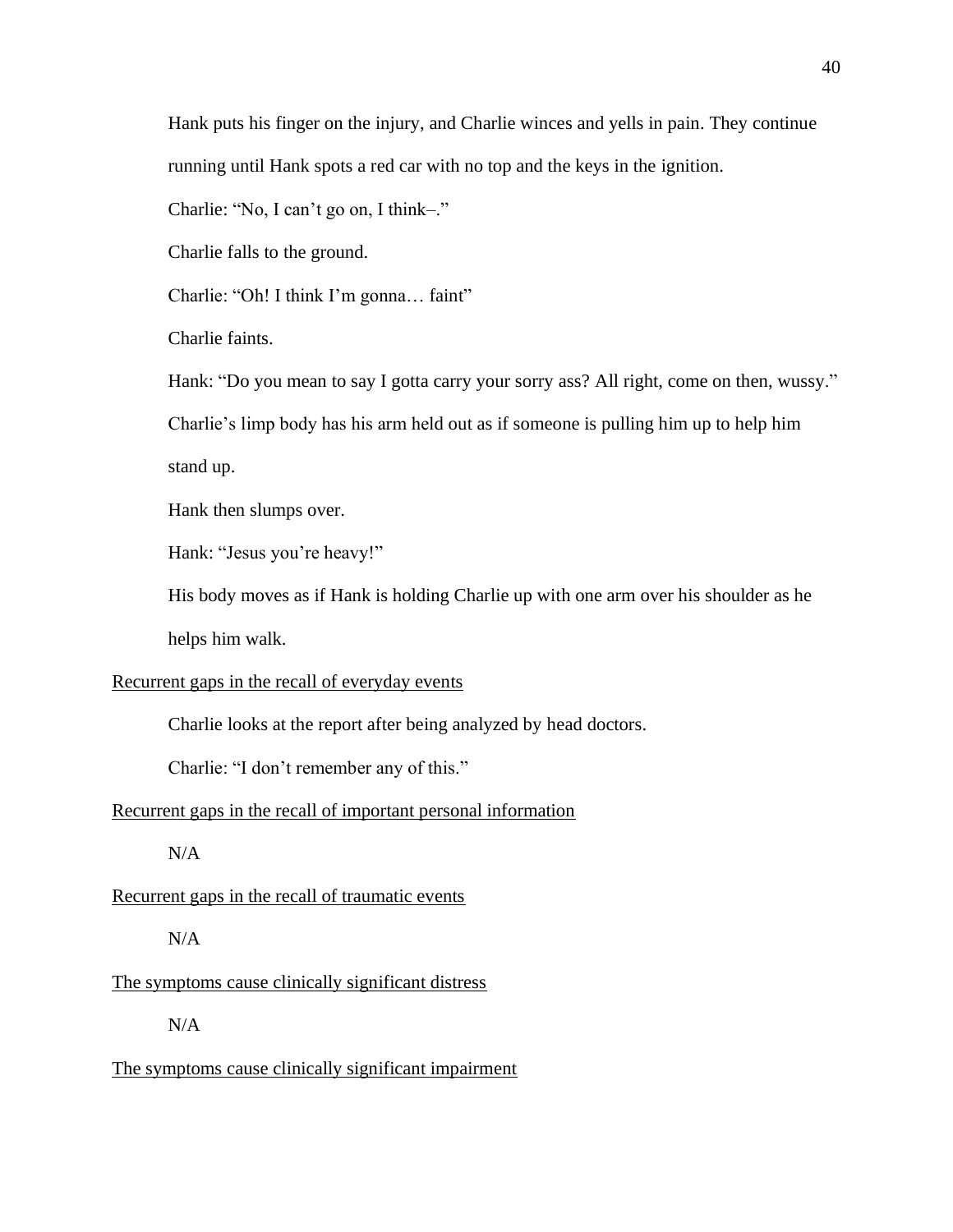Hank puts his finger on the injury, and Charlie winces and yells in pain. They continue running until Hank spots a red car with no top and the keys in the ignition.

Charlie: "No, I can't go on, I think–."

Charlie falls to the ground.

Charlie: "Oh! I think I'm gonna… faint"

Charlie faints.

Hank: "Do you mean to say I gotta carry your sorry ass? All right, come on then, wussy."

Charlie's limp body has his arm held out as if someone is pulling him up to help him stand up.

Hank then slumps over.

Hank: "Jesus you're heavy!"

His body moves as if Hank is holding Charlie up with one arm over his shoulder as he helps him walk.

<u>Recurrent gaps in the recall of everyday events</u>

Charlie looks at the report after being analyzed by head doctors.

Charlie: "I don't remember any of this."

<u>Recurrent gaps in the recall of important personal information</u>

N/A

<u>Recurrent gaps in the recall of traumatic events</u>

N/A

<u>The symptoms cause clinically significant distress</u>

N/A

<u>The symptoms cause clinically significant impairment</u>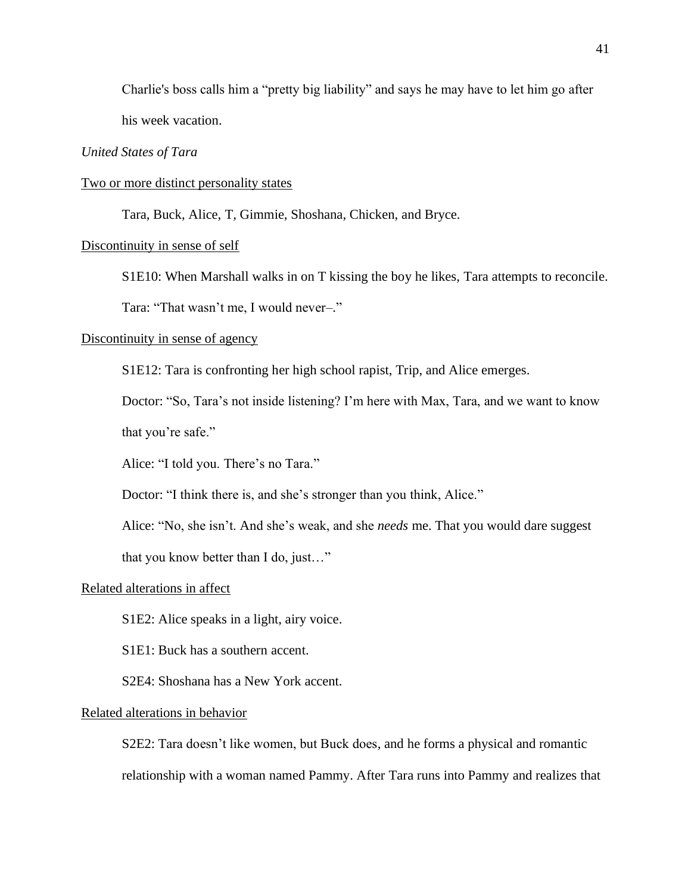Charlie's boss calls him a "pretty big liability" and says he may have to let him go after his week vacation.

*United States of Tara*

<u>Two or more distinct personality states</u>

Tara, Buck, Alice, T, Gimmie, Shoshana, Chicken, and Bryce.

<u>Discontinuity in sense of self</u>

S1E10: When Marshall walks in on T kissing the boy he likes, Tara attempts to reconcile.

Tara: "That wasn't me, I would never–."

<u>Discontinuity in sense of agency</u>

S1E12: Tara is confronting her high school rapist, Trip, and Alice emerges.

Doctor: "So, Tara's not inside listening? I'm here with Max, Tara, and we want to know that you're safe."

Alice: "I told you. There's no Tara."

Doctor: "I think there is, and she's stronger than you think, Alice."

Alice: "No, she isn't. And she's weak, and she *needs* me. That you would dare suggest that you know better than I do, just…"

<u>Related alterations in affect</u>

S1E2: Alice speaks in a light, airy voice.

S1E1: Buck has a southern accent.

S2E4: Shoshana has a New York accent.

<u>Related alterations in behavior</u>

S2E2: Tara doesn't like women, but Buck does, and he forms a physical and romantic relationship with a woman named Pammy. After Tara runs into Pammy and realizes that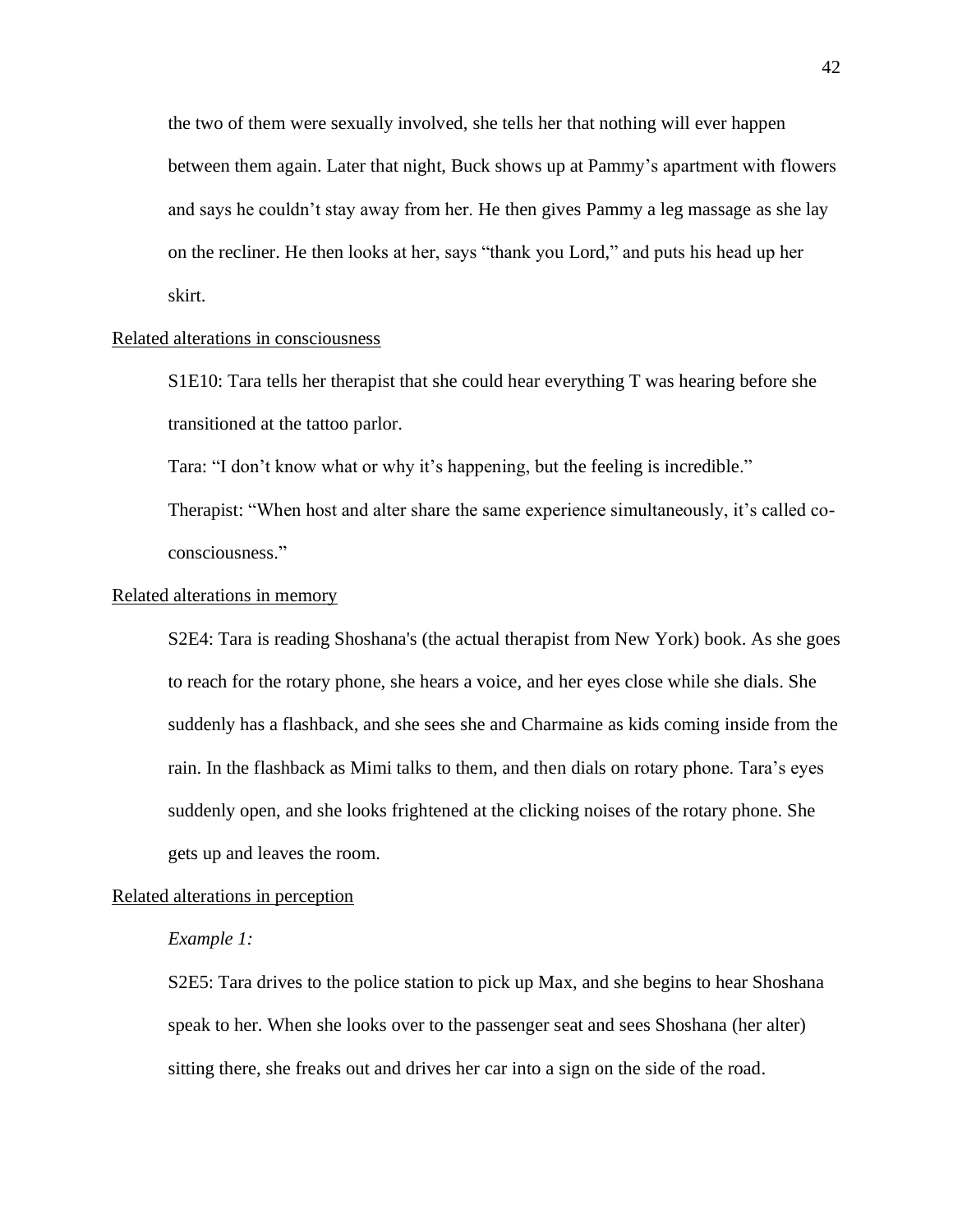the two of them were sexually involved, she tells her that nothing will ever happen between them again. Later that night, Buck shows up at Pammy's apartment with flowers and says he couldn't stay away from her. He then gives Pammy a leg massage as she lay on the recliner. He then looks at her, says "thank you Lord," and puts his head up her skirt.

<u>Related alterations in consciousness</u>

S1E10: Tara tells her therapist that she could hear everything T was hearing before she transitioned at the tattoo parlor.

Tara: "I don't know what or why it's happening, but the feeling is incredible."

Therapist: "When host and alter share the same experience simultaneously, it's called co-consciousness."

<u>Related alterations in memory</u>

S2E4: Tara is reading Shoshana's (the actual therapist from New York) book. As she goes to reach for the rotary phone, she hears a voice, and her eyes close while she dials. She suddenly has a flashback, and she sees she and Charmaine as kids coming inside from the rain. In the flashback as Mimi talks to them, and then dials on rotary phone. Tara's eyes suddenly open, and she looks frightened at the clicking noises of the rotary phone. She gets up and leaves the room.

<u>Related alterations in perception</u>

*Example 1:*

S2E5: Tara drives to the police station to pick up Max, and she begins to hear Shoshana speak to her. When she looks over to the passenger seat and sees Shoshana (her alter) sitting there, she freaks out and drives her car into a sign on the side of the road.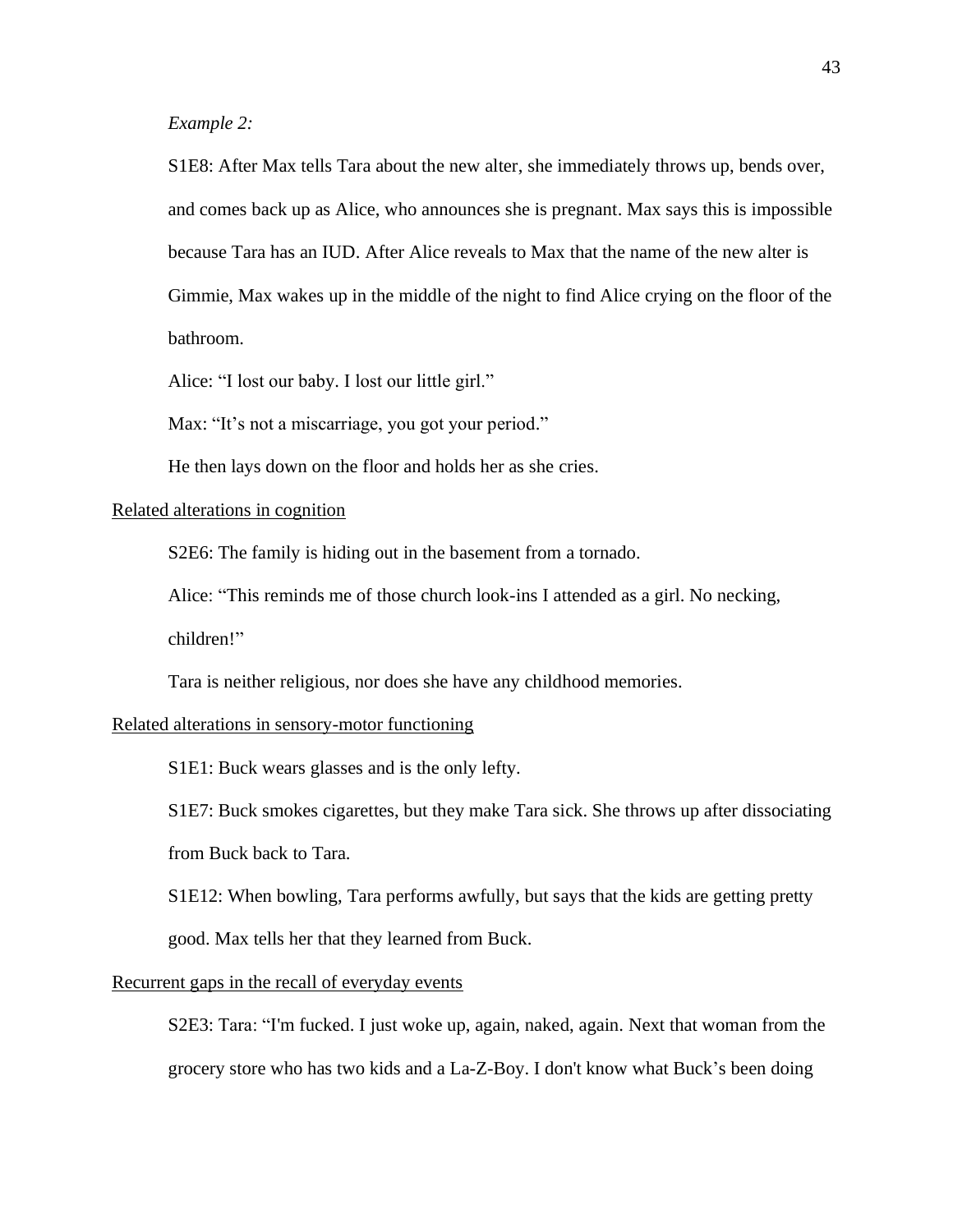*Example 2:*

S1E8: After Max tells Tara about the new alter, she immediately throws up, bends over, and comes back up as Alice, who announces she is pregnant. Max says this is impossible because Tara has an IUD. After Alice reveals to Max that the name of the new alter is Gimmie, Max wakes up in the middle of the night to find Alice crying on the floor of the bathroom.

Alice: "I lost our baby. I lost our little girl."

Max: "It's not a miscarriage, you got your period."

He then lays down on the floor and holds her as she cries.

<u>Related alterations in cognition</u>

S2E6: The family is hiding out in the basement from a tornado.

Alice: "This reminds me of those church look-ins I attended as a girl. No necking, children!"

Tara is neither religious, nor does she have any childhood memories.

<u>Related alterations in sensory-motor functioning</u>

S1E1: Buck wears glasses and is the only lefty.

S1E7: Buck smokes cigarettes, but they make Tara sick. She throws up after dissociating from Buck back to Tara.

S1E12: When bowling, Tara performs awfully, but says that the kids are getting pretty good. Max tells her that they learned from Buck.

<u>Recurrent gaps in the recall of everyday events</u>

S2E3: Tara: "I'm fucked. I just woke up, again, naked, again. Next that woman from the grocery store who has two kids and a La-Z-Boy. I don't know what Buck's been doing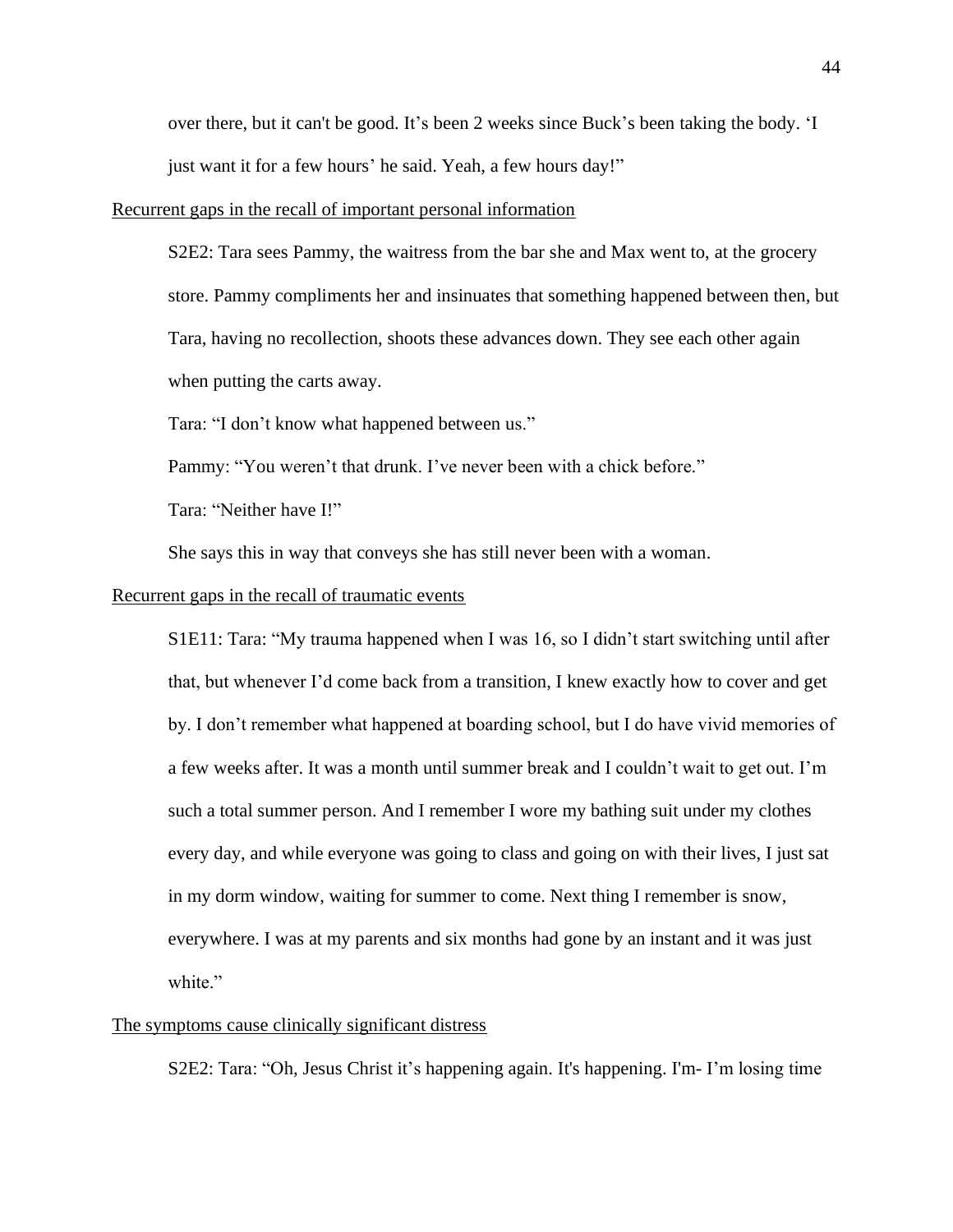over there, but it can't be good. It's been 2 weeks since Buck's been taking the body. 'I just want it for a few hours' he said. Yeah, a few hours day!"

<u>Recurrent gaps in the recall of important personal information</u>

S2E2: Tara sees Pammy, the waitress from the bar she and Max went to, at the grocery store. Pammy compliments her and insinuates that something happened between then, but Tara, having no recollection, shoots these advances down. They see each other again when putting the carts away.

Tara: "I don't know what happened between us."

Pammy: "You weren't that drunk. I've never been with a chick before."

Tara: "Neither have I!"

She says this in way that conveys she has still never been with a woman.

<u>Recurrent gaps in the recall of traumatic events</u>

S1E11: Tara: "My trauma happened when I was 16, so I didn't start switching until after that, but whenever I'd come back from a transition, I knew exactly how to cover and get by. I don't remember what happened at boarding school, but I do have vivid memories of a few weeks after. It was a month until summer break and I couldn't wait to get out. I'm such a total summer person. And I remember I wore my bathing suit under my clothes every day, and while everyone was going to class and going on with their lives, I just sat in my dorm window, waiting for summer to come. Next thing I remember is snow, everywhere. I was at my parents and six months had gone by an instant and it was just white."

<u>The symptoms cause clinically significant distress</u>

S2E2: Tara: "Oh, Jesus Christ it's happening again. It's happening. I'm- I'm losing time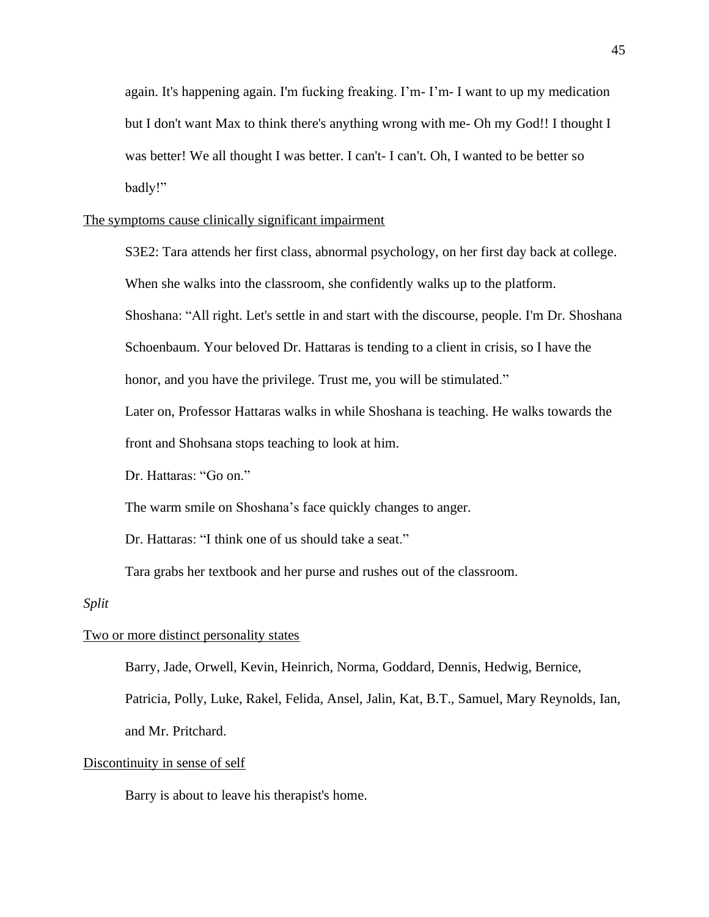again. It's happening again. I'm fucking freaking. I'm- I'm- I want to up my medication but I don't want Max to think there's anything wrong with me- Oh my God!! I thought I was better! We all thought I was better. I can't- I can't. Oh, I wanted to be better so badly!"

<u>The symptoms cause clinically significant impairment</u>

S3E2: Tara attends her first class, abnormal psychology, on her first day back at college. When she walks into the classroom, she confidently walks up to the platform.

Shoshana: "All right. Let's settle in and start with the discourse, people. I'm Dr. Shoshana Schoenbaum. Your beloved Dr. Hattaras is tending to a client in crisis, so I have the honor, and you have the privilege. Trust me, you will be stimulated."

Later on, Professor Hattaras walks in while Shoshana is teaching. He walks towards the front and Shohsana stops teaching to look at him.

Dr. Hattaras: "Go on."

The warm smile on Shoshana's face quickly changes to anger.

Dr. Hattaras: "I think one of us should take a seat."

Tara grabs her textbook and her purse and rushes out of the classroom.

*Split*

<u>Two or more distinct personality states</u>

Barry, Jade, Orwell, Kevin, Heinrich, Norma, Goddard, Dennis, Hedwig, Bernice, Patricia, Polly, Luke, Rakel, Felida, Ansel, Jalin, Kat, B.T., Samuel, Mary Reynolds, Ian, and Mr. Pritchard.

<u>Discontinuity in sense of self</u>

Barry is about to leave his therapist's home.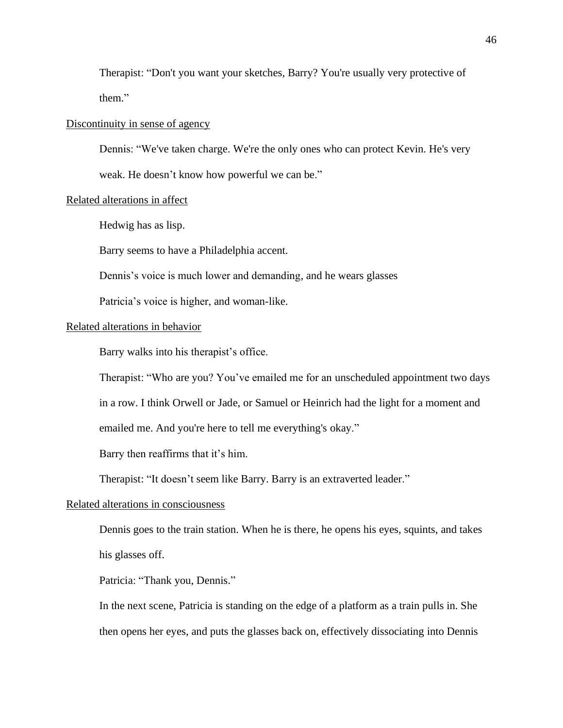Therapist: “Don't you want your sketches, Barry? You're usually very protective of them.”

<u>Discontinuity in sense of agency</u>

Dennis: “We've taken charge. We're the only ones who can protect Kevin. He's very weak. He doesn’t know how powerful we can be.”

<u>Related alterations in affect</u>

Hedwig has as lisp.

Barry seems to have a Philadelphia accent.

Dennis’s voice is much lower and demanding, and he wears glasses

Patricia’s voice is higher, and woman-like.

<u>Related alterations in behavior</u>

Barry walks into his therapist’s office.

Therapist: “Who are you? You’ve emailed me for an unscheduled appointment two days in a row. I think Orwell or Jade, or Samuel or Heinrich had the light for a moment and emailed me. And you're here to tell me everything's okay.”

Barry then reaffirms that it’s him.

Therapist: “It doesn’t seem like Barry. Barry is an extraverted leader.”

<u>Related alterations in consciousness</u>

Dennis goes to the train station. When he is there, he opens his eyes, squints, and takes his glasses off.

Patricia: “Thank you, Dennis.”

In the next scene, Patricia is standing on the edge of a platform as a train pulls in. She then opens her eyes, and puts the glasses back on, effectively dissociating into Dennis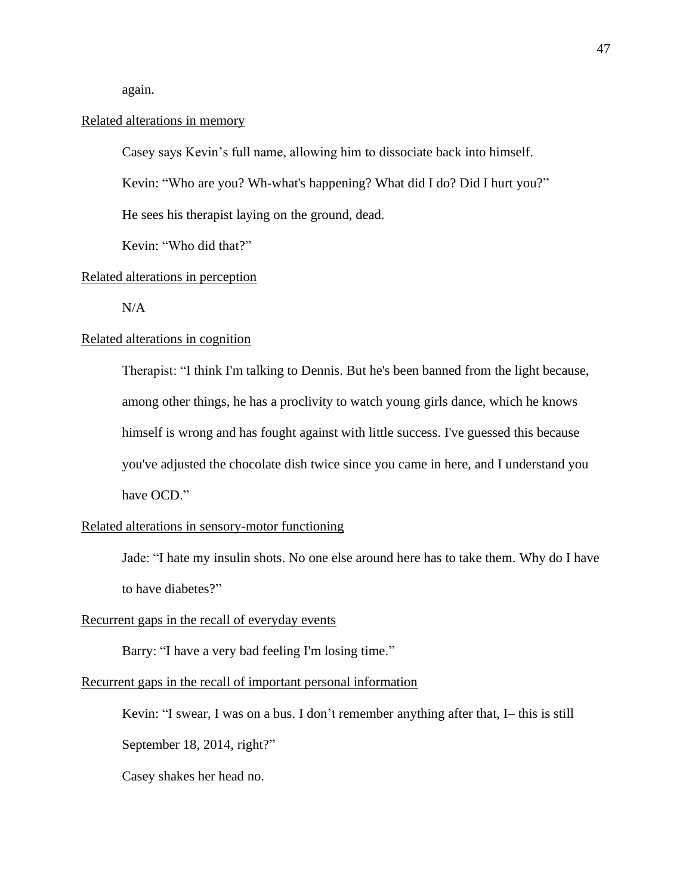again.

<u>Related alterations in memory</u>

Casey says Kevin's full name, allowing him to dissociate back into himself.

Kevin: "Who are you? Wh-what's happening? What did I do? Did I hurt you?"

He sees his therapist laying on the ground, dead.

Kevin: "Who did that?"

<u>Related alterations in perception</u>

N/A

<u>Related alterations in cognition</u>

Therapist: "I think I'm talking to Dennis. But he's been banned from the light because, among other things, he has a proclivity to watch young girls dance, which he knows himself is wrong and has fought against with little success. I've guessed this because you've adjusted the chocolate dish twice since you came in here, and I understand you have OCD."

<u>Related alterations in sensory-motor functioning</u>

Jade: "I hate my insulin shots. No one else around here has to take them. Why do I have to have diabetes?"

<u>Recurrent gaps in the recall of everyday events</u>

Barry: "I have a very bad feeling I'm losing time."

<u>Recurrent gaps in the recall of important personal information</u>

Kevin: "I swear, I was on a bus. I don't remember anything after that, I– this is still September 18, 2014, right?"

Casey shakes her head no.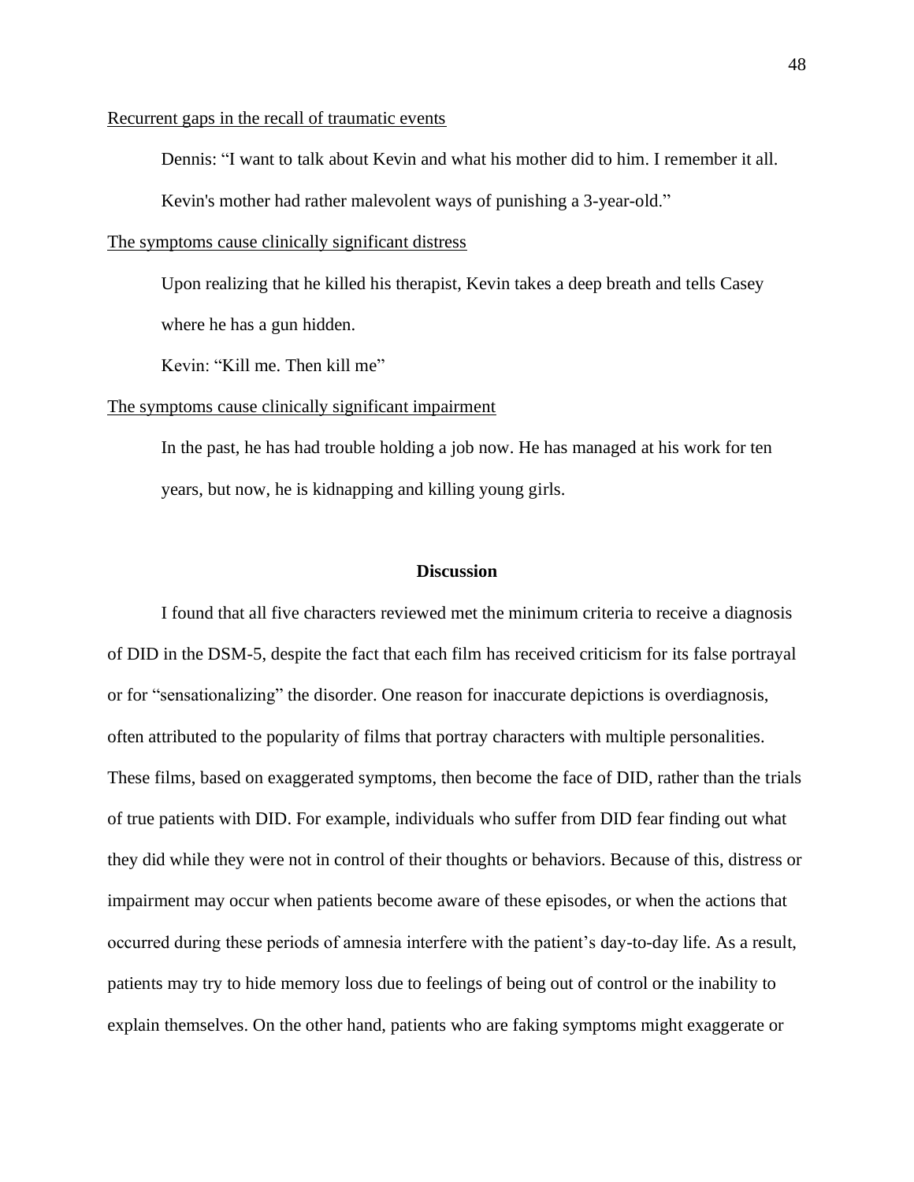<u>Recurrent gaps in the recall of traumatic events</u>

Dennis: "I want to talk about Kevin and what his mother did to him. I remember it all. Kevin's mother had rather malevolent ways of punishing a 3-year-old."

<u>The symptoms cause clinically significant distress</u>

Upon realizing that he killed his therapist, Kevin takes a deep breath and tells Casey where he has a gun hidden.

Kevin: "Kill me. Then kill me"

<u>The symptoms cause clinically significant impairment</u>

In the past, he has had trouble holding a job now. He has managed at his work for ten years, but now, he is kidnapping and killing young girls.

## Discussion

I found that all five characters reviewed met the minimum criteria to receive a diagnosis of DID in the DSM-5, despite the fact that each film has received criticism for its false portrayal or for "sensationalizing" the disorder. One reason for inaccurate depictions is overdiagnosis, often attributed to the popularity of films that portray characters with multiple personalities. These films, based on exaggerated symptoms, then become the face of DID, rather than the trials of true patients with DID. For example, individuals who suffer from DID fear finding out what they did while they were not in control of their thoughts or behaviors. Because of this, distress or impairment may occur when patients become aware of these episodes, or when the actions that occurred during these periods of amnesia interfere with the patient's day-to-day life. As a result, patients may try to hide memory loss due to feelings of being out of control or the inability to explain themselves. On the other hand, patients who are faking symptoms might exaggerate or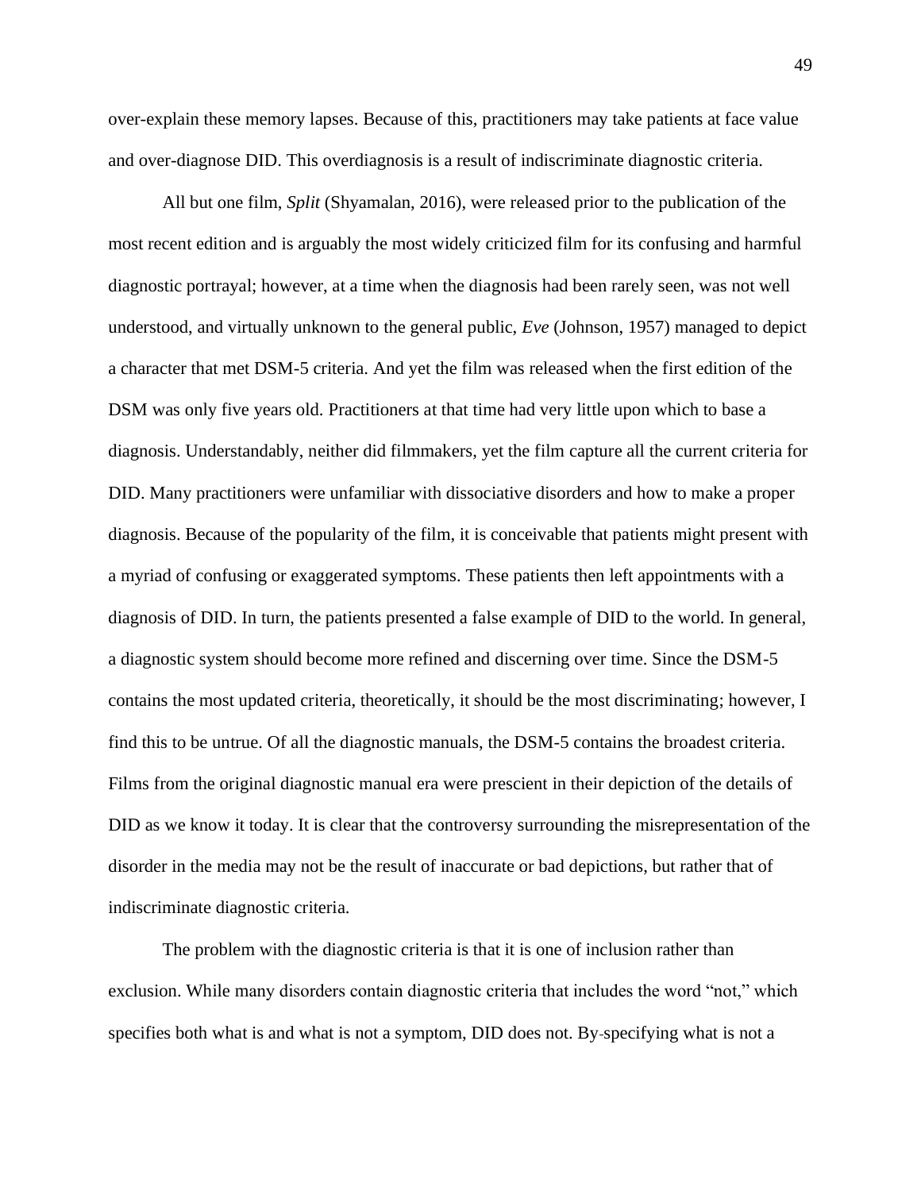over-explain these memory lapses. Because of this, practitioners may take patients at face value and over-diagnose DID. This overdiagnosis is a result of indiscriminate diagnostic criteria.

All but one film, *Split* (Shyamalan, 2016), were released prior to the publication of the most recent edition and is arguably the most widely criticized film for its confusing and harmful diagnostic portrayal; however, at a time when the diagnosis had been rarely seen, was not well understood, and virtually unknown to the general public, *Eve* (Johnson, 1957) managed to depict a character that met DSM-5 criteria. And yet the film was released when the first edition of the DSM was only five years old. Practitioners at that time had very little upon which to base a diagnosis. Understandably, neither did filmmakers, yet the film capture all the current criteria for DID. Many practitioners were unfamiliar with dissociative disorders and how to make a proper diagnosis. Because of the popularity of the film, it is conceivable that patients might present with a myriad of confusing or exaggerated symptoms. These patients then left appointments with a diagnosis of DID. In turn, the patients presented a false example of DID to the world. In general, a diagnostic system should become more refined and discerning over time. Since the DSM-5 contains the most updated criteria, theoretically, it should be the most discriminating; however, I find this to be untrue. Of all the diagnostic manuals, the DSM-5 contains the broadest criteria. Films from the original diagnostic manual era were prescient in their depiction of the details of DID as we know it today. It is clear that the controversy surrounding the misrepresentation of the disorder in the media may not be the result of inaccurate or bad depictions, but rather that of indiscriminate diagnostic criteria.

The problem with the diagnostic criteria is that it is one of inclusion rather than exclusion. While many disorders contain diagnostic criteria that includes the word "not," which specifies both what is and what is not a symptom, DID does not. By specifying what is not a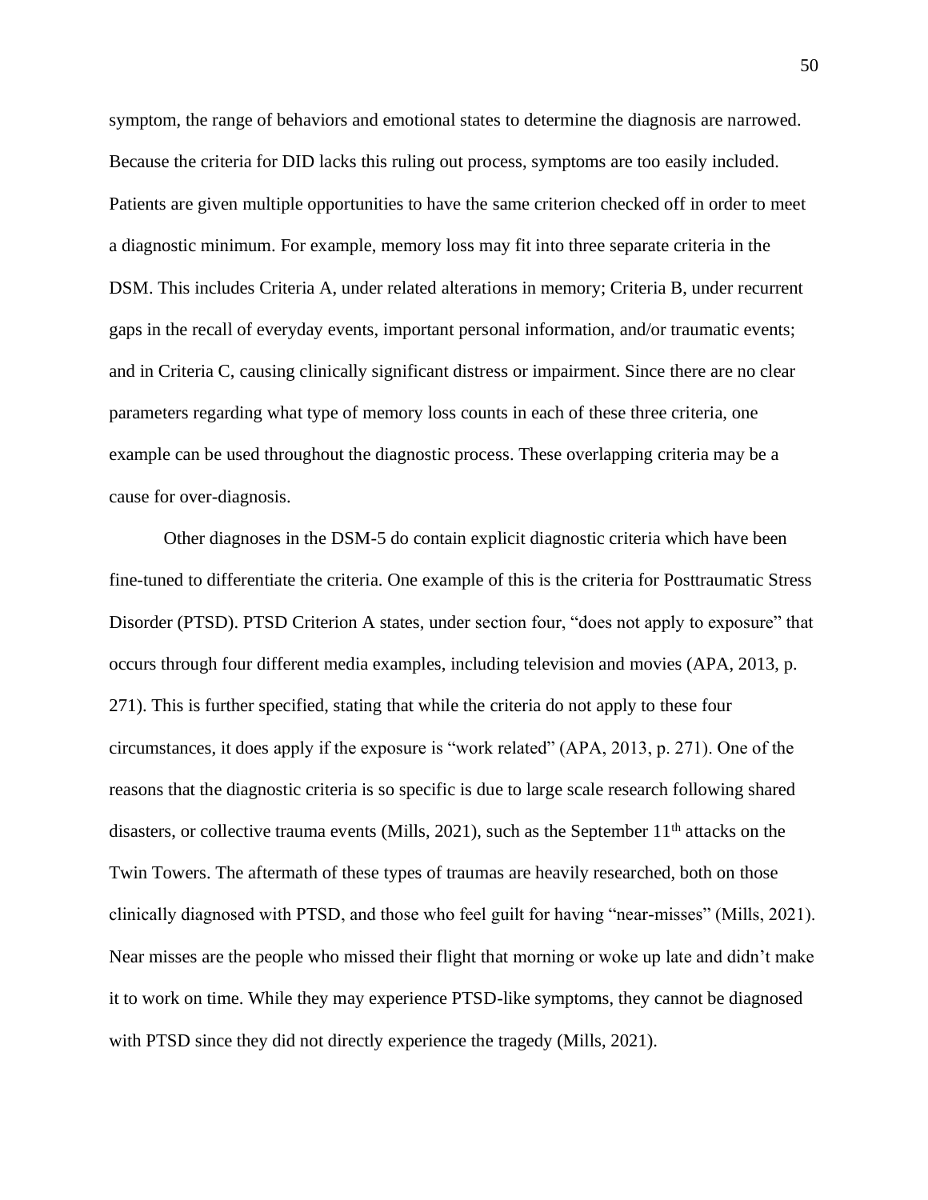symptom, the range of behaviors and emotional states to determine the diagnosis are narrowed. Because the criteria for DID lacks this ruling out process, symptoms are too easily included. Patients are given multiple opportunities to have the same criterion checked off in order to meet a diagnostic minimum. For example, memory loss may fit into three separate criteria in the DSM. This includes Criteria A, under related alterations in memory; Criteria B, under recurrent gaps in the recall of everyday events, important personal information, and/or traumatic events; and in Criteria C, causing clinically significant distress or impairment. Since there are no clear parameters regarding what type of memory loss counts in each of these three criteria, one example can be used throughout the diagnostic process. These overlapping criteria may be a cause for over-diagnosis.

Other diagnoses in the DSM-5 do contain explicit diagnostic criteria which have been fine-tuned to differentiate the criteria. One example of this is the criteria for Posttraumatic Stress Disorder (PTSD). PTSD Criterion A states, under section four, "does not apply to exposure" that occurs through four different media examples, including television and movies (APA, 2013, p. 271). This is further specified, stating that while the criteria do not apply to these four circumstances, it does apply if the exposure is "work related" (APA, 2013, p. 271). One of the reasons that the diagnostic criteria is so specific is due to large scale research following shared disasters, or collective trauma events (Mills, 2021), such as the September 11th attacks on the Twin Towers. The aftermath of these types of traumas are heavily researched, both on those clinically diagnosed with PTSD, and those who feel guilt for having "near-misses" (Mills, 2021). Near misses are the people who missed their flight that morning or woke up late and didn't make it to work on time. While they may experience PTSD-like symptoms, they cannot be diagnosed with PTSD since they did not directly experience the tragedy (Mills, 2021).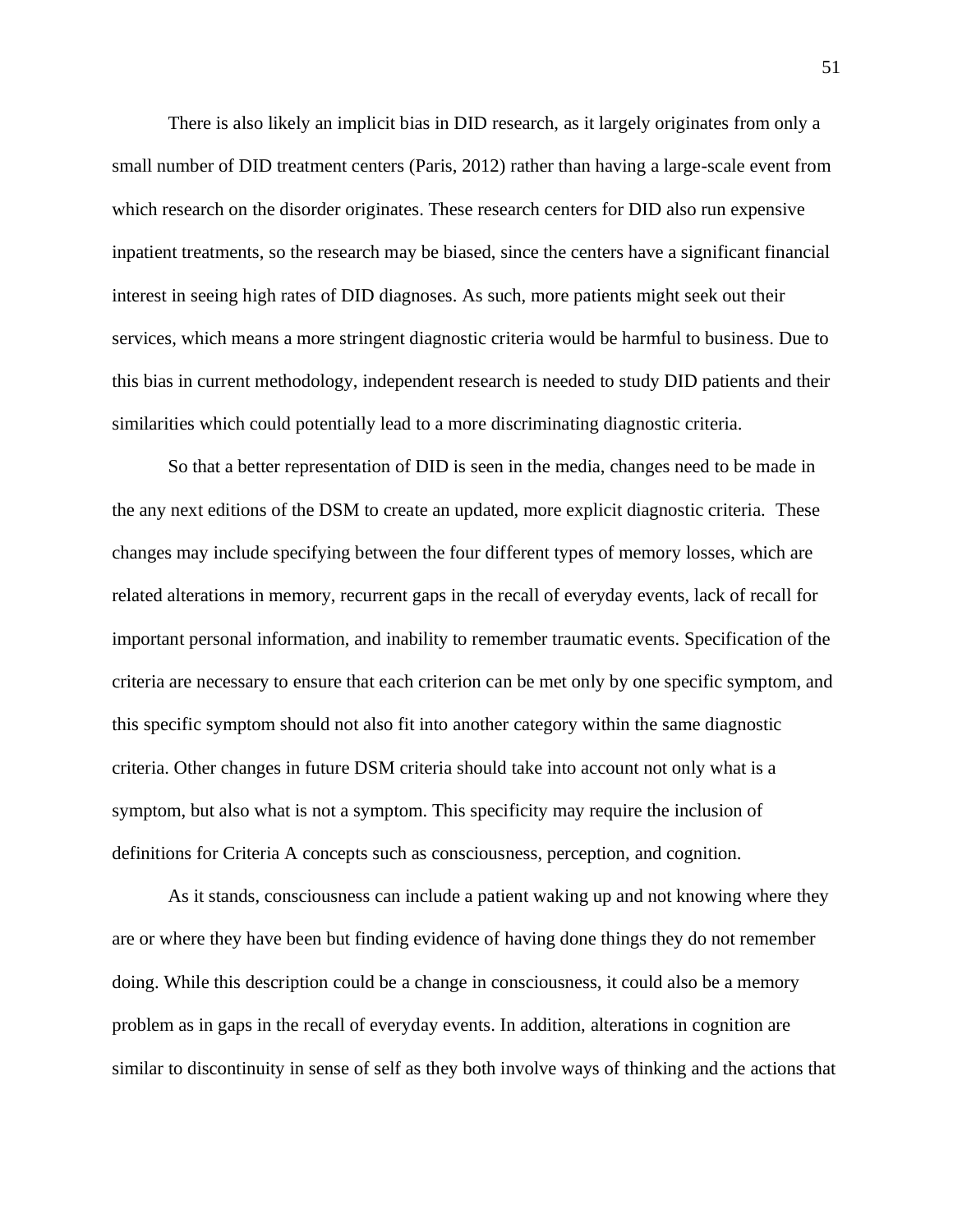There is also likely an implicit bias in DID research, as it largely originates from only a small number of DID treatment centers (Paris, 2012) rather than having a large-scale event from which research on the disorder originates. These research centers for DID also run expensive inpatient treatments, so the research may be biased, since the centers have a significant financial interest in seeing high rates of DID diagnoses. As such, more patients might seek out their services, which means a more stringent diagnostic criteria would be harmful to business. Due to this bias in current methodology, independent research is needed to study DID patients and their similarities which could potentially lead to a more discriminating diagnostic criteria.

So that a better representation of DID is seen in the media, changes need to be made in the any next editions of the DSM to create an updated, more explicit diagnostic criteria. These changes may include specifying between the four different types of memory losses, which are related alterations in memory, recurrent gaps in the recall of everyday events, lack of recall for important personal information, and inability to remember traumatic events. Specification of the criteria are necessary to ensure that each criterion can be met only by one specific symptom, and this specific symptom should not also fit into another category within the same diagnostic criteria. Other changes in future DSM criteria should take into account not only what is a symptom, but also what is not a symptom. This specificity may require the inclusion of definitions for Criteria A concepts such as consciousness, perception, and cognition.

As it stands, consciousness can include a patient waking up and not knowing where they are or where they have been but finding evidence of having done things they do not remember doing. While this description could be a change in consciousness, it could also be a memory problem as in gaps in the recall of everyday events. In addition, alterations in cognition are similar to discontinuity in sense of self as they both involve ways of thinking and the actions that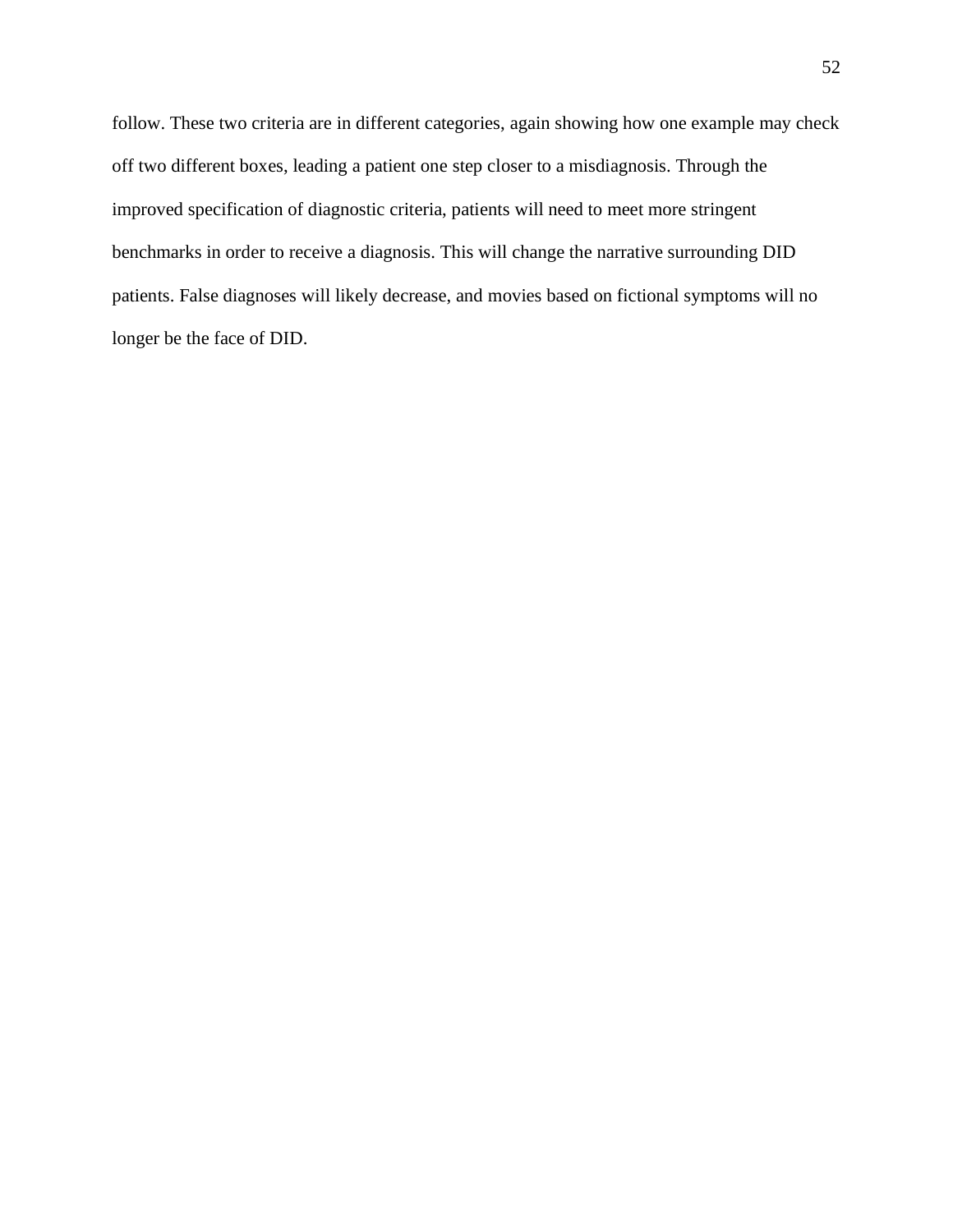follow. These two criteria are in different categories, again showing how one example may check off two different boxes, leading a patient one step closer to a misdiagnosis. Through the improved specification of diagnostic criteria, patients will need to meet more stringent benchmarks in order to receive a diagnosis. This will change the narrative surrounding DID patients. False diagnoses will likely decrease, and movies based on fictional symptoms will no longer be the face of DID.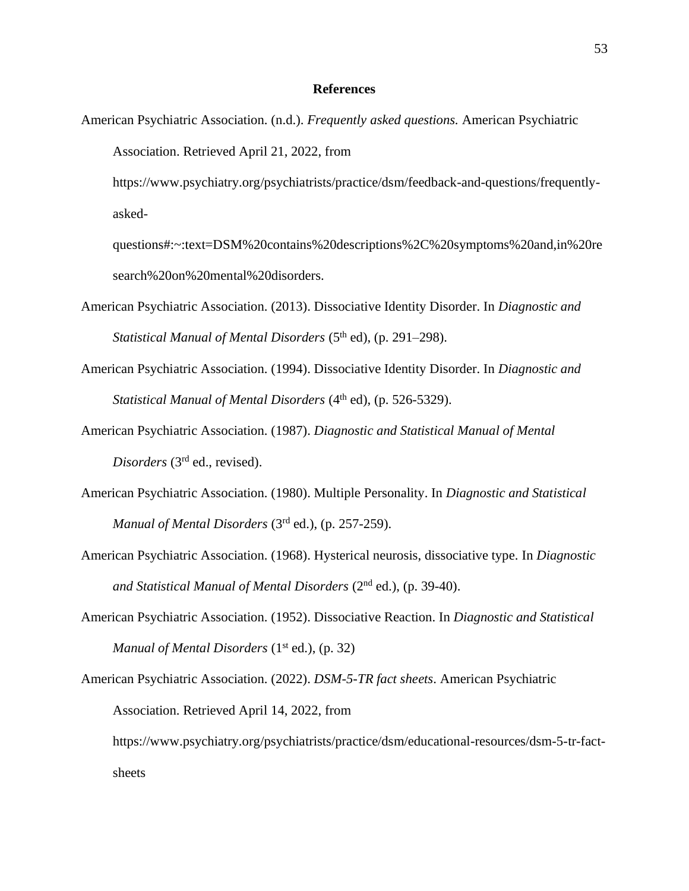# References

American Psychiatric Association. (n.d.). *Frequently asked questions.* American Psychiatric Association. Retrieved April 21, 2022, from https://www.psychiatry.org/psychiatrists/practice/dsm/feedback-and-questions/frequently-asked-questions#:~:text=DSM%20contains%20descriptions%2C%20symptoms%20and,in%20research%20on%20mental%20disorders.

American Psychiatric Association. (2013). Dissociative Identity Disorder. In *Diagnostic and Statistical Manual of Mental Disorders* (5th ed), (p. 291–298).

American Psychiatric Association. (1994). Dissociative Identity Disorder. In *Diagnostic and Statistical Manual of Mental Disorders* (4th ed), (p. 526-5329).

American Psychiatric Association. (1987). *Diagnostic and Statistical Manual of Mental Disorders* (3rd ed., revised).

American Psychiatric Association. (1980). Multiple Personality. In *Diagnostic and Statistical Manual of Mental Disorders* (3rd ed.), (p. 257-259).

American Psychiatric Association. (1968). Hysterical neurosis, dissociative type. In *Diagnostic and Statistical Manual of Mental Disorders* (2nd ed.), (p. 39-40).

American Psychiatric Association. (1952). Dissociative Reaction. In *Diagnostic and Statistical Manual of Mental Disorders* (1st ed.), (p. 32)

American Psychiatric Association. (2022). *DSM-5-TR fact sheets*. American Psychiatric Association. Retrieved April 14, 2022, from https://www.psychiatry.org/psychiatrists/practice/dsm/educational-resources/dsm-5-tr-fact-sheets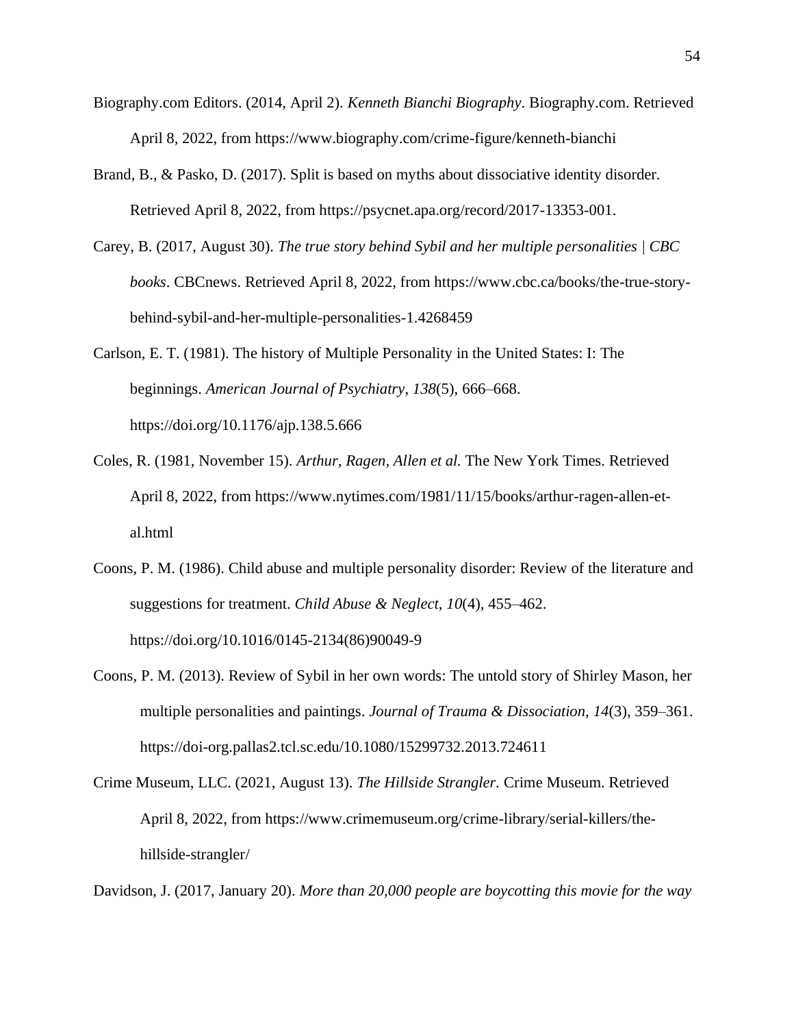Biography.com Editors. (2014, April 2). *Kenneth Bianchi Biography*. Biography.com. Retrieved April 8, 2022, from https://www.biography.com/crime-figure/kenneth-bianchi

Brand, B., & Pasko, D. (2017). Split is based on myths about dissociative identity disorder. Retrieved April 8, 2022, from https://psycnet.apa.org/record/2017-13353-001.

Carey, B. (2017, August 30). *The true story behind Sybil and her multiple personalities | CBC books*. CBCnews. Retrieved April 8, 2022, from https://www.cbc.ca/books/the-true-story-behind-sybil-and-her-multiple-personalities-1.4268459

Carlson, E. T. (1981). The history of Multiple Personality in the United States: I: The beginnings. *American Journal of Psychiatry*, *138*(5), 666–668. https://doi.org/10.1176/ajp.138.5.666

Coles, R. (1981, November 15). *Arthur, Ragen, Allen et al.* The New York Times. Retrieved April 8, 2022, from https://www.nytimes.com/1981/11/15/books/arthur-ragen-allen-et-al.html

Coons, P. M. (1986). Child abuse and multiple personality disorder: Review of the literature and suggestions for treatment. *Child Abuse & Neglect*, *10*(4), 455–462. https://doi.org/10.1016/0145-2134(86)90049-9

Coons, P. M. (2013). Review of Sybil in her own words: The untold story of Shirley Mason, her multiple personalities and paintings. *Journal of Trauma & Dissociation, 14*(3), 359–361. https://doi-org.pallas2.tcl.sc.edu/10.1080/15299732.2013.724611

Crime Museum, LLC. (2021, August 13). *The Hillside Strangler.* Crime Museum. Retrieved April 8, 2022, from https://www.crimemuseum.org/crime-library/serial-killers/the-hillside-strangler/

Davidson, J. (2017, January 20). *More than 20,000 people are boycotting this movie for the way*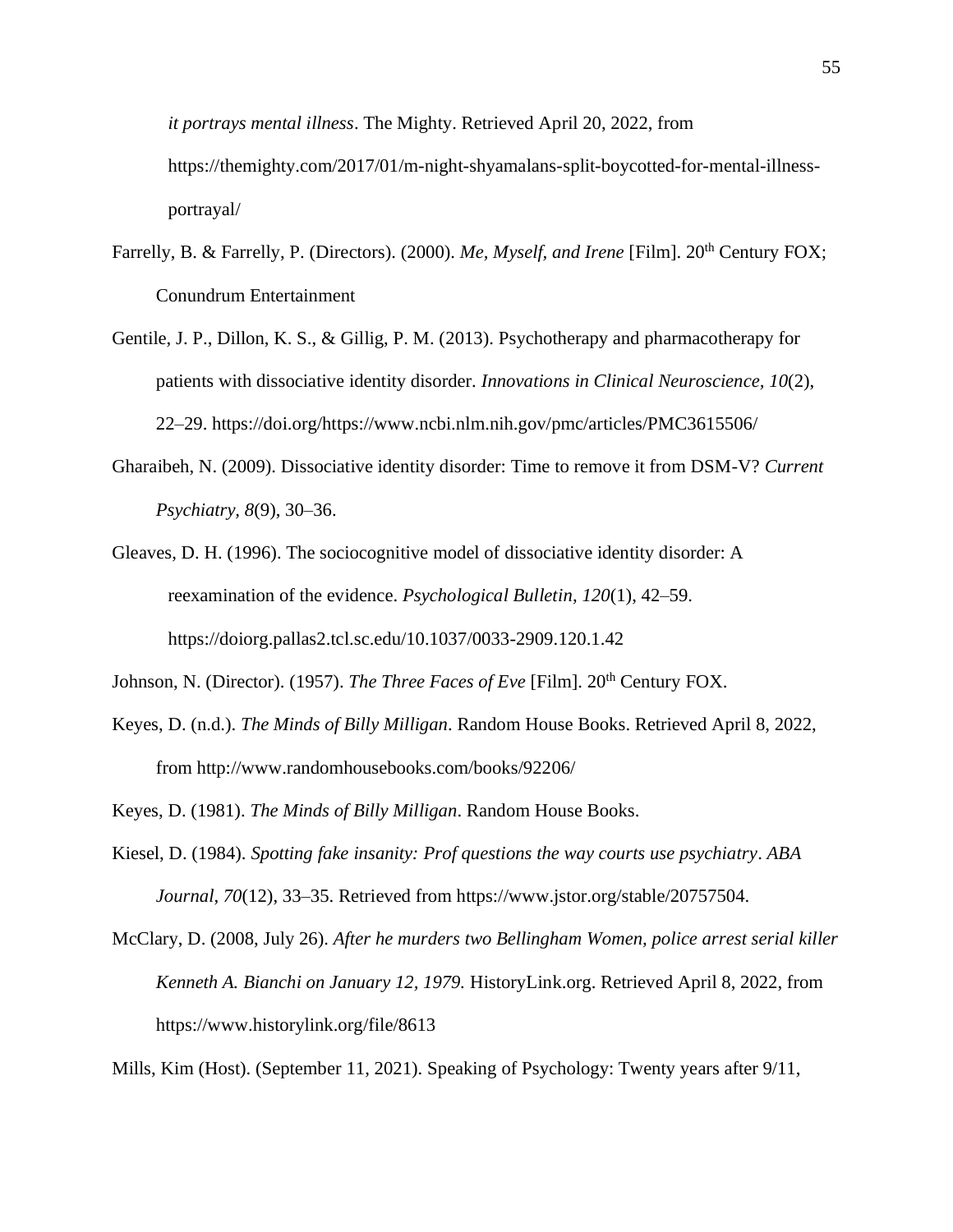*it portrays mental illness*. The Mighty. Retrieved April 20, 2022, from https://themighty.com/2017/01/m-night-shyamalans-split-boycotted-for-mental-illness-portrayal/

Farrelly, B. & Farrelly, P. (Directors). (2000). *Me, Myself, and Irene* [Film]. 20th Century FOX; Conundrum Entertainment

Gentile, J. P., Dillon, K. S., & Gillig, P. M. (2013). Psychotherapy and pharmacotherapy for patients with dissociative identity disorder. *Innovations in Clinical Neuroscience, 10*(2), 22–29. https://doi.org/https://www.ncbi.nlm.nih.gov/pmc/articles/PMC3615506/

Gharaibeh, N. (2009). Dissociative identity disorder: Time to remove it from DSM-V? *Current Psychiatry*, *8*(9), 30–36.

Gleaves, D. H. (1996). The sociocognitive model of dissociative identity disorder: A reexamination of the evidence. *Psychological Bulletin, 120*(1), 42–59. https://doiorg.pallas2.tcl.sc.edu/10.1037/0033-2909.120.1.42

Johnson, N. (Director). (1957). *The Three Faces of Eve* [Film]. 20th Century FOX.

Keyes, D. (n.d.). *The Minds of Billy Milligan*. Random House Books. Retrieved April 8, 2022, from http://www.randomhousebooks.com/books/92206/

Keyes, D. (1981). *The Minds of Billy Milligan*. Random House Books.

Kiesel, D. (1984). *Spotting fake insanity: Prof questions the way courts use psychiatry*. *ABA Journal*, *70*(12), 33–35. Retrieved from https://www.jstor.org/stable/20757504.

McClary, D. (2008, July 26). *After he murders two Bellingham Women, police arrest serial killer Kenneth A. Bianchi on January 12, 1979.* HistoryLink.org. Retrieved April 8, 2022, from https://www.historylink.org/file/8613

Mills, Kim (Host). (September 11, 2021). Speaking of Psychology: Twenty years after 9/11,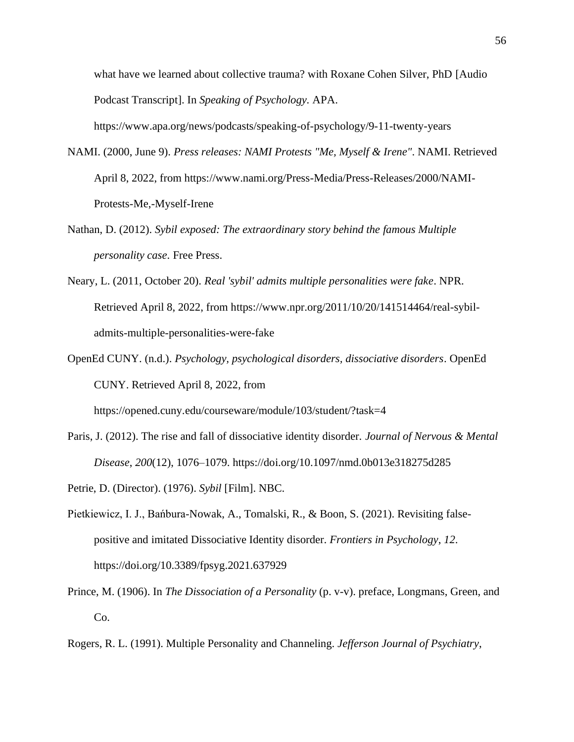what have we learned about collective trauma? with Roxane Cohen Silver, PhD [Audio Podcast Transcript]. In *Speaking of Psychology.* APA. https://www.apa.org/news/podcasts/speaking-of-psychology/9-11-twenty-years

NAMI. (2000, June 9). *Press releases: NAMI Protests "Me, Myself & Irene"*. NAMI. Retrieved April 8, 2022, from https://www.nami.org/Press-Media/Press-Releases/2000/NAMI-Protests-Me,-Myself-Irene

Nathan, D. (2012). *Sybil exposed: The extraordinary story behind the famous Multiple personality case*. Free Press.

Neary, L. (2011, October 20). *Real 'sybil' admits multiple personalities were fake*. NPR. Retrieved April 8, 2022, from https://www.npr.org/2011/10/20/141514464/real-sybil-admits-multiple-personalities-were-fake

OpenEd CUNY. (n.d.). *Psychology, psychological disorders, dissociative disorders*. OpenEd CUNY. Retrieved April 8, 2022, from https://opened.cuny.edu/courseware/module/103/student/?task=4

Paris, J. (2012). The rise and fall of dissociative identity disorder. *Journal of Nervous & Mental Disease*, *200*(12), 1076–1079. https://doi.org/10.1097/nmd.0b013e318275d285

Petrie, D. (Director). (1976). *Sybil* [Film]. NBC.

Pietkiewicz, I. J., Bańbura-Nowak, A., Tomalski, R., & Boon, S. (2021). Revisiting false-positive and imitated Dissociative Identity disorder. *Frontiers in Psychology*, *12*. https://doi.org/10.3389/fpsyg.2021.637929

Prince, M. (1906). In *The Dissociation of a Personality* (p. v-v). preface, Longmans, Green, and Co.

Rogers, R. L. (1991). Multiple Personality and Channeling. *Jefferson Journal of Psychiatry*,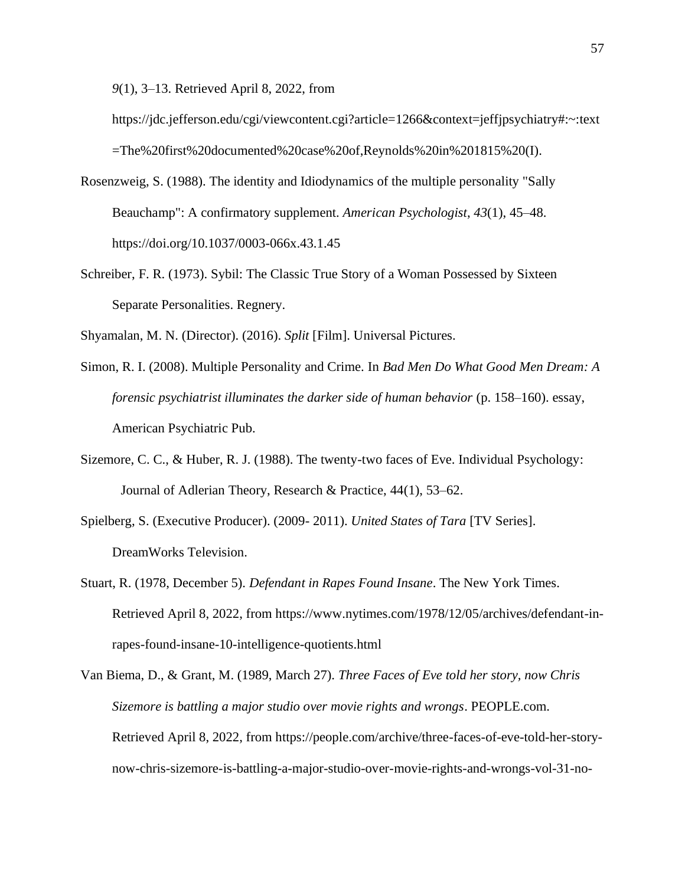*9*(1), 3–13. Retrieved April 8, 2022, from https://jdc.jefferson.edu/cgi/viewcontent.cgi?article=1266&context=jeffjpsychiatry#:~:text=The%20first%20documented%20case%20of,Reynolds%20in%201815%20(I).

Rosenzweig, S. (1988). The identity and Idiodynamics of the multiple personality "Sally Beauchamp": A confirmatory supplement. *American Psychologist*, *43*(1), 45–48. https://doi.org/10.1037/0003-066x.43.1.45

Schreiber, F. R. (1973). Sybil: The Classic True Story of a Woman Possessed by Sixteen Separate Personalities. Regnery.

Shyamalan, M. N. (Director). (2016). *Split* [Film]. Universal Pictures.

Simon, R. I. (2008). Multiple Personality and Crime. In *Bad Men Do What Good Men Dream: A forensic psychiatrist illuminates the darker side of human behavior* (p. 158–160). essay, American Psychiatric Pub.

Sizemore, C. C., & Huber, R. J. (1988). The twenty-two faces of Eve. Individual Psychology: Journal of Adlerian Theory, Research & Practice, 44(1), 53–62.

Spielberg, S. (Executive Producer). (2009- 2011). *United States of Tara* [TV Series]. DreamWorks Television.

Stuart, R. (1978, December 5). *Defendant in Rapes Found Insane*. The New York Times. Retrieved April 8, 2022, from https://www.nytimes.com/1978/12/05/archives/defendant-in-rapes-found-insane-10-intelligence-quotients.html

Van Biema, D., & Grant, M. (1989, March 27). *Three Faces of Eve told her story, now Chris Sizemore is battling a major studio over movie rights and wrongs*. PEOPLE.com. Retrieved April 8, 2022, from https://people.com/archive/three-faces-of-eve-told-her-story-now-chris-sizemore-is-battling-a-major-studio-over-movie-rights-and-wrongs-vol-31-no-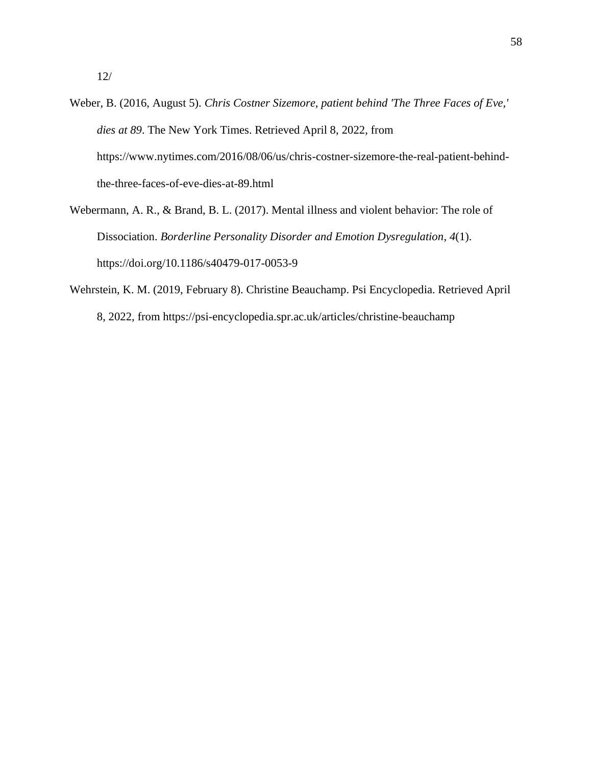12/

Weber, B. (2016, August 5). *Chris Costner Sizemore, patient behind 'The Three Faces of Eve,' dies at 89*. The New York Times. Retrieved April 8, 2022, from https://www.nytimes.com/2016/08/06/us/chris-costner-sizemore-the-real-patient-behind-the-three-faces-of-eve-dies-at-89.html

Webermann, A. R., & Brand, B. L. (2017). Mental illness and violent behavior: The role of Dissociation. *Borderline Personality Disorder and Emotion Dysregulation*, *4*(1). https://doi.org/10.1186/s40479-017-0053-9

Wehrstein, K. M. (2019, February 8). Christine Beauchamp. Psi Encyclopedia. Retrieved April 8, 2022, from https://psi-encyclopedia.spr.ac.uk/articles/christine-beauchamp